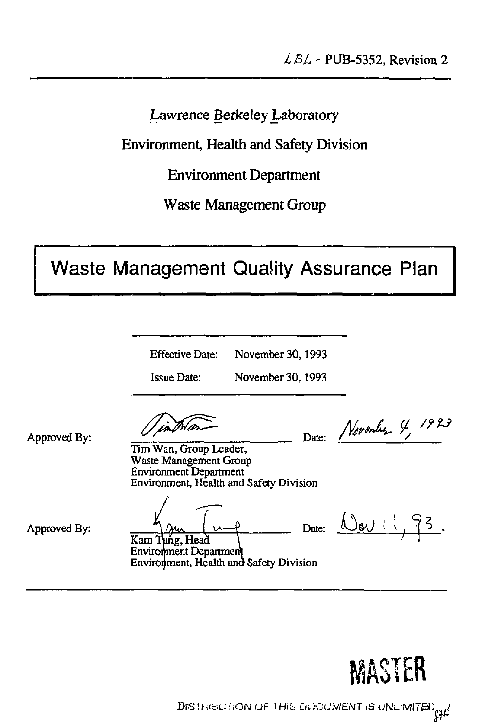LBL - PUB-5352, Revision 2

Lawrence Berkeley Laboratory

Environment, Health and Safety Division

Environment Department

Waste Management Group

# Waste Management Quality Assurance Plan

| | |
|---|---|
| Effective Date: | November 30, 1993 |
| Issue Date: | November 30, 1993 |

Approved By: Date: November 4, 1993

Tim Wan, Group Leader,
Waste Management Group
Environment Department
Environment, Health and Safety Division

Approved By: Date: Nov 11, 93.

Kam Tung, Head
Environment Department
Environment, Health and Safety Division

MASTER

DISTRIBUTION OF THIS DOCUMENT IS UNLIMITED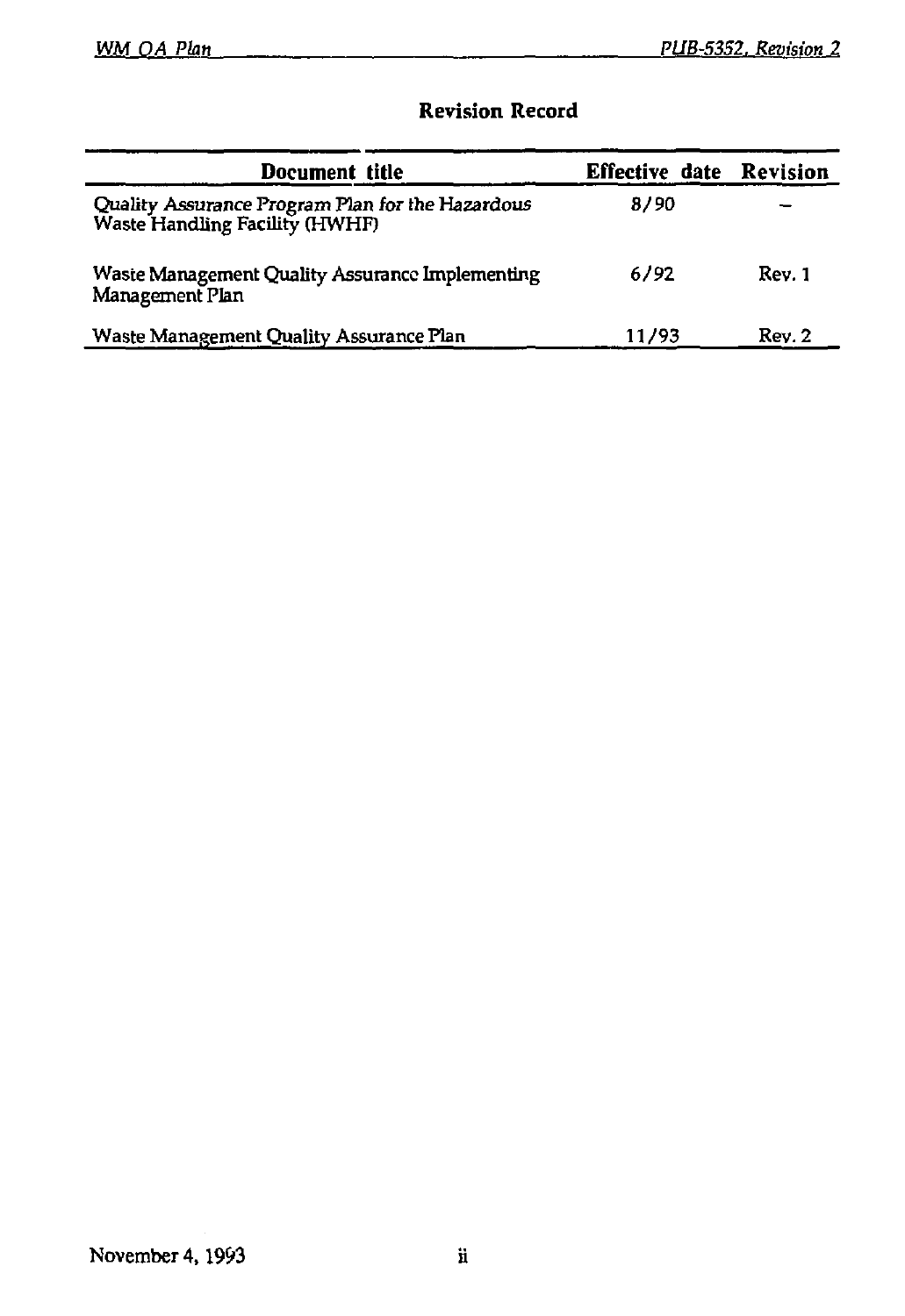## Revision Record

| Document title | Effective date | Revision |
|---|---|---|
| Quality Assurance Program Plan for the Hazardous Waste Handling Facility (HWHF) | 8/90 | – |
| Waste Management Quality Assurance Implementing Management Plan | 6/92 | Rev. 1 |
| Waste Management Quality Assurance Plan | 11/93 | Rev. 2 |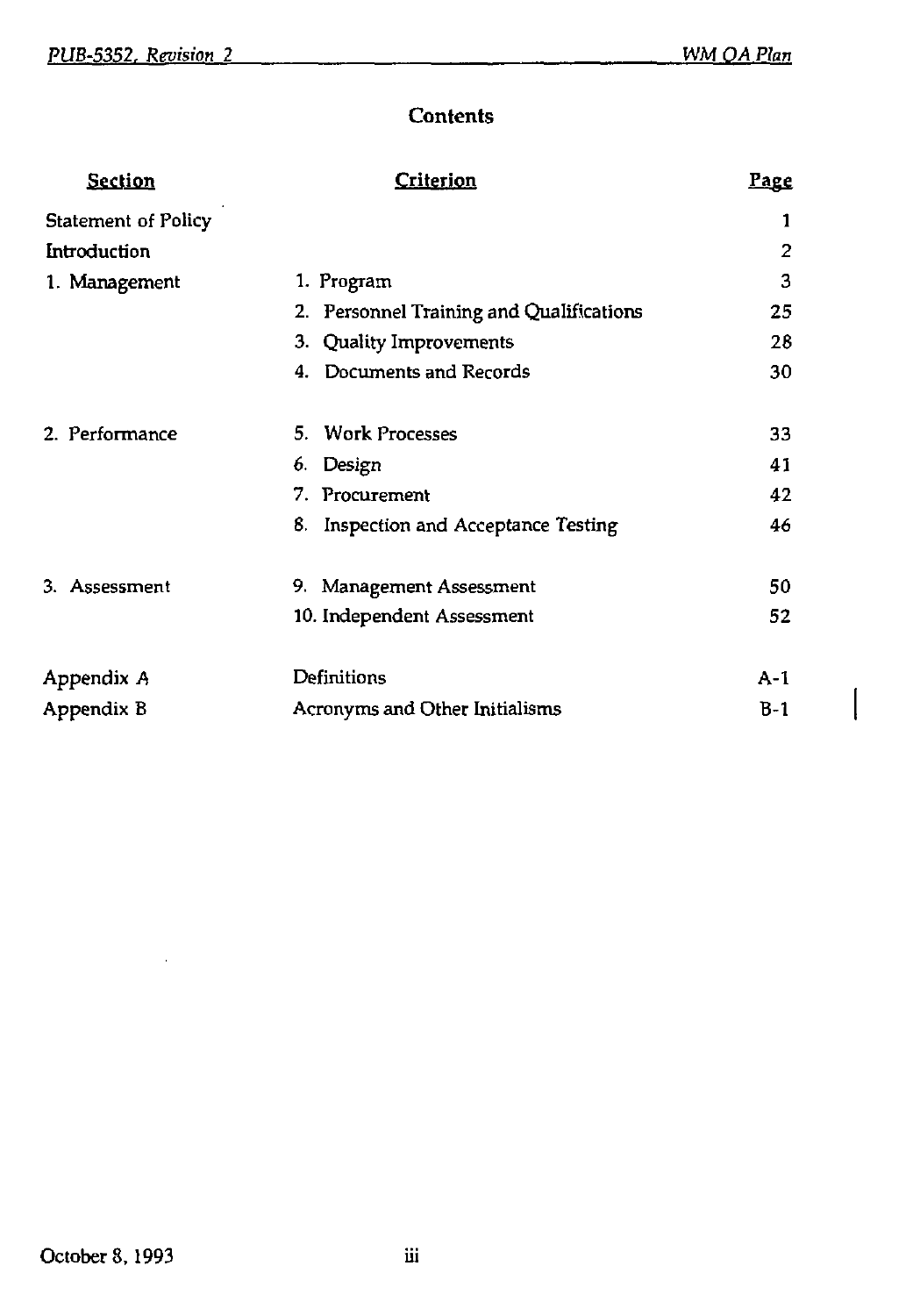# Contents

| Section | Criterion | Page |
|---|---|---|
| Statement of Policy | | 1 |
| Introduction | | 2 |
| 1. Management | 1. Program | 3 |
| | 2. Personnel Training and Qualifications | 25 |
| | 3. Quality Improvements | 28 |
| | 4. Documents and Records | 30 |
| 2. Performance | 5. Work Processes | 33 |
| | 6. Design | 41 |
| | 7. Procurement | 42 |
| | 8. Inspection and Acceptance Testing | 46 |
| 3. Assessment | 9. Management Assessment | 50 |
| | 10. Independent Assessment | 52 |
| Appendix A | Definitions | A-1 |
| Appendix B | Acronyms and Other Initialisms | B-1 |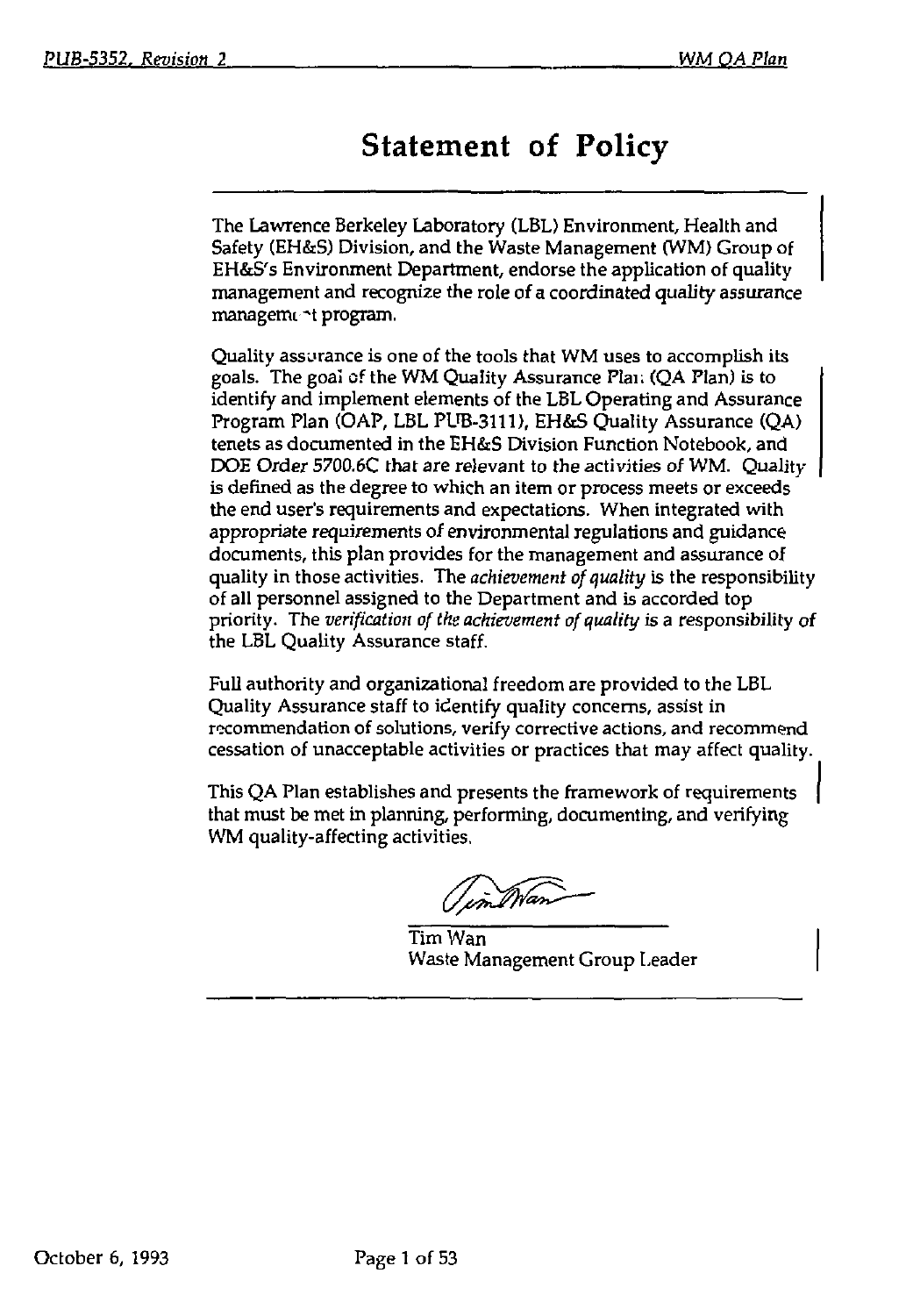# Statement of Policy

The Lawrence Berkeley Laboratory (LBL) Environment, Health and Safety (EH&S) Division, and the Waste Management (WM) Group of EH&S's Environment Department, endorse the application of quality management and recognize the role of a coordinated quality assurance management program.

Quality assurance is one of the tools that WM uses to accomplish its goals. The goal of the WM Quality Assurance Plan (QA Plan) is to identify and implement elements of the LBL Operating and Assurance Program Plan (OAP, LBL PUB-3111), EH&S Quality Assurance (QA) tenets as documented in the EH&S Division Function Notebook, and DOE Order 5700.6C that are relevant to the activities of WM. Quality is defined as the degree to which an item or process meets or exceeds the end user's requirements and expectations. When integrated with appropriate requirements of environmental regulations and guidance documents, this plan provides for the management and assurance of quality in those activities. The *achievement of quality* is the responsibility of all personnel assigned to the Department and is accorded top priority. The *verification of the achievement of quality* is a responsibility of the LBL Quality Assurance staff.

Full authority and organizational freedom are provided to the LBL Quality Assurance staff to identify quality concerns, assist in recommendation of solutions, verify corrective actions, and recommend cessation of unacceptable activities or practices that may affect quality.

This QA Plan establishes and presents the framework of requirements that must be met in planning, performing, documenting, and verifying WM quality-affecting activities.

Tim Wan
Waste Management Group Leader

October 6, 1993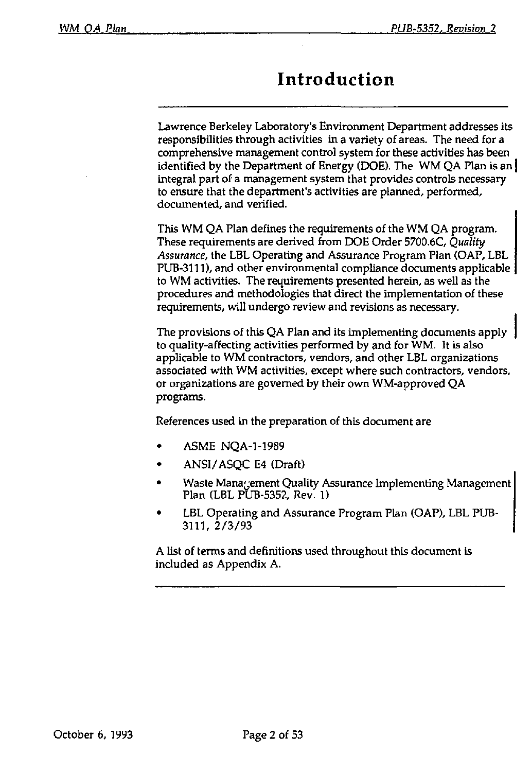# Introduction

Lawrence Berkeley Laboratory's Environment Department addresses its responsibilities through activities in a variety of areas. The need for a comprehensive management control system for these activities has been identified by the Department of Energy (DOE). The WM QA Plan is an integral part of a management system that provides controls necessary to ensure that the department's activities are planned, performed, documented, and verified.

This WM QA Plan defines the requirements of the WM QA program. These requirements are derived from DOE Order 5700.6C, *Quality Assurance*, the LBL Operating and Assurance Program Plan (OAP, LBL PUB-3111), and other environmental compliance documents applicable to WM activities. The requirements presented herein, as well as the procedures and methodologies that direct the implementation of these requirements, will undergo review and revisions as necessary.

The provisions of this QA Plan and its implementing documents apply to quality-affecting activities performed by and for WM. It is also applicable to WM contractors, vendors, and other LBL organizations associated with WM activities, except where such contractors, vendors, or organizations are governed by their own WM-approved QA programs.

References used in the preparation of this document are

- ASME NQA-1-1989
- ANSI/ASQC E4 (Draft)
- Waste Management Quality Assurance Implementing Management Plan (LBL PUB-5352, Rev. 1)
- LBL Operating and Assurance Program Plan (OAP), LBL PUB-3111, 2/3/93

A list of terms and definitions used throughout this document is included as Appendix A.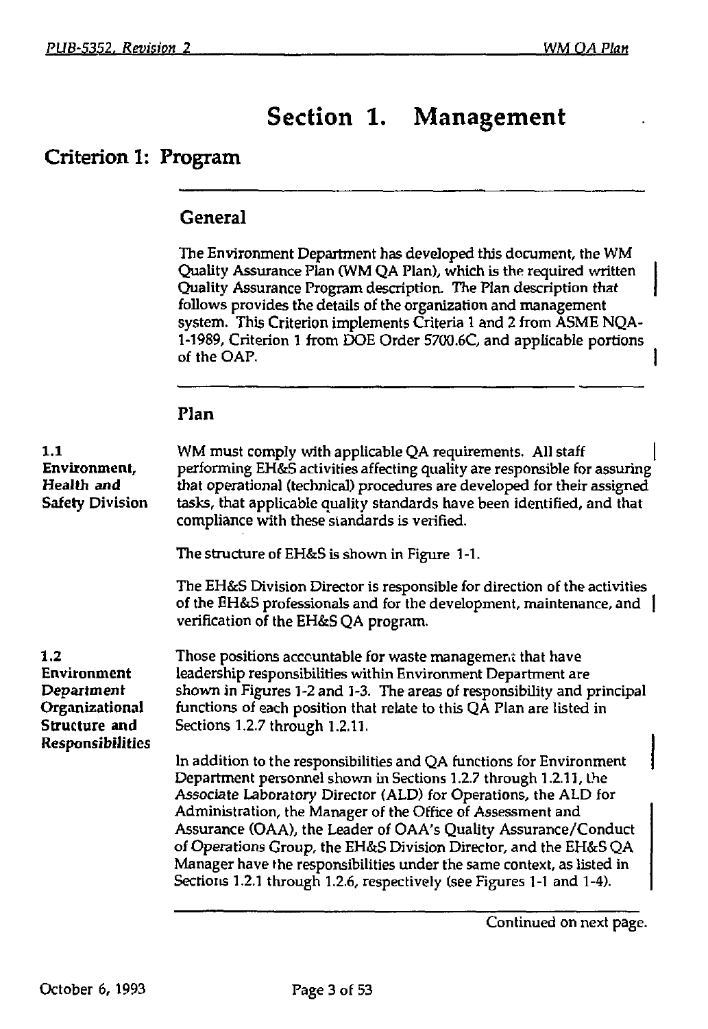# Section 1. Management

## Criterion 1: Program

### General

The Environment Department has developed this document, the WM Quality Assurance Plan (WM QA Plan), which is the required written Quality Assurance Program description. The Plan description that follows provides the details of the organization and management system. This Criterion implements Criteria 1 and 2 from ASME NQA-1-1989, Criterion 1 from DOE Order 5700.6C, and applicable portions of the OAP.

### Plan

**1.1 Environment, Health and Safety Division**

WM must comply with applicable QA requirements. All staff performing EH&S activities affecting quality are responsible for assuring that operational (technical) procedures are developed for their assigned tasks, that applicable quality standards have been identified, and that compliance with these standards is verified.

The structure of EH&S is shown in Figure 1-1.

The EH&S Division Director is responsible for direction of the activities of the EH&S professionals and for the development, maintenance, and verification of the EH&S QA program.

**1.2 Environment Department Organizational Structure and Responsibilities**

Those positions accountable for waste management that have leadership responsibilities within Environment Department are shown in Figures 1-2 and 1-3. The areas of responsibility and principal functions of each position that relate to this QA Plan are listed in Sections 1.2.7 through 1.2.11.

In addition to the responsibilities and QA functions for Environment Department personnel shown in Sections 1.2.7 through 1.2.11, the Associate Laboratory Director (ALD) for Operations, the ALD for Administration, the Manager of the Office of Assessment and Assurance (OAA), the Leader of OAA's Quality Assurance/Conduct of Operations Group, the EH&S Division Director, and the EH&S QA Manager have the responsibilities under the same context, as listed in Sections 1.2.1 through 1.2.6, respectively (see Figures 1-1 and 1-4).

Continued on next page.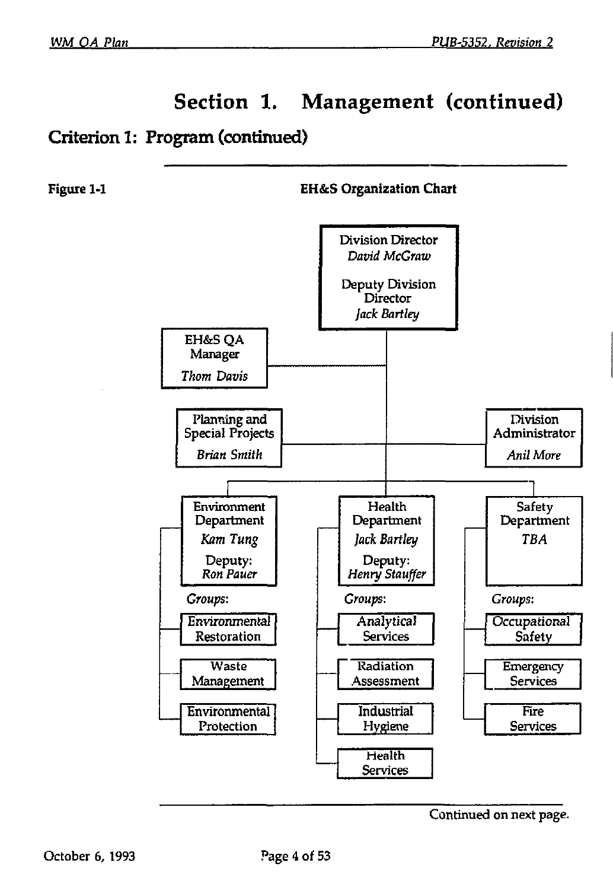# Section 1. Management (continued)

## Criterion 1: Program (continued)

**Figure 1-1** **EH&S Organization Chart**

- Division Director — *David McGraw*
- Deputy Division Director — *Jack Bartley*
  - EH&S QA Manager — *Thom Davis*
  - Planning and Special Projects — *Brian Smith*
  - Division Administrator — *Anil More*
  - Environment Department — *Kam Tung*; Deputy: *Ron Pauer*
    - *Groups:*
      - Environmental Restoration
      - Waste Management
      - Environmental Protection
  - Health Department — *Jack Bartley*; Deputy: *Henry Stauffer*
    - *Groups:*
      - Analytical Services
      - Radiation Assessment
      - Industrial Hygiene
      - Health Services
  - Safety Department — *TBA*
    - *Groups:*
      - Occupational Safety
      - Emergency Services
      - Fire Services

Continued on next page.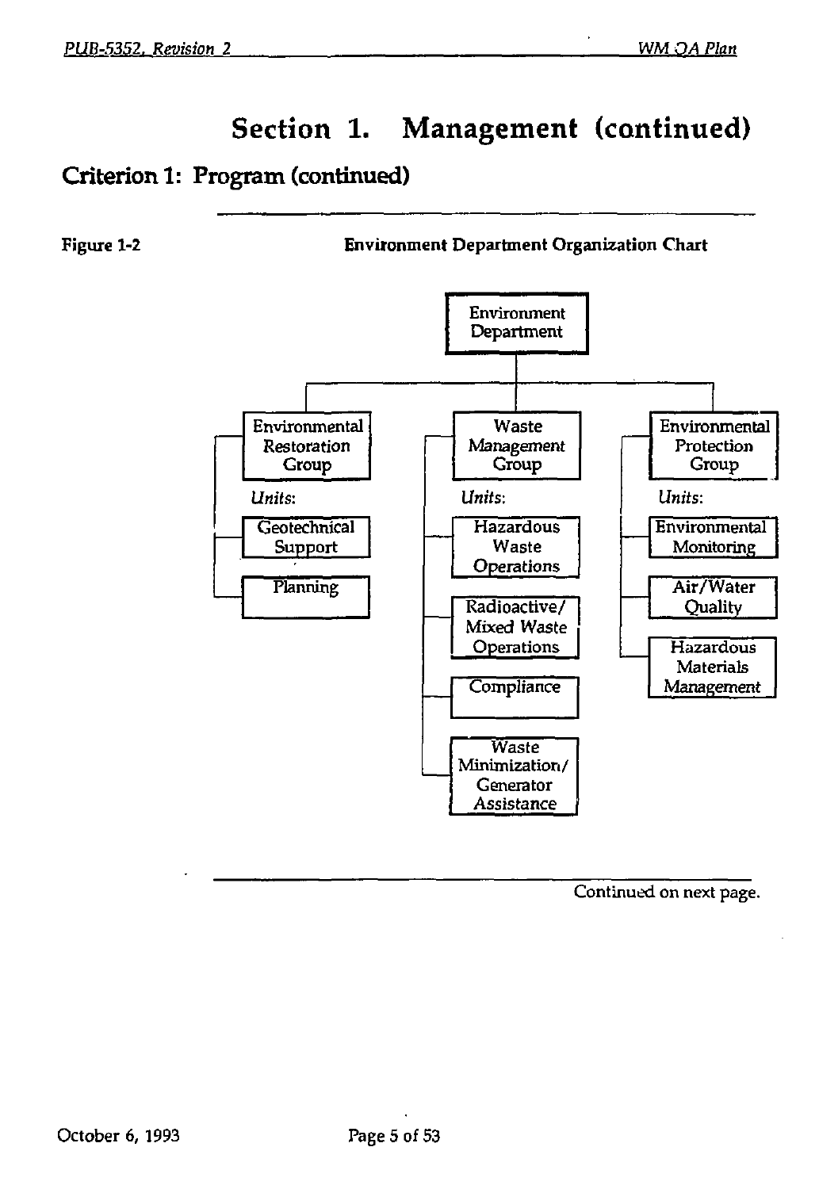# Section 1. Management (continued)

## Criterion 1: Program (continued)

**Figure 1-2** **Environment Department Organization Chart**

- Environment Department
  - Environmental Restoration Group
    - *Units:*
      - Geotechnical Support
      - Planning
  - Waste Management Group
    - *Units:*
      - Hazardous Waste Operations
      - Radioactive/ Mixed Waste Operations
      - Compliance
      - Waste Minimization/ Generator Assistance
  - Environmental Protection Group
    - *Units:*
      - Environmental Monitoring
      - Air/Water Quality
      - Hazardous Materials Management

Continued on next page.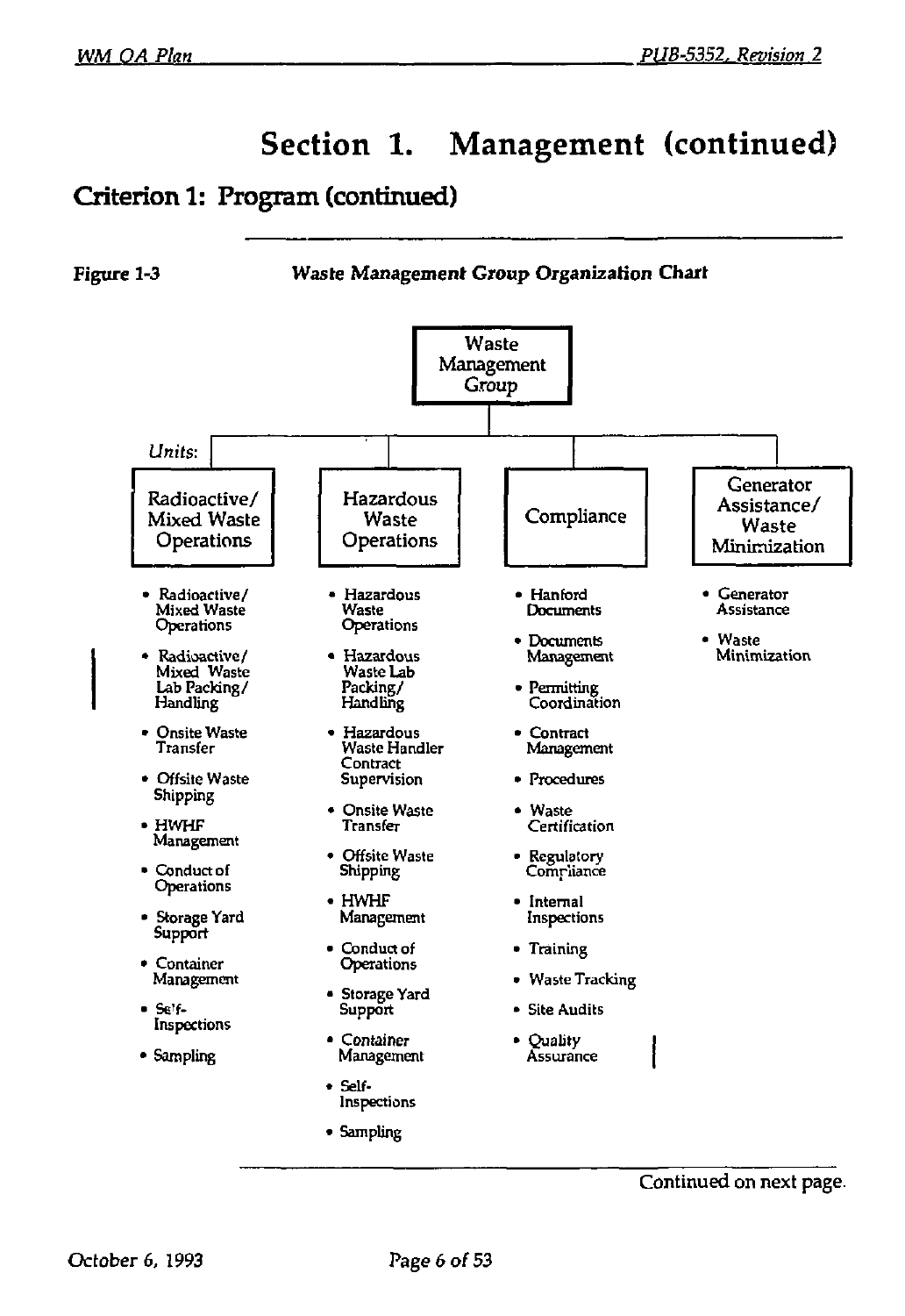# Section 1. Management (continued)

## Criterion 1: Program (continued)

---

**Figure 1-3** ***Waste Management Group Organization Chart***

**Waste Management Group**

*Units:*

**Radioactive/ Mixed Waste Operations**

- Radioactive/ Mixed Waste Operations
- Radioactive/ Mixed Waste Lab Packing/ Handling
- Onsite Waste Transfer
- Offsite Waste Shipping
- HWHF Management
- Conduct of Operations
- Storage Yard Support
- Container Management
- Self-Inspections
- Sampling

**Hazardous Waste Operations**

- Hazardous Waste Operations
- Hazardous Waste Lab Packing/ Handling
- Hazardous Waste Handler Contract Supervision
- Onsite Waste Transfer
- Offsite Waste Shipping
- HWHF Management
- Conduct of Operations
- Storage Yard Support
- Container Management
- Self-Inspections
- Sampling

**Compliance**

- Hanford Documents
- Documents Management
- Permitting Coordination
- Contract Management
- Procedures
- Waste Certification
- Regulatory Compliance
- Internal Inspections
- Training
- Waste Tracking
- Site Audits
- Quality Assurance

**Generator Assistance/ Waste Minimization**

- Generator Assistance
- Waste Minimization

---

Continued on next page.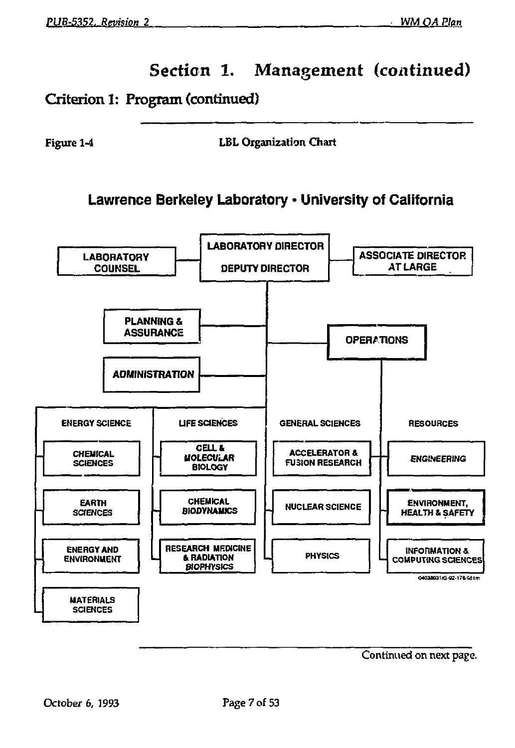# Section 1. Management (continued)

## Criterion 1: Program (continued)

Figure 1-4 LBL Organization Chart

### Lawrence Berkeley Laboratory • University of California

- LABORATORY DIRECTOR / DEPUTY DIRECTOR
  - LABORATORY COUNSEL
  - ASSOCIATE DIRECTOR AT LARGE
  - PLANNING & ASSURANCE
  - ADMINISTRATION
  - OPERATIONS
    - RESOURCES
      - ENGINEERING
      - ENVIRONMENT, HEALTH & SAFETY
      - INFORMATION & COMPUTING SCIENCES
  - ENERGY SCIENCE
    - CHEMICAL SCIENCES
    - EARTH SCIENCES
    - ENERGY AND ENVIRONMENT
    - MATERIALS SCIENCES
  - LIFE SCIENCES
    - CELL & MOLECULAR BIOLOGY
    - CHEMICAL BIODYNAMICS
    - RESEARCH MEDICINE & RADIATION BIOPHYSICS
  - GENERAL SCIENCES
    - ACCELERATOR & FUSION RESEARCH
    - NUCLEAR SCIENCE
    - PHYSICS

04038031/G-92-176.081m

Continued on next page.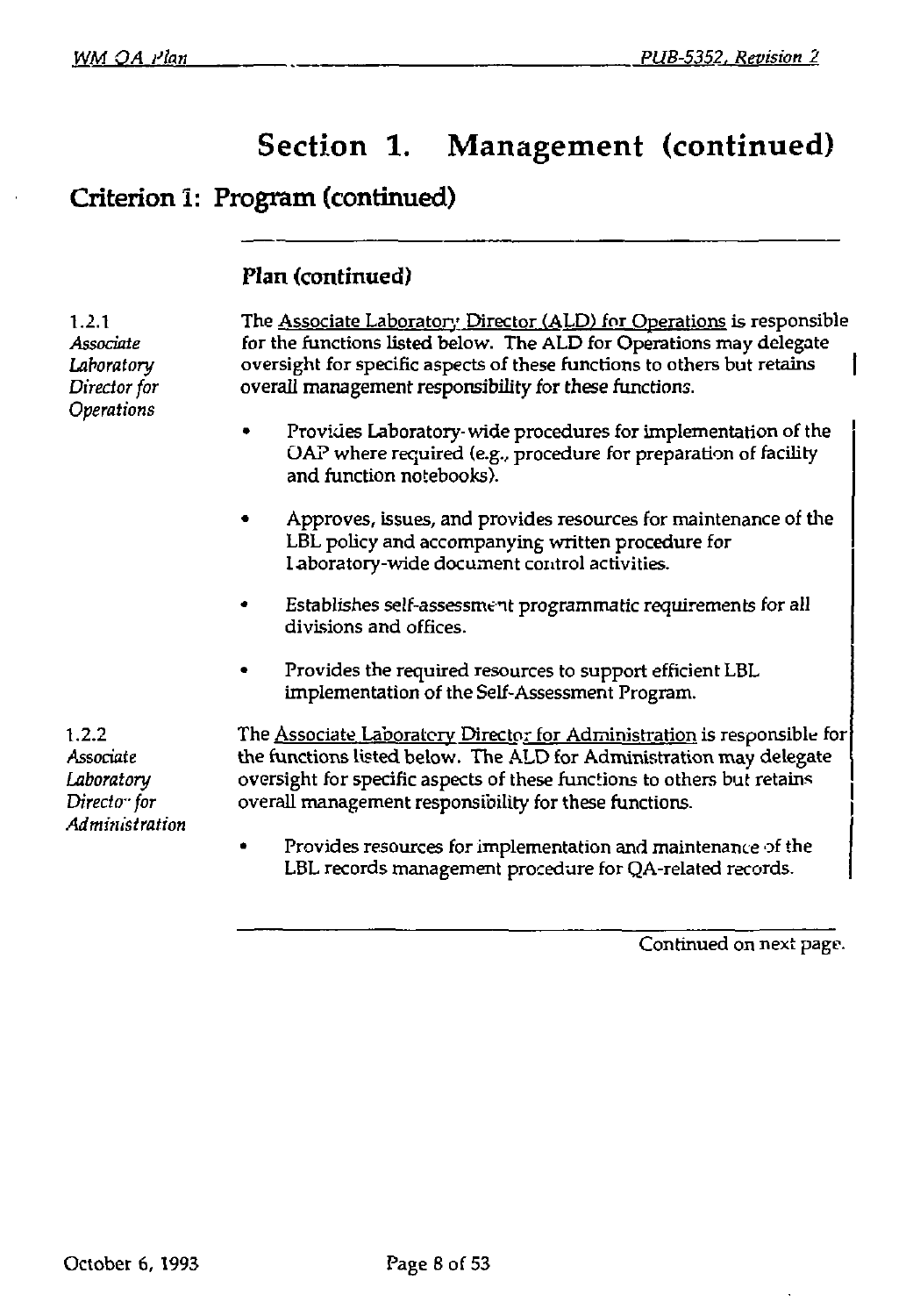# Section 1. Management (continued)

## Criterion 1: Program (continued)

### Plan (continued)

*1.2.1 Associate Laboratory Director for Operations*

The Associate Laboratory Director (ALD) for Operations is responsible for the functions listed below. The ALD for Operations may delegate oversight for specific aspects of these functions to others but retains overall management responsibility for these functions.

- Provides Laboratory-wide procedures for implementation of the QAP where required (e.g., procedure for preparation of facility and function notebooks).
- Approves, issues, and provides resources for maintenance of the LBL policy and accompanying written procedure for Laboratory-wide document control activities.
- Establishes self-assessment programmatic requirements for all divisions and offices.
- Provides the required resources to support efficient LBL implementation of the Self-Assessment Program.

*1.2.2 Associate Laboratory Director for Administration*

The Associate Laboratory Director for Administration is responsible for the functions listed below. The ALD for Administration may delegate oversight for specific aspects of these functions to others but retains overall management responsibility for these functions.

- Provides resources for implementation and maintenance of the LBL records management procedure for QA-related records.

Continued on next page.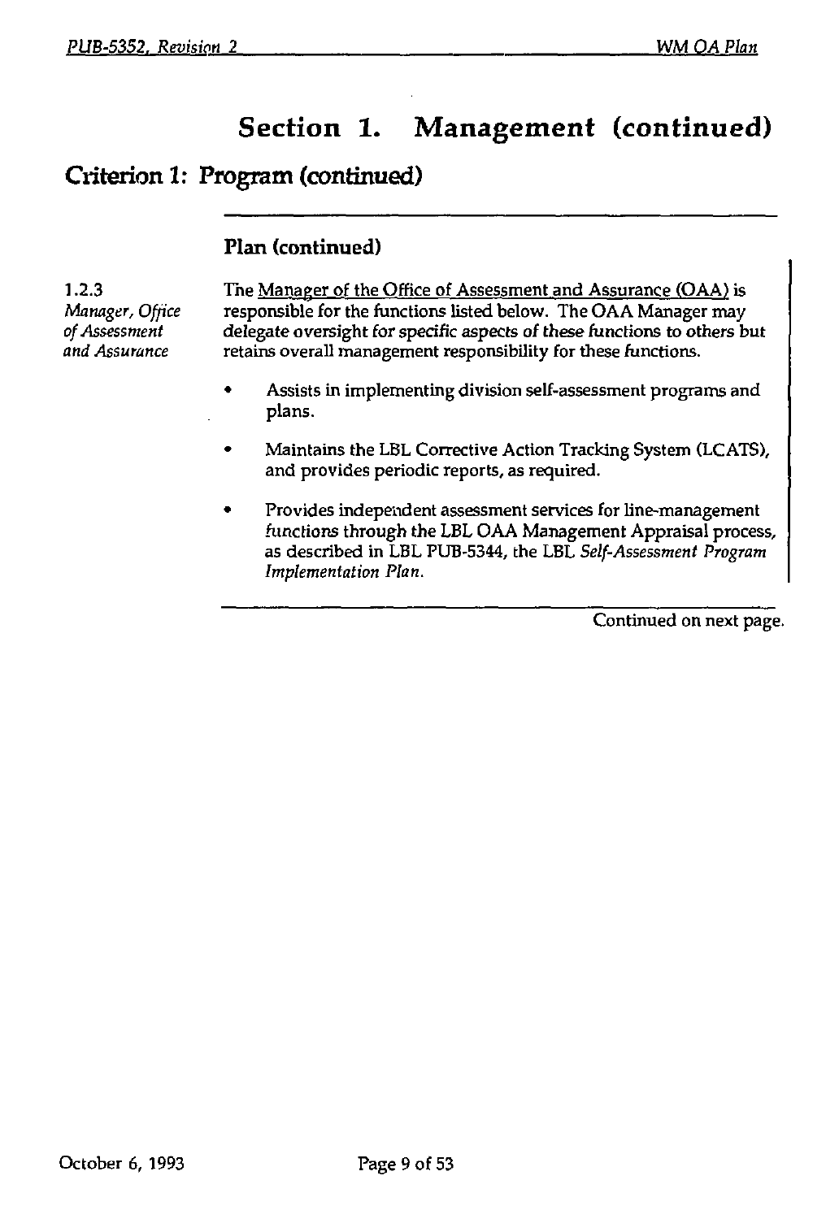# Section 1. Management (continued)

## Criterion 1: Program (continued)

### Plan (continued)

1.2.3 *Manager, Office of Assessment and Assurance*

The Manager of the Office of Assessment and Assurance (OAA) is responsible for the functions listed below. The OAA Manager may delegate oversight for specific aspects of these functions to others but retains overall management responsibility for these functions.

- Assists in implementing division self-assessment programs and plans.
- Maintains the LBL Corrective Action Tracking System (LCATS), and provides periodic reports, as required.
- Provides independent assessment services for line-management functions through the LBL OAA Management Appraisal process, as described in LBL PUB-5344, the LBL *Self-Assessment Program Implementation Plan.*

Continued on next page.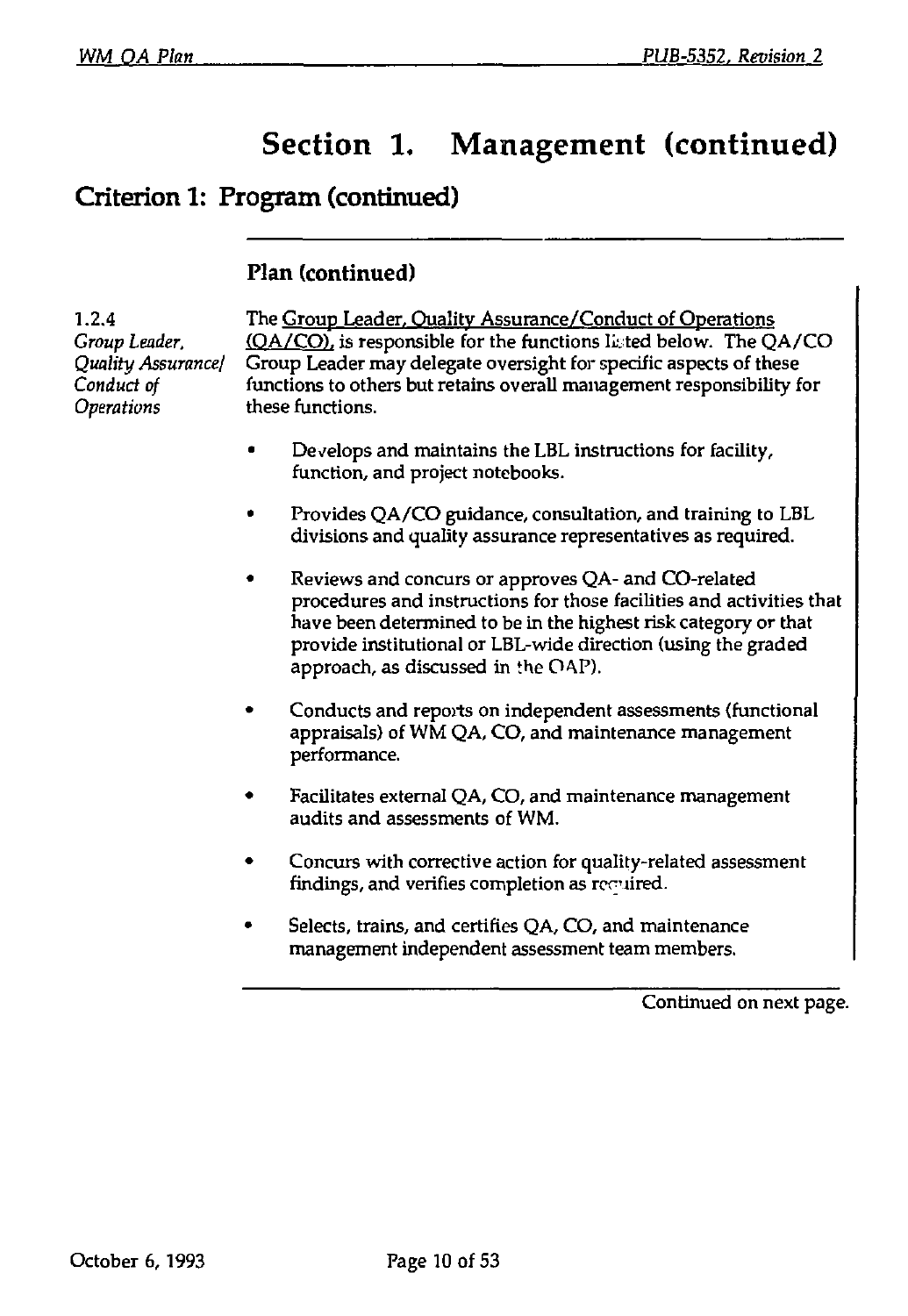# Section 1. Management (continued)

## Criterion 1: Program (continued)

### Plan (continued)

**1.2.4**
*Group Leader, Quality Assurance/ Conduct of Operations*

The Group Leader, Quality Assurance/Conduct of Operations (QA/CO), is responsible for the functions listed below. The QA/CO Group Leader may delegate oversight for specific aspects of these functions to others but retains overall management responsibility for these functions.

- Develops and maintains the LBL instructions for facility, function, and project notebooks.
- Provides QA/CO guidance, consultation, and training to LBL divisions and quality assurance representatives as required.
- Reviews and concurs or approves QA- and CO-related procedures and instructions for those facilities and activities that have been determined to be in the highest risk category or that provide institutional or LBL-wide direction (using the graded approach, as discussed in the OAP).
- Conducts and reports on independent assessments (functional appraisals) of WM QA, CO, and maintenance management performance.
- Facilitates external QA, CO, and maintenance management audits and assessments of WM.
- Concurs with corrective action for quality-related assessment findings, and verifies completion as required.
- Selects, trains, and certifies QA, CO, and maintenance management independent assessment team members.

Continued on next page.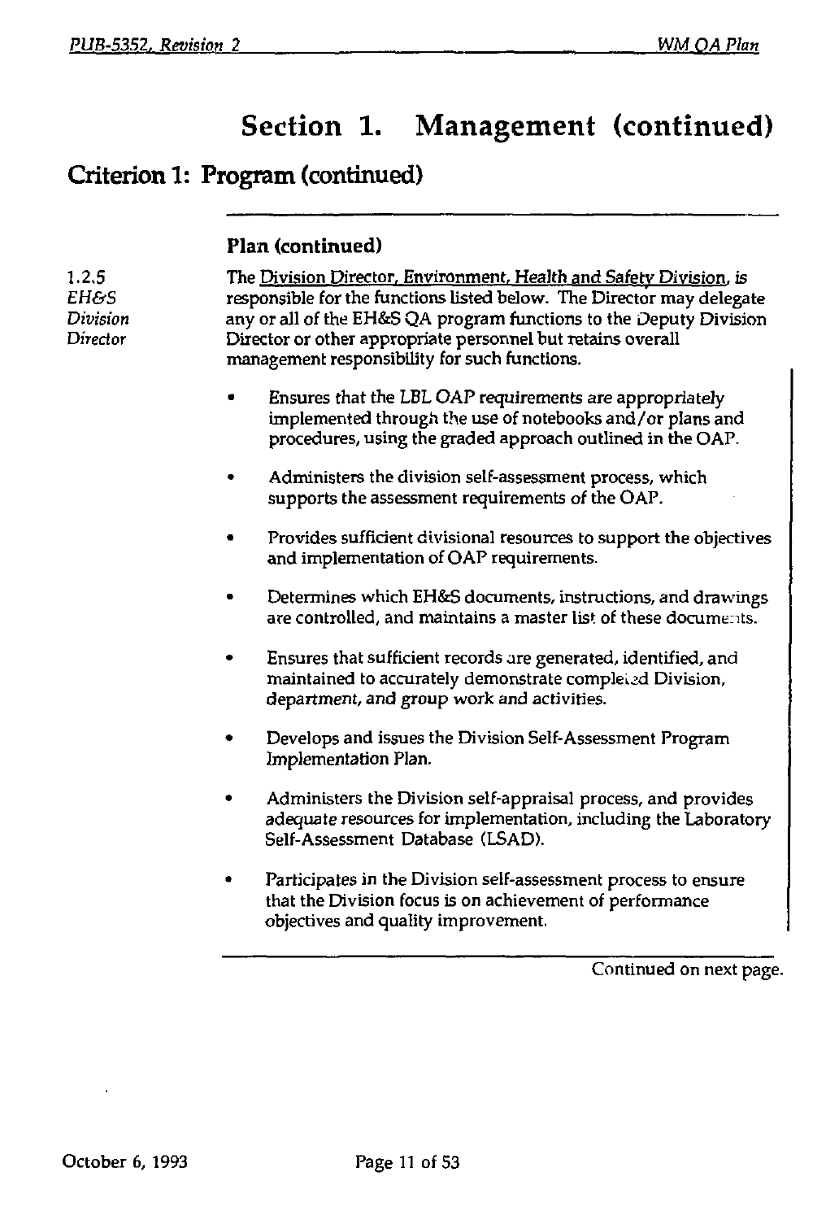# Section 1. Management (continued)

## Criterion 1: Program (continued)

### Plan (continued)

**1.2.5** *EH&S Division Director*

The Division Director, Environment, Health and Safety Division, is responsible for the functions listed below. The Director may delegate any or all of the EH&S QA program functions to the Deputy Division Director or other appropriate personnel but retains overall management responsibility for such functions.

- Ensures that the LBL OAP requirements are appropriately implemented through the use of notebooks and/or plans and procedures, using the graded approach outlined in the OAP.
- Administers the division self-assessment process, which supports the assessment requirements of the OAP.
- Provides sufficient divisional resources to support the objectives and implementation of OAP requirements.
- Determines which EH&S documents, instructions, and drawings are controlled, and maintains a master list of these documents.
- Ensures that sufficient records are generated, identified, and maintained to accurately demonstrate completed Division, department, and group work and activities.
- Develops and issues the Division Self-Assessment Program Implementation Plan.
- Administers the Division self-appraisal process, and provides adequate resources for implementation, including the Laboratory Self-Assessment Database (LSAD).
- Participates in the Division self-assessment process to ensure that the Division focus is on achievement of performance objectives and quality improvement.

Continued on next page.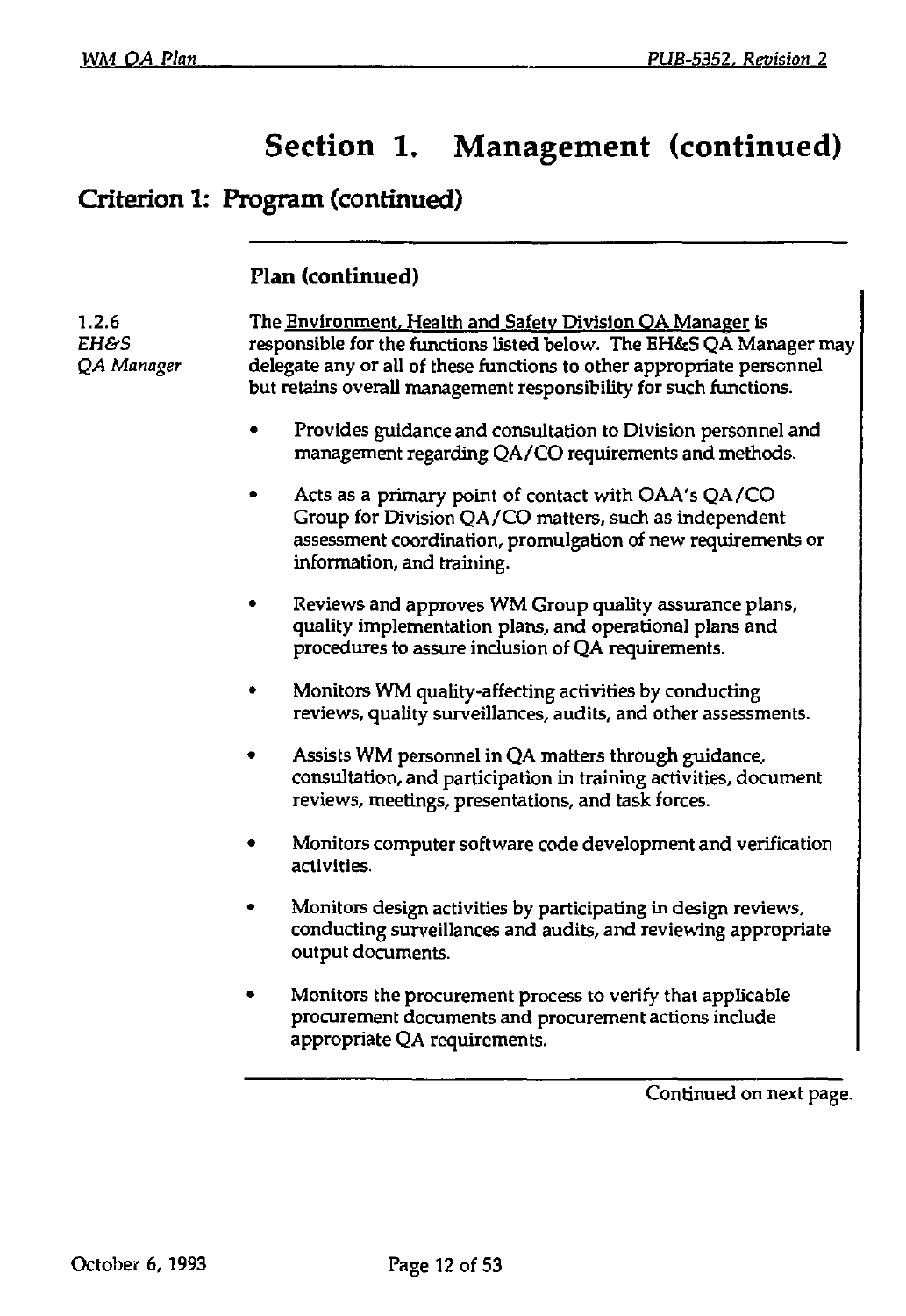# Section 1. Management (continued)

## Criterion 1: Program (continued)

### Plan (continued)

1.2.6
*EH&S QA Manager*

The Environment, Health and Safety Division QA Manager is responsible for the functions listed below. The EH&S QA Manager may delegate any or all of these functions to other appropriate personnel but retains overall management responsibility for such functions.

- Provides guidance and consultation to Division personnel and management regarding QA/CO requirements and methods.
- Acts as a primary point of contact with OAA's QA/CO Group for Division QA/CO matters, such as independent assessment coordination, promulgation of new requirements or information, and training.
- Reviews and approves WM Group quality assurance plans, quality implementation plans, and operational plans and procedures to assure inclusion of QA requirements.
- Monitors WM quality-affecting activities by conducting reviews, quality surveillances, audits, and other assessments.
- Assists WM personnel in QA matters through guidance, consultation, and participation in training activities, document reviews, meetings, presentations, and task forces.
- Monitors computer software code development and verification activities.
- Monitors design activities by participating in design reviews, conducting surveillances and audits, and reviewing appropriate output documents.
- Monitors the procurement process to verify that applicable procurement documents and procurement actions include appropriate QA requirements.

Continued on next page.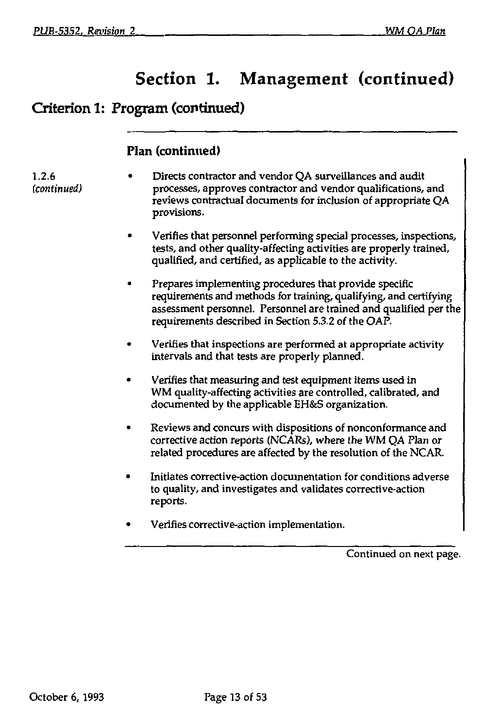# Section 1. Management (continued)

## Criterion 1: Program (continued)

### Plan (continued)

1.2.6 *(continued)*

- Directs contractor and vendor QA surveillances and audit processes, approves contractor and vendor qualifications, and reviews contractual documents for inclusion of appropriate QA provisions.
- Verifies that personnel performing special processes, inspections, tests, and other quality-affecting activities are properly trained, qualified, and certified, as applicable to the activity.
- Prepares implementing procedures that provide specific requirements and methods for training, qualifying, and certifying assessment personnel. Personnel are trained and qualified per the requirements described in Section 5.3.2 of the OAP.
- Verifies that inspections are performed at appropriate activity intervals and that tests are properly planned.
- Verifies that measuring and test equipment items used in WM quality-affecting activities are controlled, calibrated, and documented by the applicable EH&S organization.
- Reviews and concurs with dispositions of nonconformance and corrective action reports (NCARs), where the WM QA Plan or related procedures are affected by the resolution of the NCAR.
- Initiates corrective-action documentation for conditions adverse to quality, and investigates and validates corrective-action reports.
- Verifies corrective-action implementation.

Continued on next page.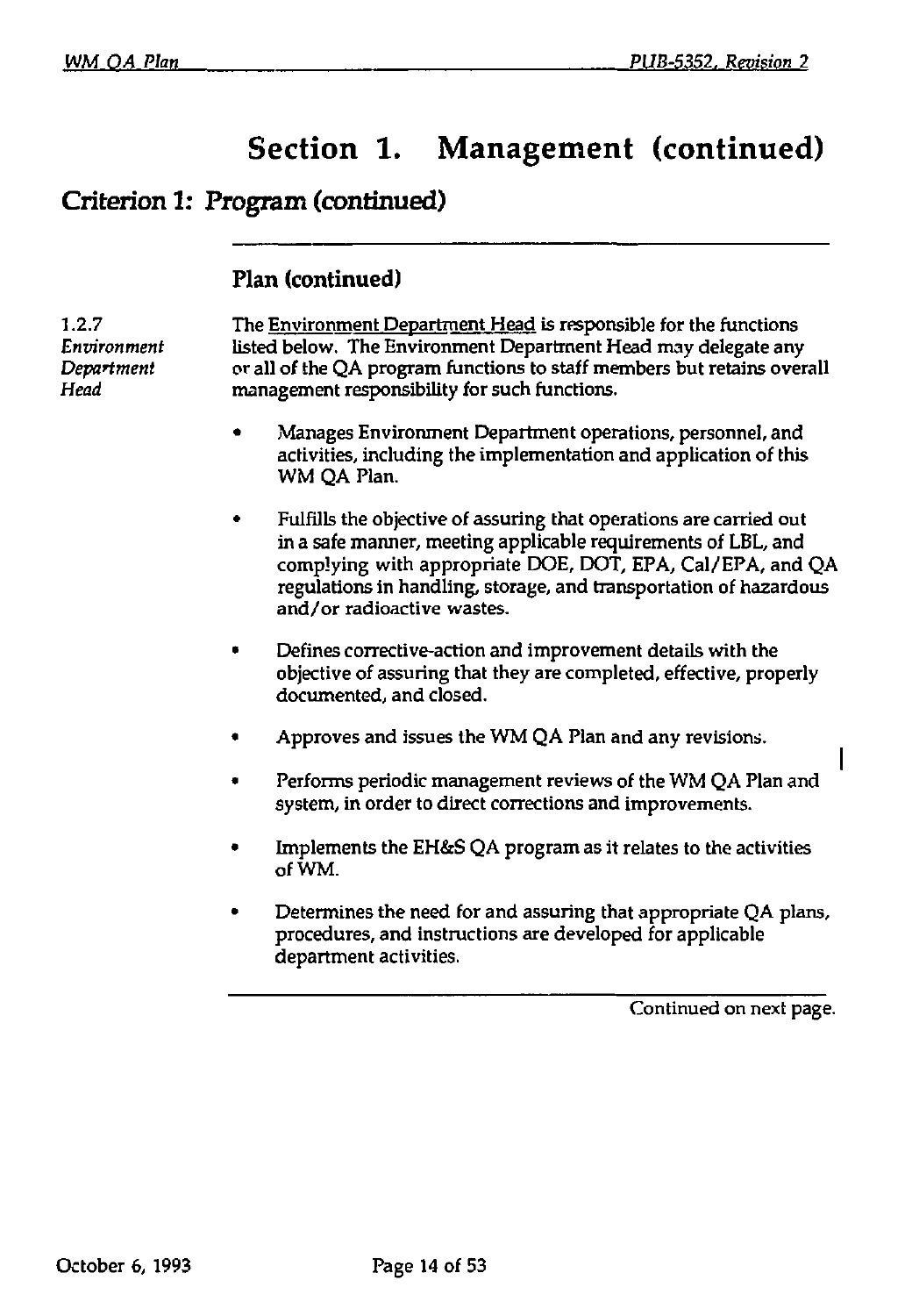# Section 1. Management (continued)

## Criterion 1: Program (continued)

### Plan (continued)

*1.2.7 Environment Department Head*

The Environment Department Head is responsible for the functions listed below. The Environment Department Head may delegate any or all of the QA program functions to staff members but retains overall management responsibility for such functions.

- Manages Environment Department operations, personnel, and activities, including the implementation and application of this WM QA Plan.
- Fulfills the objective of assuring that operations are carried out in a safe manner, meeting applicable requirements of LBL, and complying with appropriate DOE, DOT, EPA, Cal/EPA, and QA regulations in handling, storage, and transportation of hazardous and/or radioactive wastes.
- Defines corrective-action and improvement details with the objective of assuring that they are completed, effective, properly documented, and closed.
- Approves and issues the WM QA Plan and any revisions.
- Performs periodic management reviews of the WM QA Plan and system, in order to direct corrections and improvements.
- Implements the EH&S QA program as it relates to the activities of WM.
- Determines the need for and assuring that appropriate QA plans, procedures, and instructions are developed for applicable department activities.

Continued on next page.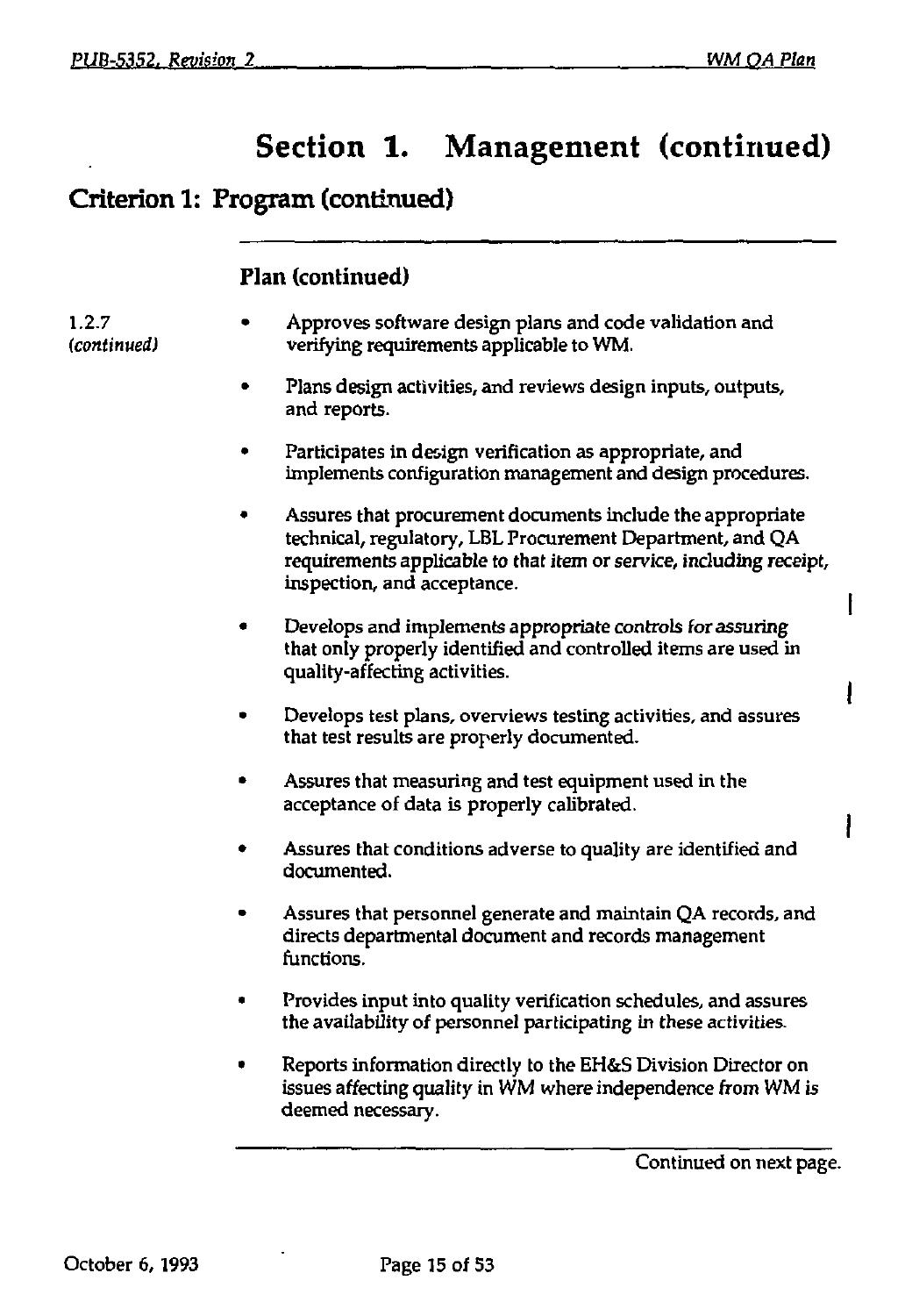# Section 1. Management (continued)

## Criterion 1: Program (continued)

### Plan (continued)

1.2.7 *(continued)*

- Approves software design plans and code validation and verifying requirements applicable to WM.
- Plans design activities, and reviews design inputs, outputs, and reports.
- Participates in design verification as appropriate, and implements configuration management and design procedures.
- Assures that procurement documents include the appropriate technical, regulatory, LBL Procurement Department, and QA requirements applicable to that item or service, including receipt, inspection, and acceptance.
- Develops and implements appropriate controls for assuring that only properly identified and controlled items are used in quality-affecting activities.
- Develops test plans, overviews testing activities, and assures that test results are properly documented.
- Assures that measuring and test equipment used in the acceptance of data is properly calibrated.
- Assures that conditions adverse to quality are identified and documented.
- Assures that personnel generate and maintain QA records, and directs departmental document and records management functions.
- Provides input into quality verification schedules, and assures the availability of personnel participating in these activities.
- Reports information directly to the EH&S Division Director on issues affecting quality in WM where independence from WM is deemed necessary.

Continued on next page.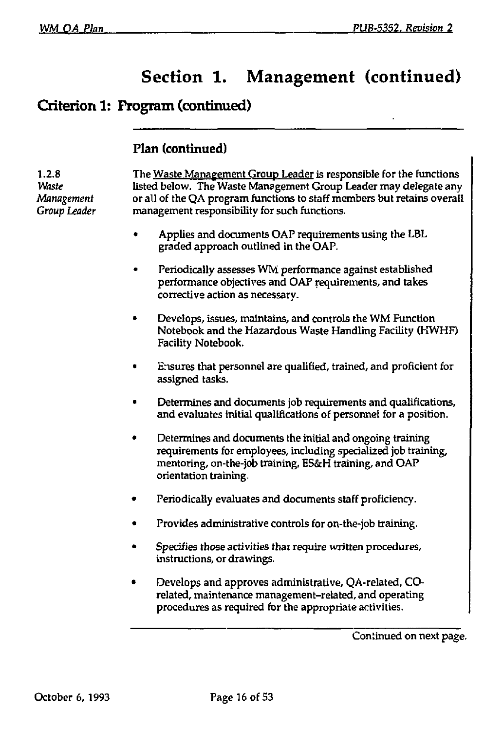# Section 1. Management (continued)

## Criterion 1: Program (continued)

### Plan (continued)

**1.2.8**
*Waste Management Group Leader*

The Waste Management Group Leader is responsible for the functions listed below. The Waste Management Group Leader may delegate any or all of the QA program functions to staff members but retains overall management responsibility for such functions.

- Applies and documents OAP requirements using the LBL graded approach outlined in the OAP.
- Periodically assesses WM performance against established performance objectives and OAP requirements, and takes corrective action as necessary.
- Develops, issues, maintains, and controls the WM Function Notebook and the Hazardous Waste Handling Facility (HWHF) Facility Notebook.
- Ensures that personnel are qualified, trained, and proficient for assigned tasks.
- Determines and documents job requirements and qualifications, and evaluates initial qualifications of personnel for a position.
- Determines and documents the initial and ongoing training requirements for employees, including specialized job training, mentoring, on-the-job training, ES&H training, and OAP orientation training.
- Periodically evaluates and documents staff proficiency.
- Provides administrative controls for on-the-job training.
- Specifies those activities that require written procedures, instructions, or drawings.
- Develops and approves administrative, QA-related, CO-related, maintenance management–related, and operating procedures as required for the appropriate activities.

Continued on next page.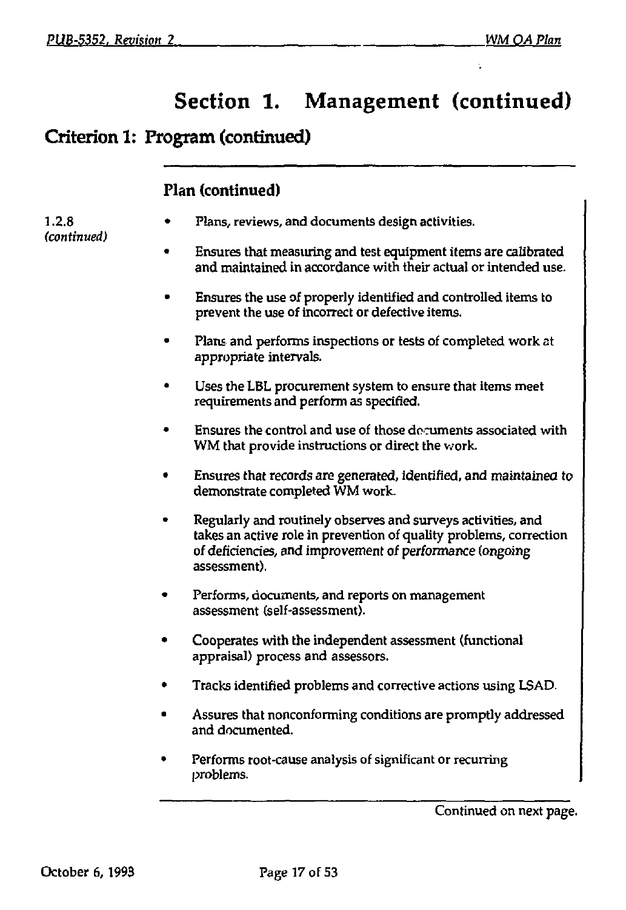# Section 1. Management (continued)

## Criterion 1: Program (continued)

### Plan (continued)

1.2.8 *(continued)*

- Plans, reviews, and documents design activities.
- Ensures that measuring and test equipment items are calibrated and maintained in accordance with their actual or intended use.
- Ensures the use of properly identified and controlled items to prevent the use of incorrect or defective items.
- Plans and performs inspections or tests of completed work at appropriate intervals.
- Uses the LBL procurement system to ensure that items meet requirements and perform as specified.
- Ensures the control and use of those documents associated with WM that provide instructions or direct the work.
- Ensures that records are generated, identified, and maintained to demonstrate completed WM work.
- Regularly and routinely observes and surveys activities, and takes an active role in prevention of quality problems, correction of deficiencies, and improvement of performance (ongoing assessment).
- Performs, documents, and reports on management assessment (self-assessment).
- Cooperates with the independent assessment (functional appraisal) process and assessors.
- Tracks identified problems and corrective actions using LSAD.
- Assures that nonconforming conditions are promptly addressed and documented.
- Performs root-cause analysis of significant or recurring problems.

Continued on next page.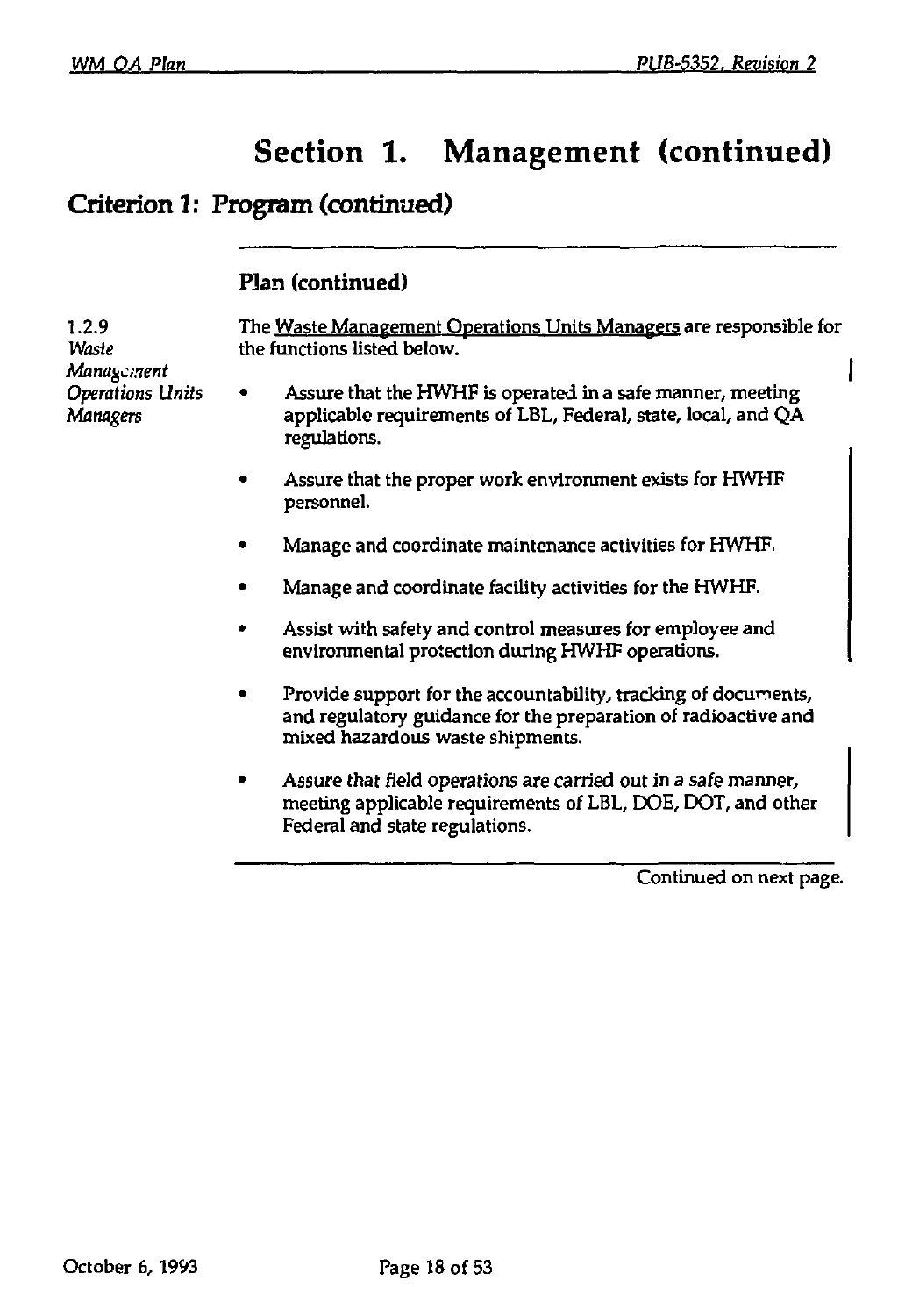# Section 1. Management (continued)

## Criterion 1: Program (continued)

### Plan (continued)

**1.2.9** *Waste Management Operations Units Managers*

The Waste Management Operations Units Managers are responsible for the functions listed below.

- Assure that the HWHF is operated in a safe manner, meeting applicable requirements of LBL, Federal, state, local, and QA regulations.
- Assure that the proper work environment exists for HWHF personnel.
- Manage and coordinate maintenance activities for HWHF.
- Manage and coordinate facility activities for the HWHF.
- Assist with safety and control measures for employee and environmental protection during HWHF operations.
- Provide support for the accountability, tracking of documents, and regulatory guidance for the preparation of radioactive and mixed hazardous waste shipments.
- Assure that field operations are carried out in a safe manner, meeting applicable requirements of LBL, DOE, DOT, and other Federal and state regulations.

Continued on next page.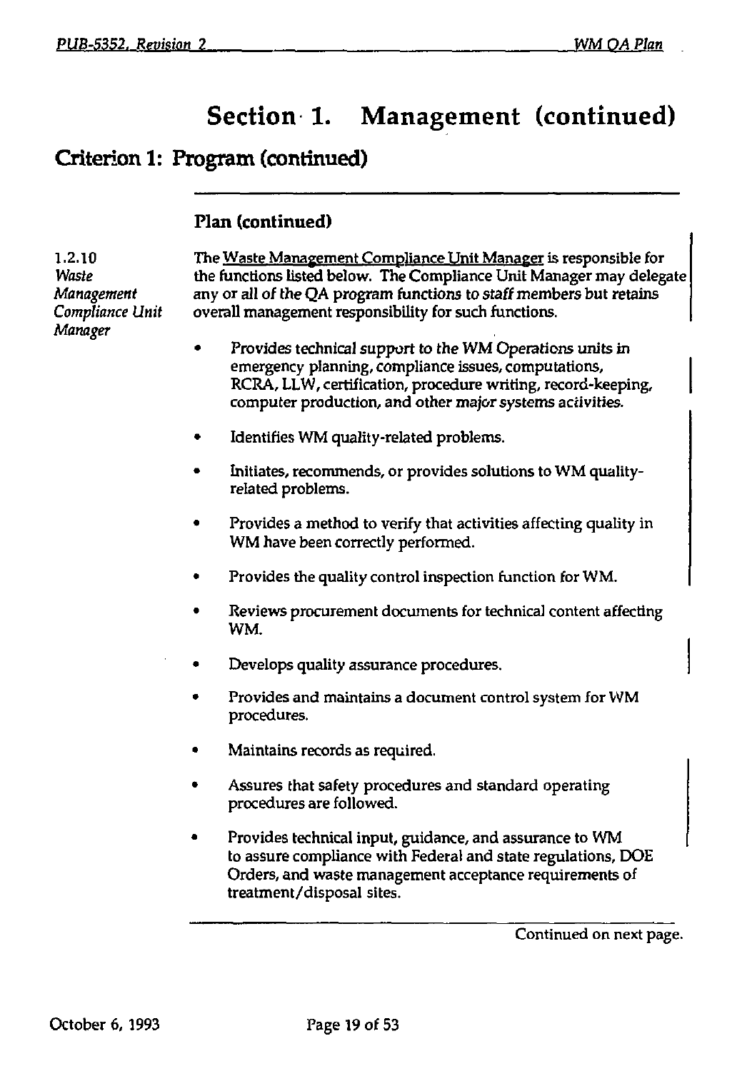# Section 1. Management (continued)

## Criterion 1: Program (continued)

### Plan (continued)

**1.2.10** *Waste Management Compliance Unit Manager*

The Waste Management Compliance Unit Manager is responsible for the functions listed below. The Compliance Unit Manager may delegate any or all of the QA program functions to staff members but retains overall management responsibility for such functions.

- Provides technical support to the WM Operations units in emergency planning, compliance issues, computations, RCRA, LLW, certification, procedure writing, record-keeping, computer production, and other major systems activities.
- Identifies WM quality-related problems.
- Initiates, recommends, or provides solutions to WM quality-related problems.
- Provides a method to verify that activities affecting quality in WM have been correctly performed.
- Provides the quality control inspection function for WM.
- Reviews procurement documents for technical content affecting WM.
- Develops quality assurance procedures.
- Provides and maintains a document control system for WM procedures.
- Maintains records as required.
- Assures that safety procedures and standard operating procedures are followed.
- Provides technical input, guidance, and assurance to WM to assure compliance with Federal and state regulations, DOE Orders, and waste management acceptance requirements of treatment/disposal sites.

Continued on next page.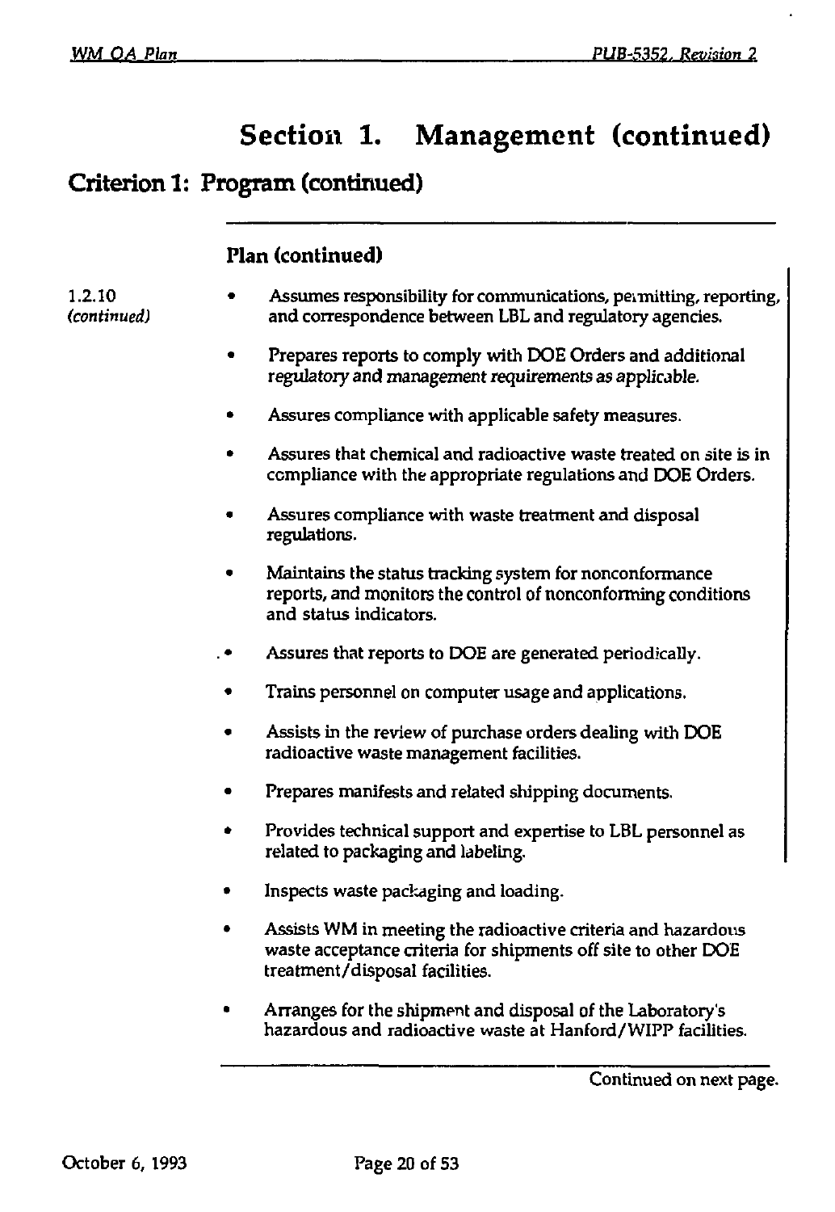# Section 1. Management (continued)

## Criterion 1: Program (continued)

### Plan (continued)

1.2.10 *(continued)*

- Assumes responsibility for communications, permitting, reporting, and correspondence between LBL and regulatory agencies.
- Prepares reports to comply with DOE Orders and additional regulatory and management requirements as applicable.
- Assures compliance with applicable safety measures.
- Assures that chemical and radioactive waste treated on site is in compliance with the appropriate regulations and DOE Orders.
- Assures compliance with waste treatment and disposal regulations.
- Maintains the status tracking system for nonconformance reports, and monitors the control of nonconforming conditions and status indicators.
- Assures that reports to DOE are generated periodically.
- Trains personnel on computer usage and applications.
- Assists in the review of purchase orders dealing with DOE radioactive waste management facilities.
- Prepares manifests and related shipping documents.
- Provides technical support and expertise to LBL personnel as related to packaging and labeling.
- Inspects waste packaging and loading.
- Assists WM in meeting the radioactive criteria and hazardous waste acceptance criteria for shipments off site to other DOE treatment/disposal facilities.
- Arranges for the shipment and disposal of the Laboratory's hazardous and radioactive waste at Hanford/WIPP facilities.

Continued on next page.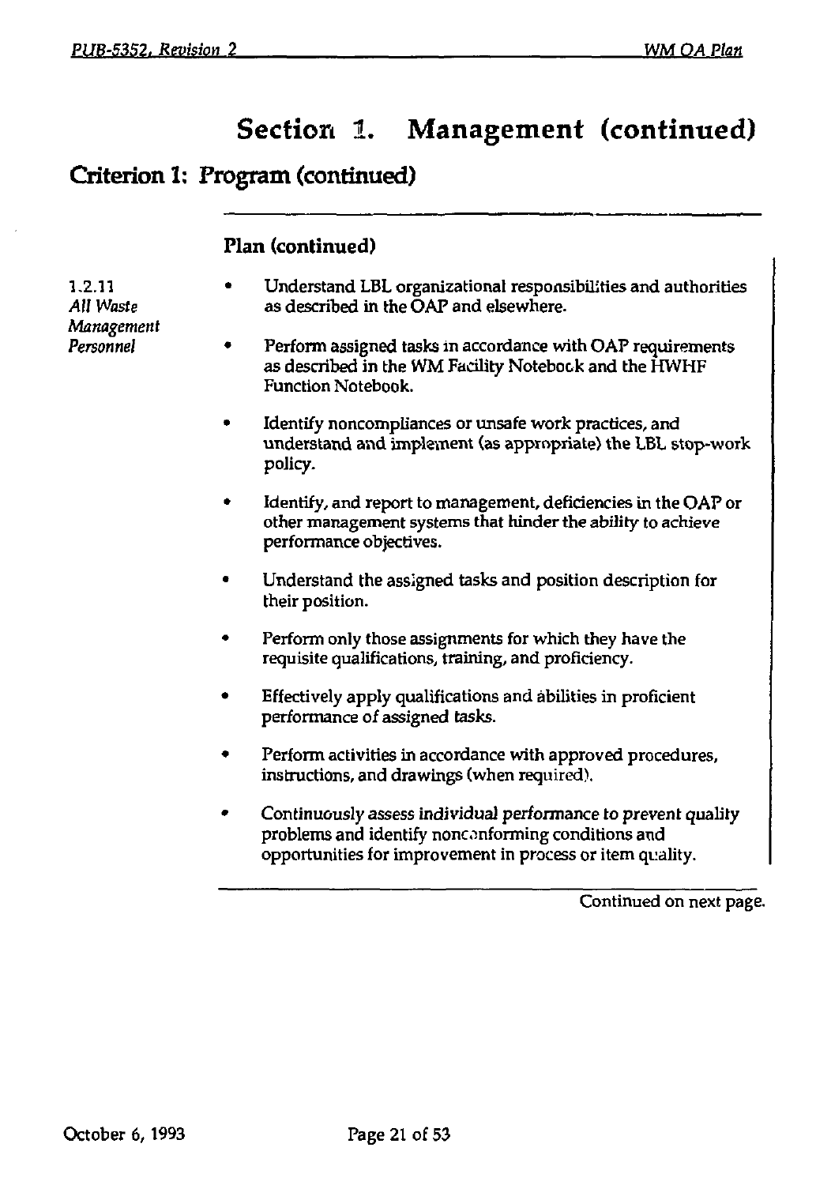# Section 1. Management (continued)

## Criterion 1: Program (continued)

### Plan (continued)

1.2.11
*All Waste Management Personnel*

- Understand LBL organizational responsibilities and authorities as described in the OAP and elsewhere.
- Perform assigned tasks in accordance with OAP requirements as described in the WM Facility Notebook and the HWHF Function Notebook.
- Identify noncompliances or unsafe work practices, and understand and implement (as appropriate) the LBL stop-work policy.
- Identify, and report to management, deficiencies in the OAP or other management systems that hinder the ability to achieve performance objectives.
- Understand the assigned tasks and position description for their position.
- Perform only those assignments for which they have the requisite qualifications, training, and proficiency.
- Effectively apply qualifications and abilities in proficient performance of assigned tasks.
- Perform activities in accordance with approved procedures, instructions, and drawings (when required).
- Continuously assess individual performance to prevent quality problems and identify nonconforming conditions and opportunities for improvement in process or item quality.

Continued on next page.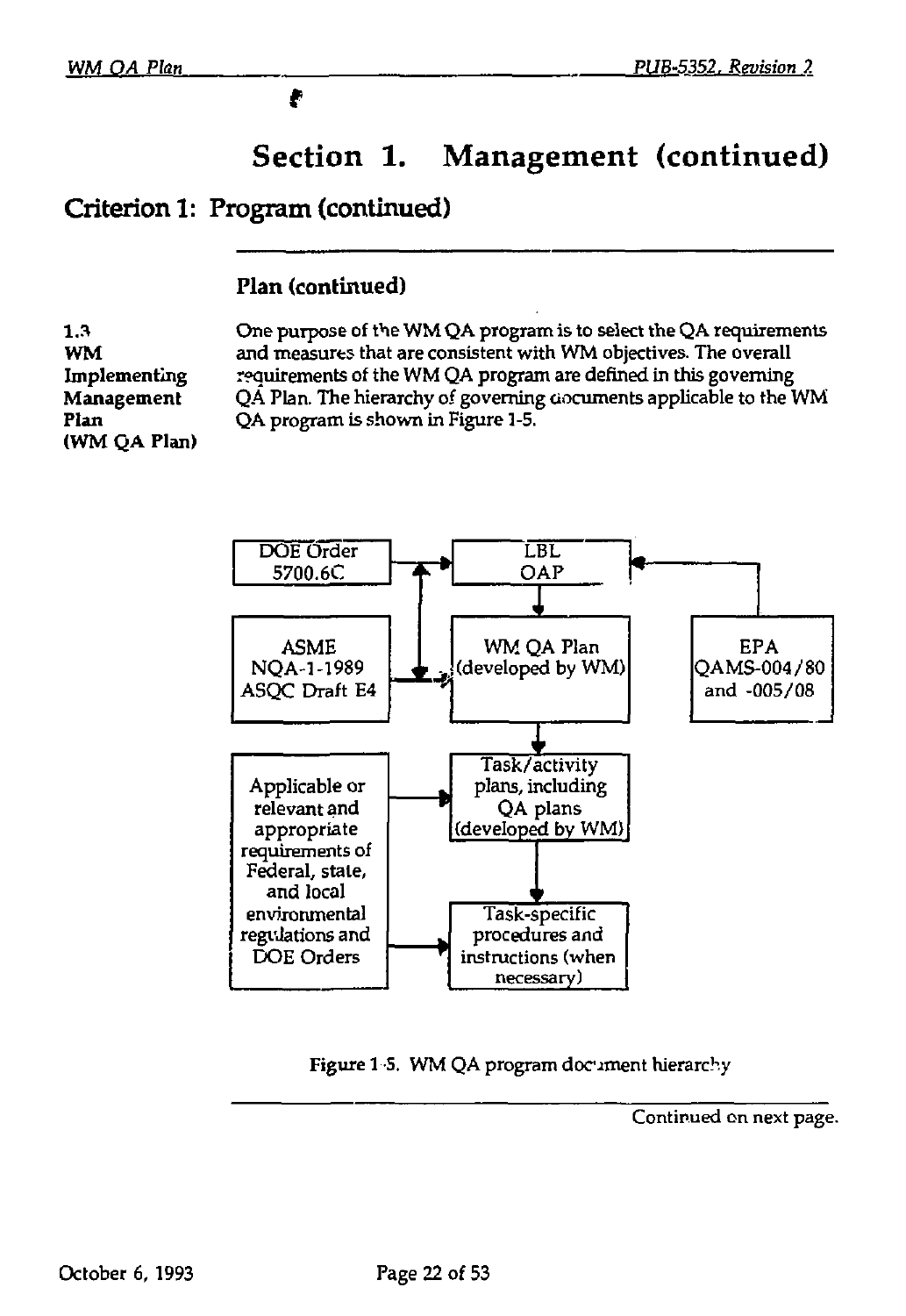# Section 1. Management (continued)

## Criterion 1: Program (continued)

### Plan (continued)

**1.3 WM Implementing Management Plan (WM QA Plan)**

One purpose of the WM QA program is to select the QA requirements and measures that are consistent with WM objectives. The overall requirements of the WM QA program are defined in this governing QA Plan. The hierarchy of governing documents applicable to the WM QA program is shown in Figure 1-5.

DOE Order 5700.6C

LBL OAP

ASME NQA-1-1989 ASQC Draft E4

WM QA Plan (developed by WM)

EPA QAMS-004/80 and -005/08

Applicable or relevant and appropriate requirements of Federal, state, and local environmental regulations and DOE Orders

Task/activity plans, including QA plans (developed by WM)

Task-specific procedures and instructions (when necessary)

Figure 1-5. WM QA program document hierarchy

Continued on next page.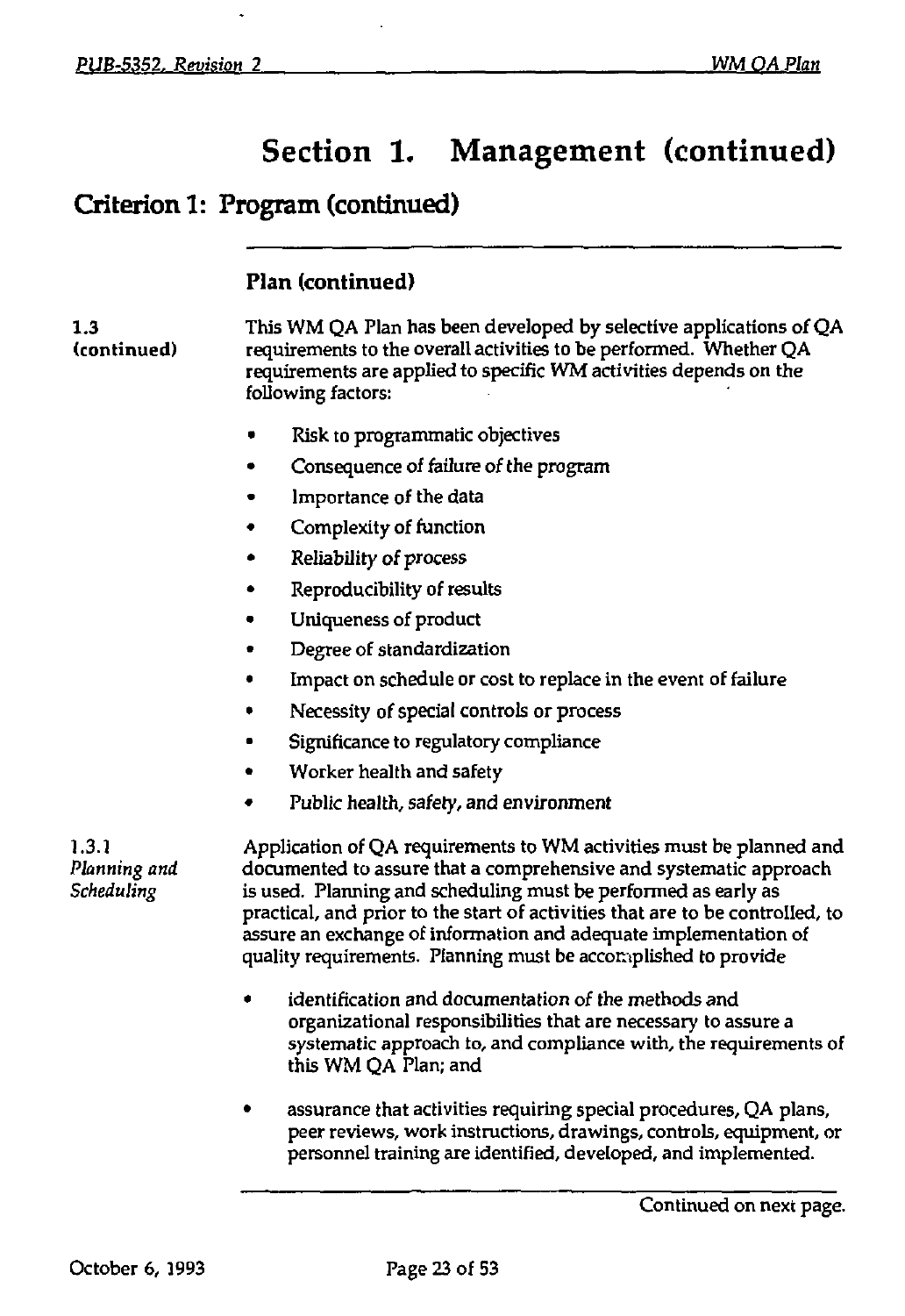# Section 1. Management (continued)

## Criterion 1: Program (continued)

### Plan (continued)

**1.3 (continued)**

This WM QA Plan has been developed by selective applications of QA requirements to the overall activities to be performed. Whether QA requirements are applied to specific WM activities depends on the following factors:

- Risk to programmatic objectives
- Consequence of failure of the program
- Importance of the data
- Complexity of function
- Reliability of process
- Reproducibility of results
- Uniqueness of product
- Degree of standardization
- Impact on schedule or cost to replace in the event of failure
- Necessity of special controls or process
- Significance to regulatory compliance
- Worker health and safety
- Public health, safety, and environment

**1.3.1** *Planning and Scheduling*

Application of QA requirements to WM activities must be planned and documented to assure that a comprehensive and systematic approach is used. Planning and scheduling must be performed as early as practical, and prior to the start of activities that are to be controlled, to assure an exchange of information and adequate implementation of quality requirements. Planning must be accomplished to provide

- identification and documentation of the methods and organizational responsibilities that are necessary to assure a systematic approach to, and compliance with, the requirements of this WM QA Plan; and
- assurance that activities requiring special procedures, QA plans, peer reviews, work instructions, drawings, controls, equipment, or personnel training are identified, developed, and implemented.

Continued on next page.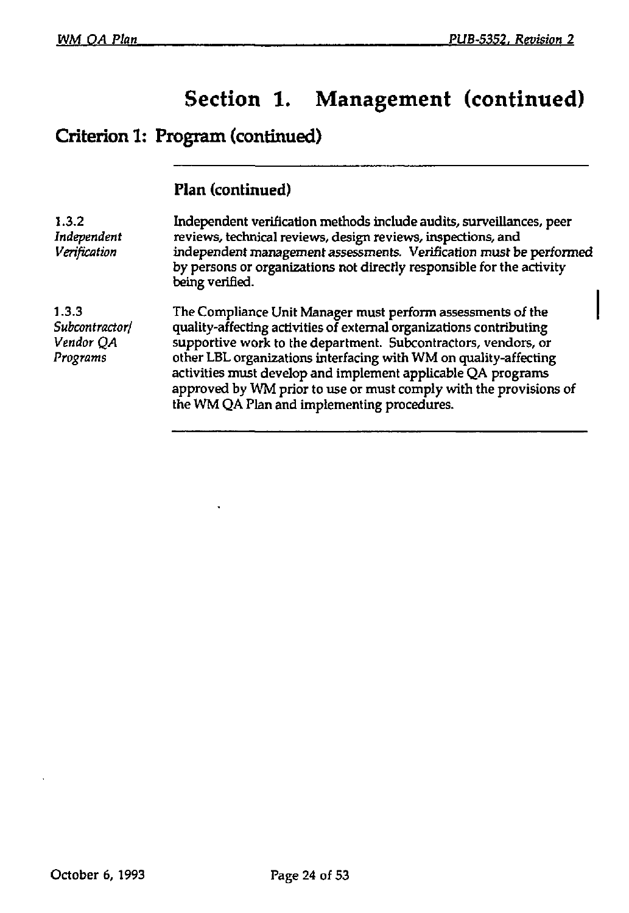# Section 1. Management (continued)

## Criterion 1: Program (continued)

### Plan (continued)

**1.3.2** *Independent Verification*

Independent verification methods include audits, surveillances, peer reviews, technical reviews, design reviews, inspections, and independent management assessments. Verification must be performed by persons or organizations not directly responsible for the activity being verified.

**1.3.3** *Subcontractor/ Vendor QA Programs*

The Compliance Unit Manager must perform assessments of the quality-affecting activities of external organizations contributing supportive work to the department. Subcontractors, vendors, or other LBL organizations interfacing with WM on quality-affecting activities must develop and implement applicable QA programs approved by WM prior to use or must comply with the provisions of the WM QA Plan and implementing procedures.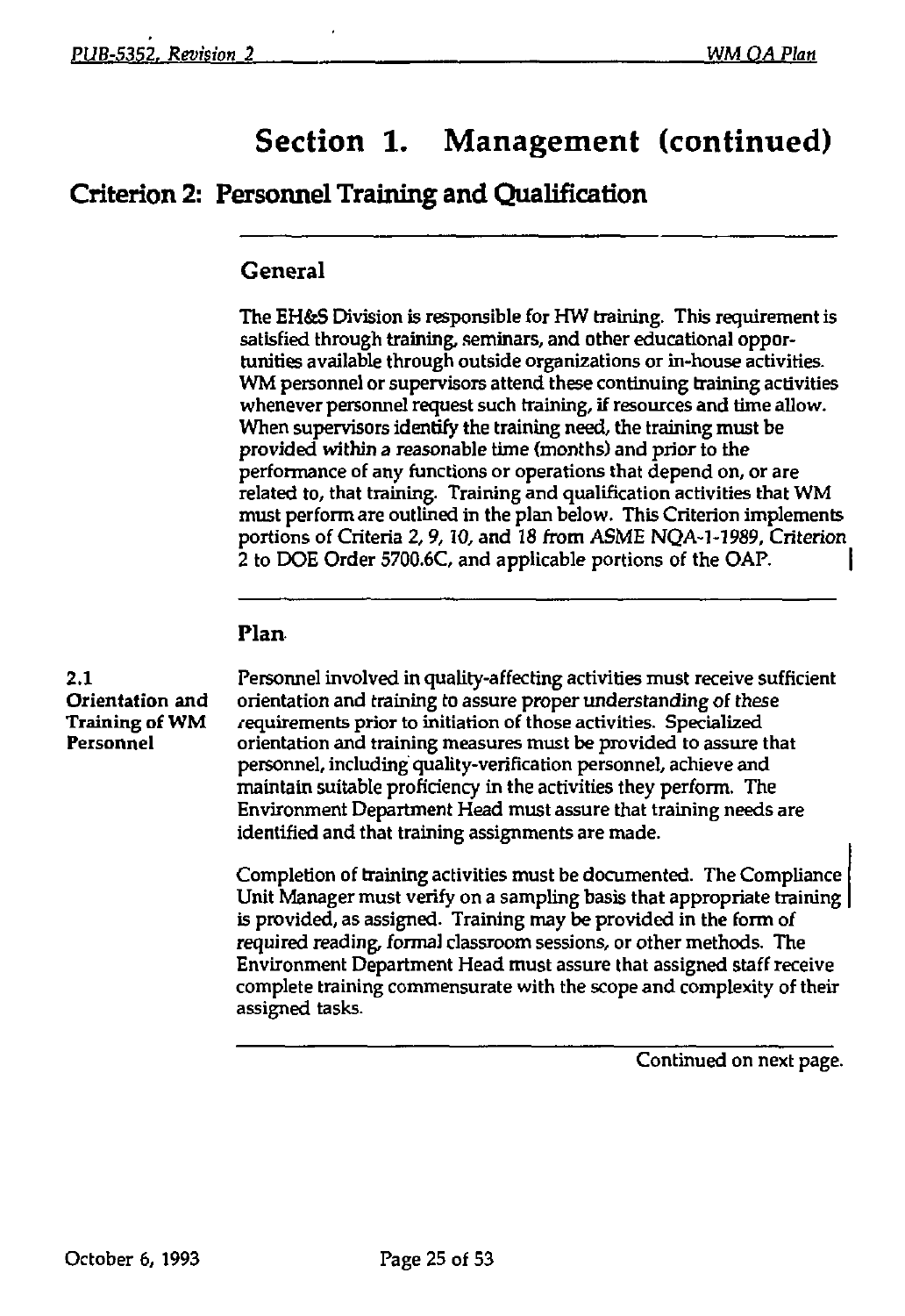# Section 1. Management (continued)

## Criterion 2: Personnel Training and Qualification

### General

The EH&S Division is responsible for HW training. This requirement is satisfied through training, seminars, and other educational opportunities available through outside organizations or in-house activities. WM personnel or supervisors attend these continuing training activities whenever personnel request such training, if resources and time allow. When supervisors identify the training need, the training must be provided within a reasonable time (months) and prior to the performance of any functions or operations that depend on, or are related to, that training. Training and qualification activities that WM must perform are outlined in the plan below. This Criterion implements portions of Criteria 2, 9, 10, and 18 from ASME NQA-1-1989, Criterion 2 to DOE Order 5700.6C, and applicable portions of the OAP.

### Plan

**2.1 Orientation and Training of WM Personnel**

Personnel involved in quality-affecting activities must receive sufficient orientation and training to assure proper understanding of these requirements prior to initiation of those activities. Specialized orientation and training measures must be provided to assure that personnel, including quality-verification personnel, achieve and maintain suitable proficiency in the activities they perform. The Environment Department Head must assure that training needs are identified and that training assignments are made.

Completion of training activities must be documented. The Compliance Unit Manager must verify on a sampling basis that appropriate training is provided, as assigned. Training may be provided in the form of required reading, formal classroom sessions, or other methods. The Environment Department Head must assure that assigned staff receive complete training commensurate with the scope and complexity of their assigned tasks.

Continued on next page.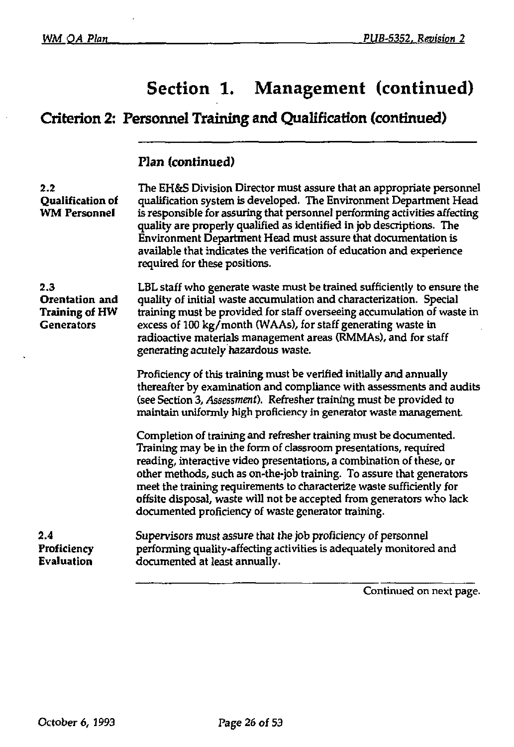# Section 1. Management (continued)

## Criterion 2: Personnel Training and Qualification (continued)

### Plan (continued)

**2.2 Qualification of WM Personnel**

The EH&S Division Director must assure that an appropriate personnel qualification system is developed. The Environment Department Head is responsible for assuring that personnel performing activities affecting quality are properly qualified as identified in job descriptions. The Environment Department Head must assure that documentation is available that indicates the verification of education and experience required for these positions.

**2.3 Orentation and Training of HW Generators**

LBL staff who generate waste must be trained sufficiently to ensure the quality of initial waste accumulation and characterization. Special training must be provided for staff overseeing accumulation of waste in excess of 100 kg/month (WAAs), for staff generating waste in radioactive materials management areas (RMMAs), and for staff generating acutely hazardous waste.

Proficiency of this training must be verified initially and annually thereafter by examination and compliance with assessments and audits (see Section 3, *Assessment*). Refresher training must be provided to maintain uniformly high proficiency in generator waste management.

Completion of training and refresher training must be documented. Training may be in the form of classroom presentations, required reading, interactive video presentations, a combination of these, or other methods, such as on-the-job training. To assure that generators meet the training requirements to characterize waste sufficiently for offsite disposal, waste will not be accepted from generators who lack documented proficiency of waste generator training.

**2.4 Proficiency Evaluation**

Supervisors must assure that the job proficiency of personnel performing quality-affecting activities is adequately monitored and documented at least annually.

Continued on next page.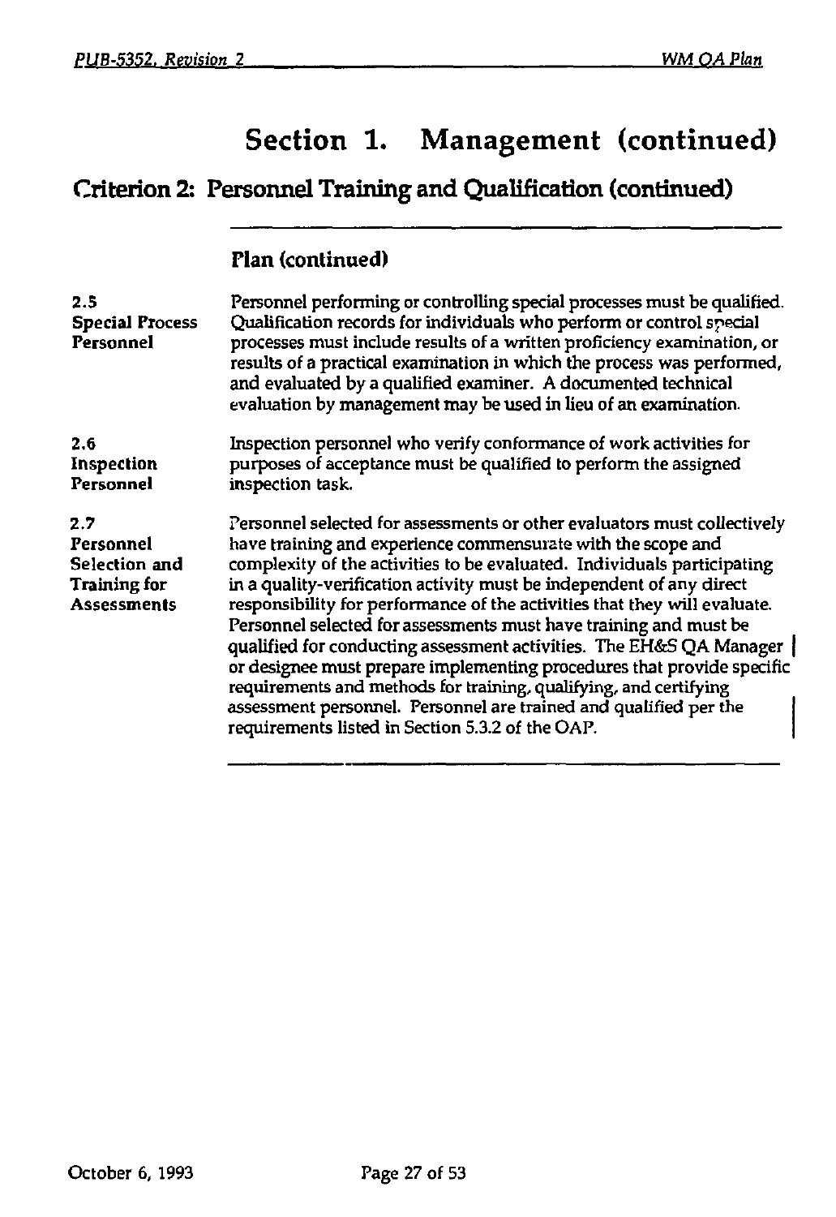# Section 1. Management (continued)

## Criterion 2: Personnel Training and Qualification (continued)

### Plan (continued)

**2.5 Special Process Personnel**

Personnel performing or controlling special processes must be qualified. Qualification records for individuals who perform or control special processes must include results of a written proficiency examination, or results of a practical examination in which the process was performed, and evaluated by a qualified examiner. A documented technical evaluation by management may be used in lieu of an examination.

**2.6 Inspection Personnel**

Inspection personnel who verify conformance of work activities for purposes of acceptance must be qualified to perform the assigned inspection task.

**2.7 Personnel Selection and Training for Assessments**

Personnel selected for assessments or other evaluators must collectively have training and experience commensurate with the scope and complexity of the activities to be evaluated. Individuals participating in a quality-verification activity must be independent of any direct responsibility for performance of the activities that they will evaluate. Personnel selected for assessments must have training and must be qualified for conducting assessment activities. The EH&S QA Manager or designee must prepare implementing procedures that provide specific requirements and methods for training, qualifying, and certifying assessment personnel. Personnel are trained and qualified per the requirements listed in Section 5.3.2 of the OAP.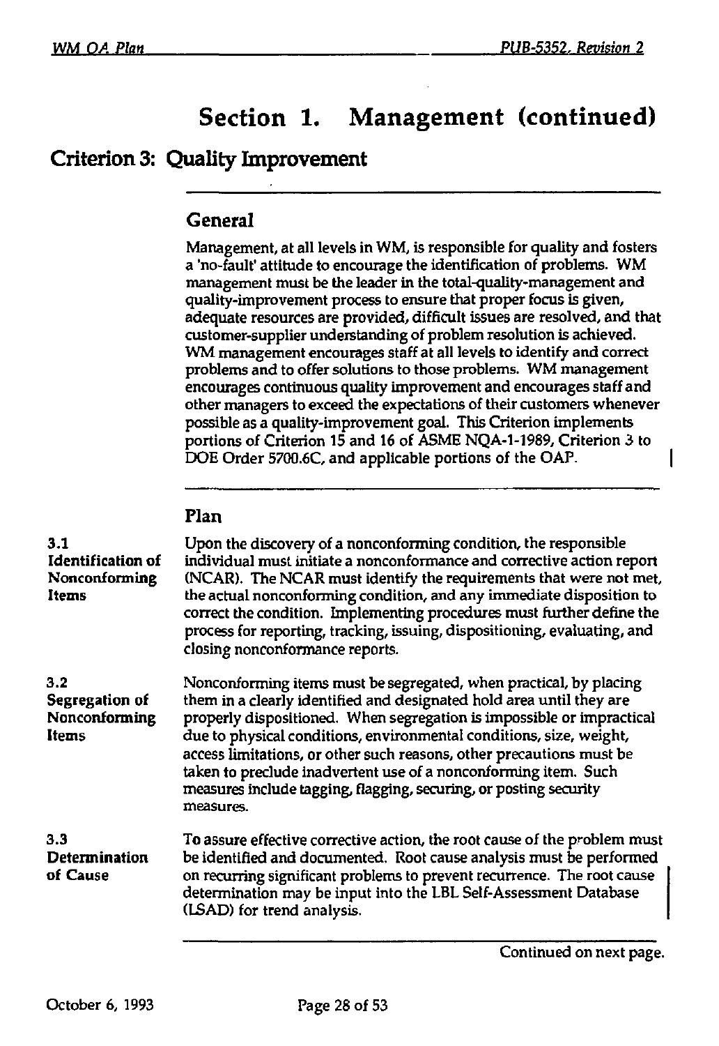# Section 1. Management (continued)

## Criterion 3: Quality Improvement

### General

Management, at all levels in WM, is responsible for quality and fosters a 'no-fault' attitude to encourage the identification of problems. WM management must be the leader in the total-quality-management and quality-improvement process to ensure that proper focus is given, adequate resources are provided, difficult issues are resolved, and that customer-supplier understanding of problem resolution is achieved. WM management encourages staff at all levels to identify and correct problems and to offer solutions to those problems. WM management encourages continuous quality improvement and encourages staff and other managers to exceed the expectations of their customers whenever possible as a quality-improvement goal. This Criterion implements portions of Criterion 15 and 16 of ASME NQA-1-1989, Criterion 3 to DOE Order 5700.6C, and applicable portions of the OAP.

### Plan

**3.1 Identification of Nonconforming Items**

Upon the discovery of a nonconforming condition, the responsible individual must initiate a nonconformance and corrective action report (NCAR). The NCAR must identify the requirements that were not met, the actual nonconforming condition, and any immediate disposition to correct the condition. Implementing procedures must further define the process for reporting, tracking, issuing, dispositioning, evaluating, and closing nonconformance reports.

**3.2 Segregation of Nonconforming Items**

Nonconforming items must be segregated, when practical, by placing them in a clearly identified and designated hold area until they are properly dispositioned. When segregation is impossible or impractical due to physical conditions, environmental conditions, size, weight, access limitations, or other such reasons, other precautions must be taken to preclude inadvertent use of a nonconforming item. Such measures include tagging, flagging, securing, or posting security measures.

**3.3 Determination of Cause**

To assure effective corrective action, the root cause of the problem must be identified and documented. Root cause analysis must be performed on recurring significant problems to prevent recurrence. The root cause determination may be input into the LBL Self-Assessment Database (LSAD) for trend analysis.

Continued on next page.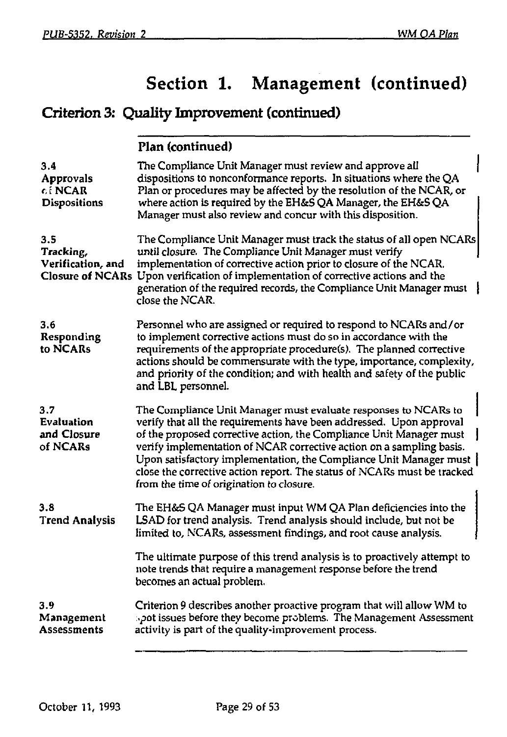# Section 1. Management (continued)

## Criterion 3: Quality Improvement (continued)

### Plan (continued)

**3.4 Approvals of NCAR Dispositions**

The Compliance Unit Manager must review and approve all dispositions to nonconformance reports. In situations where the QA Plan or procedures may be affected by the resolution of the NCAR, or where action is required by the EH&S QA Manager, the EH&S QA Manager must also review and concur with this disposition.

**3.5 Tracking, Verification, and Closure of NCARs**

The Compliance Unit Manager must track the status of all open NCARs until closure. The Compliance Unit Manager must verify implementation of corrective action prior to closure of the NCAR. Upon verification of implementation of corrective actions and the generation of the required records, the Compliance Unit Manager must close the NCAR.

**3.6 Responding to NCARs**

Personnel who are assigned or required to respond to NCARs and/or to implement corrective actions must do so in accordance with the requirements of the appropriate procedure(s). The planned corrective actions should be commensurate with the type, importance, complexity, and priority of the condition; and with health and safety of the public and LBL personnel.

**3.7 Evaluation and Closure of NCARs**

The Compliance Unit Manager must evaluate responses to NCARs to verify that all the requirements have been addressed. Upon approval of the proposed corrective action, the Compliance Unit Manager must verify implementation of NCAR corrective action on a sampling basis. Upon satisfactory implementation, the Compliance Unit Manager must close the corrective action report. The status of NCARs must be tracked from the time of origination to closure.

**3.8 Trend Analysis**

The EH&S QA Manager must input WM QA Plan deficiencies into the LSAD for trend analysis. Trend analysis should include, but not be limited to, NCARs, assessment findings, and root cause analysis.

The ultimate purpose of this trend analysis is to proactively attempt to note trends that require a management response before the trend becomes an actual problem.

**3.9 Management Assessments**

Criterion 9 describes another proactive program that will allow WM to spot issues before they become problems. The Management Assessment activity is part of the quality-improvement process.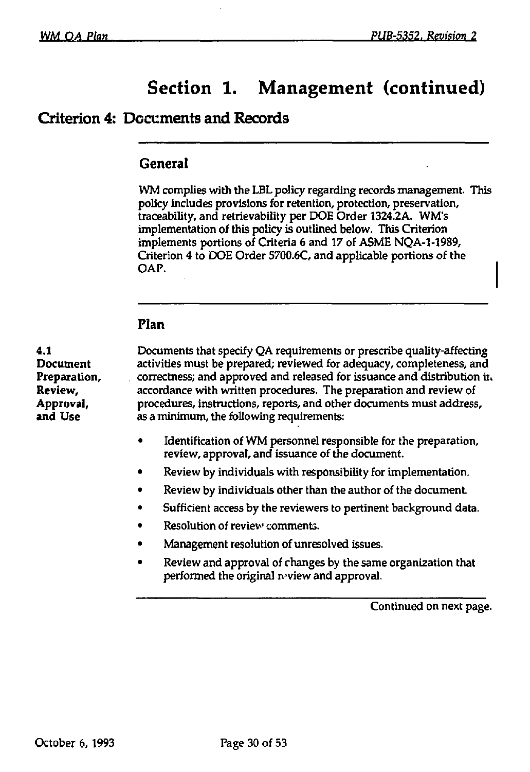# Section 1. Management (continued)

## Criterion 4: Documents and Records

### General

WM complies with the LBL policy regarding records management. This policy includes provisions for retention, protection, preservation, traceability, and retrievability per DOE Order 1324.2A. WM's implementation of this policy is outlined below. This Criterion implements portions of Criteria 6 and 17 of ASME NQA-1-1989, Criterion 4 to DOE Order 5700.6C, and applicable portions of the OAP.

### Plan

**4.1 Document Preparation, Review, Approval, and Use**

Documents that specify QA requirements or prescribe quality-affecting activities must be prepared; reviewed for adequacy, completeness, and correctness; and approved and released for issuance and distribution in accordance with written procedures. The preparation and review of procedures, instructions, reports, and other documents must address, as a minimum, the following requirements:

- Identification of WM personnel responsible for the preparation, review, approval, and issuance of the document.
- Review by individuals with responsibility for implementation.
- Review by individuals other than the author of the document.
- Sufficient access by the reviewers to pertinent background data.
- Resolution of review comments.
- Management resolution of unresolved issues.
- Review and approval of changes by the same organization that performed the original review and approval.

Continued on next page.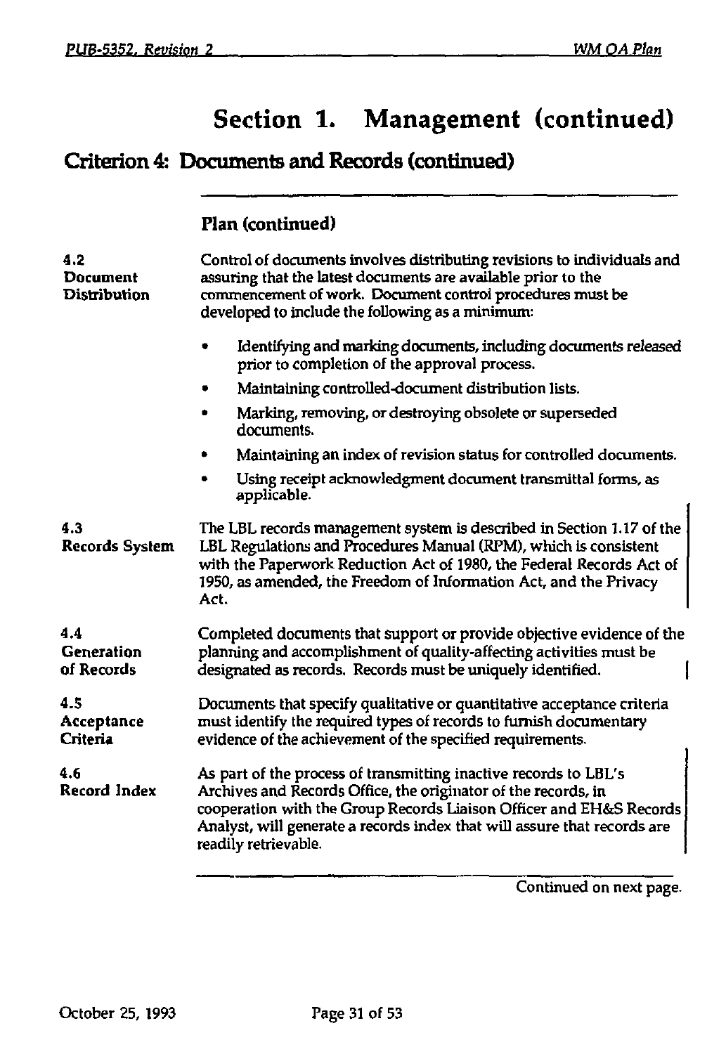# Section 1. Management (continued)

## Criterion 4: Documents and Records (continued)

### Plan (continued)

**4.2 Document Distribution**

Control of documents involves distributing revisions to individuals and assuring that the latest documents are available prior to the commencement of work. Document control procedures must be developed to include the following as a minimum:

- Identifying and marking documents, including documents released prior to completion of the approval process.
- Maintaining controlled-document distribution lists.
- Marking, removing, or destroying obsolete or superseded documents.
- Maintaining an index of revision status for controlled documents.
- Using receipt acknowledgment document transmittal forms, as applicable.

**4.3 Records System**

The LBL records management system is described in Section 1.17 of the LBL Regulations and Procedures Manual (RPM), which is consistent with the Paperwork Reduction Act of 1980, the Federal Records Act of 1950, as amended, the Freedom of Information Act, and the Privacy Act.

**4.4 Generation of Records**

Completed documents that support or provide objective evidence of the planning and accomplishment of quality-affecting activities must be designated as records. Records must be uniquely identified.

**4.5 Acceptance Criteria**

Documents that specify qualitative or quantitative acceptance criteria must identify the required types of records to furnish documentary evidence of the achievement of the specified requirements.

**4.6 Record Index**

As part of the process of transmitting inactive records to LBL's Archives and Records Office, the originator of the records, in cooperation with the Group Records Liaison Officer and EH&S Records Analyst, will generate a records index that will assure that records are readily retrievable.

Continued on next page.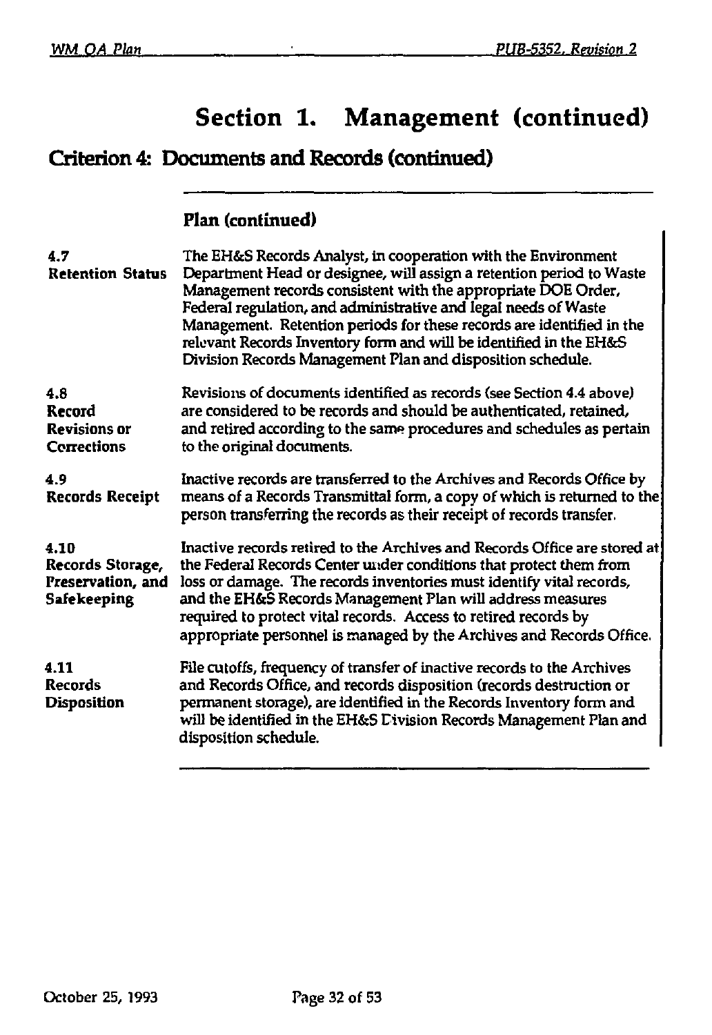# Section 1. Management (continued)

## Criterion 4: Documents and Records (continued)

### Plan (continued)

**4.7 Retention Status**

The EH&S Records Analyst, in cooperation with the Environment Department Head or designee, will assign a retention period to Waste Management records consistent with the appropriate DOE Order, Federal regulation, and administrative and legal needs of Waste Management. Retention periods for these records are identified in the relevant Records Inventory form and will be identified in the EH&S Division Records Management Plan and disposition schedule.

**4.8 Record Revisions or Corrections**

Revisions of documents identified as records (see Section 4.4 above) are considered to be records and should be authenticated, retained, and retired according to the same procedures and schedules as pertain to the original documents.

**4.9 Records Receipt**

Inactive records are transferred to the Archives and Records Office by means of a Records Transmittal form, a copy of which is returned to the person transferring the records as their receipt of records transfer.

**4.10 Records Storage, Preservation, and Safekeeping**

Inactive records retired to the Archives and Records Office are stored at the Federal Records Center under conditions that protect them from loss or damage. The records inventories must identify vital records, and the EH&S Records Management Plan will address measures required to protect vital records. Access to retired records by appropriate personnel is managed by the Archives and Records Office.

**4.11 Records Disposition**

File cutoffs, frequency of transfer of inactive records to the Archives and Records Office, and records disposition (records destruction or permanent storage), are identified in the Records Inventory form and will be identified in the EH&S Division Records Management Plan and disposition schedule.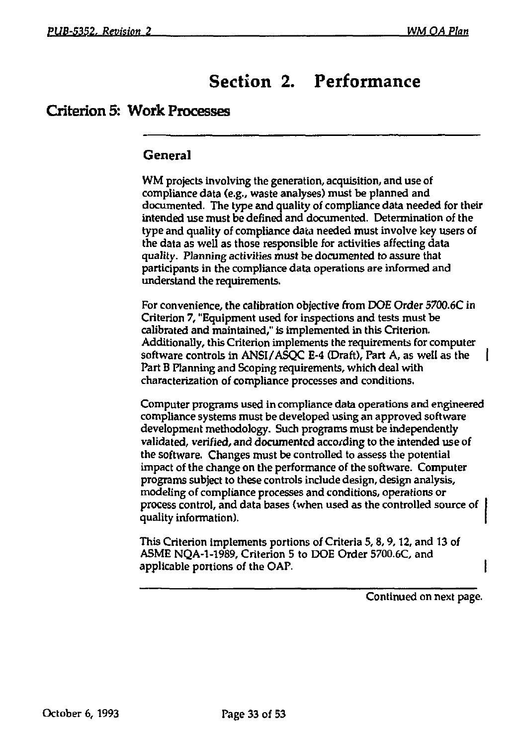# Section 2. Performance

## Criterion 5: Work Processes

### General

WM projects involving the generation, acquisition, and use of compliance data (e.g., waste analyses) must be planned and documented. The type and quality of compliance data needed for their intended use must be defined and documented. Determination of the type and quality of compliance data needed must involve key users of the data as well as those responsible for activities affecting data quality. Planning activities must be documented to assure that participants in the compliance data operations are informed and understand the requirements.

For convenience, the calibration objective from DOE Order 5700.6C in Criterion 7, "Equipment used for inspections and tests must be calibrated and maintained," is implemented in this Criterion. Additionally, this Criterion implements the requirements for computer software controls in ANSI/ASQC E-4 (Draft), Part A, as well as the Part B Planning and Scoping requirements, which deal with characterization of compliance processes and conditions.

Computer programs used in compliance data operations and engineered compliance systems must be developed using an approved software development methodology. Such programs must be independently validated, verified, and documented according to the intended use of the software. Changes must be controlled to assess the potential impact of the change on the performance of the software. Computer programs subject to these controls include design, design analysis, modeling of compliance processes and conditions, operations or process control, and data bases (when used as the controlled source of quality information).

This Criterion implements portions of Criteria 5, 8, 9, 12, and 13 of ASME NQA-1-1989, Criterion 5 to DOE Order 5700.6C, and applicable portions of the OAP.

Continued on next page.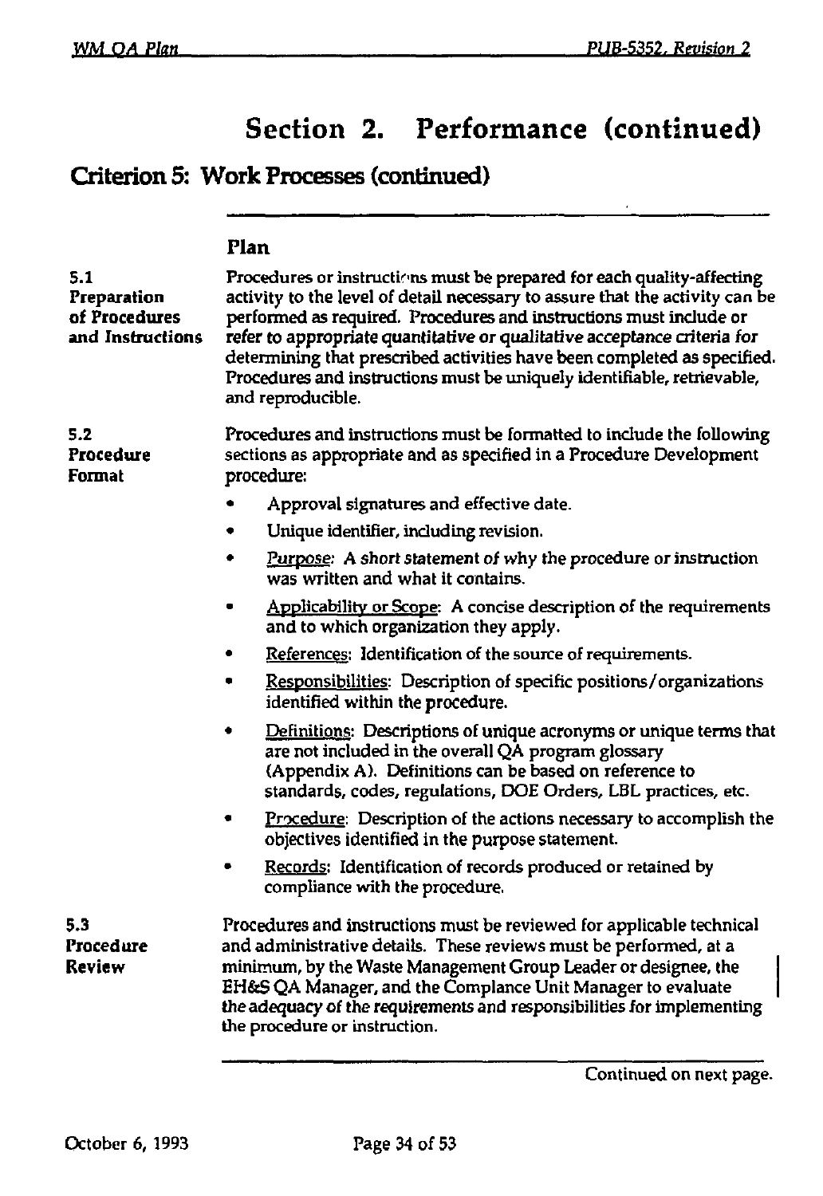# Section 2. Performance (continued)

## Criterion 5: Work Processes (continued)

### Plan

**5.1 Preparation of Procedures and Instructions**

Procedures or instructions must be prepared for each quality-affecting activity to the level of detail necessary to assure that the activity can be performed as required. Procedures and instructions must include or refer to appropriate quantitative or qualitative acceptance criteria for determining that prescribed activities have been completed as specified. Procedures and instructions must be uniquely identifiable, retrievable, and reproducible.

**5.2 Procedure Format**

Procedures and instructions must be formatted to include the following sections as appropriate and as specified in a Procedure Development procedure:

- Approval signatures and effective date.
- Unique identifier, including revision.
- Purpose: A short statement of why the procedure or instruction was written and what it contains.
- Applicability or Scope: A concise description of the requirements and to which organization they apply.
- References: Identification of the source of requirements.
- Responsibilities: Description of specific positions/organizations identified within the procedure.
- Definitions: Descriptions of unique acronyms or unique terms that are not included in the overall QA program glossary (Appendix A). Definitions can be based on reference to standards, codes, regulations, DOE Orders, LBL practices, etc.
- Procedure: Description of the actions necessary to accomplish the objectives identified in the purpose statement.
- Records: Identification of records produced or retained by compliance with the procedure.

**5.3 Procedure Review**

Procedures and instructions must be reviewed for applicable technical and administrative details. These reviews must be performed, at a minimum, by the Waste Management Group Leader or designee, the EH&S QA Manager, and the Complance Unit Manager to evaluate the adequacy of the requirements and responsibilities for implementing the procedure or instruction.

Continued on next page.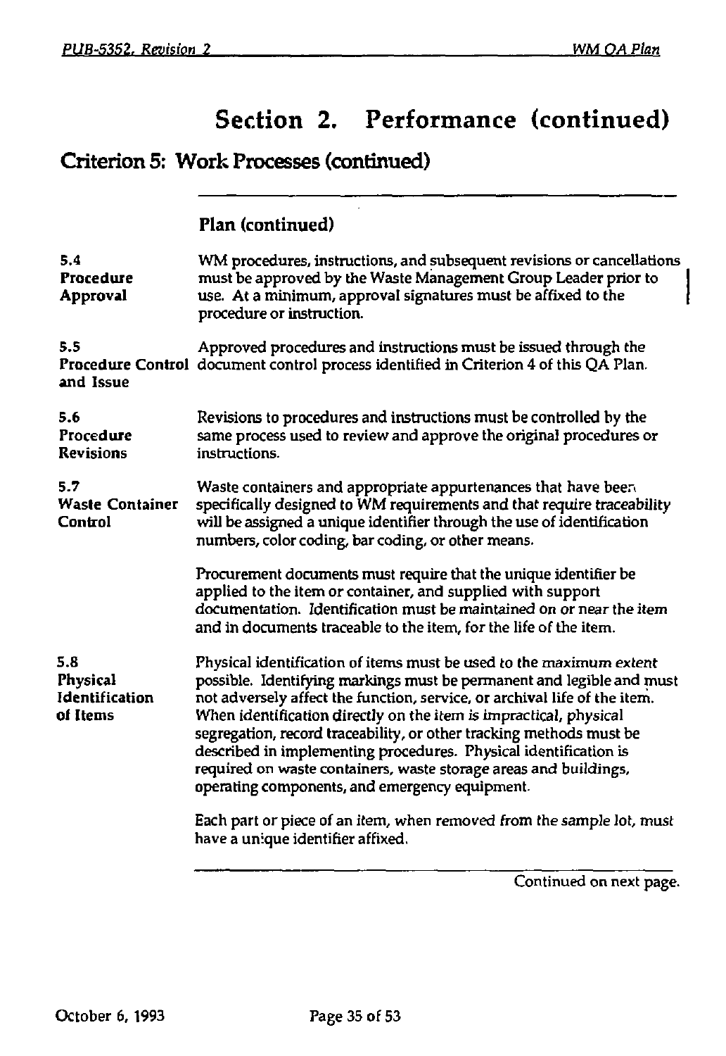# Section 2. Performance (continued)

## Criterion 5: Work Processes (continued)

### Plan (continued)

**5.4 Procedure Approval**

WM procedures, instructions, and subsequent revisions or cancellations must be approved by the Waste Management Group Leader prior to use. At a minimum, approval signatures must be affixed to the procedure or instruction.

**5.5 Procedure Control and Issue**

Approved procedures and instructions must be issued through the document control process identified in Criterion 4 of this QA Plan.

**5.6 Procedure Revisions**

Revisions to procedures and instructions must be controlled by the same process used to review and approve the original procedures or instructions.

**5.7 Waste Container Control**

Waste containers and appropriate appurtenances that have been specifically designed to WM requirements and that require traceability will be assigned a unique identifier through the use of identification numbers, color coding, bar coding, or other means.

Procurement documents must require that the unique identifier be applied to the item or container, and supplied with support documentation. Identification must be maintained on or near the item and in documents traceable to the item, for the life of the item.

**5.8 Physical Identification of Items**

Physical identification of items must be used to the maximum extent possible. Identifying markings must be permanent and legible and must not adversely affect the function, service, or archival life of the item. When identification directly on the item is impractical, physical segregation, record traceability, or other tracking methods must be described in implementing procedures. Physical identification is required on waste containers, waste storage areas and buildings, operating components, and emergency equipment.

Each part or piece of an item, when removed from the sample lot, must have a unique identifier affixed.

Continued on next page.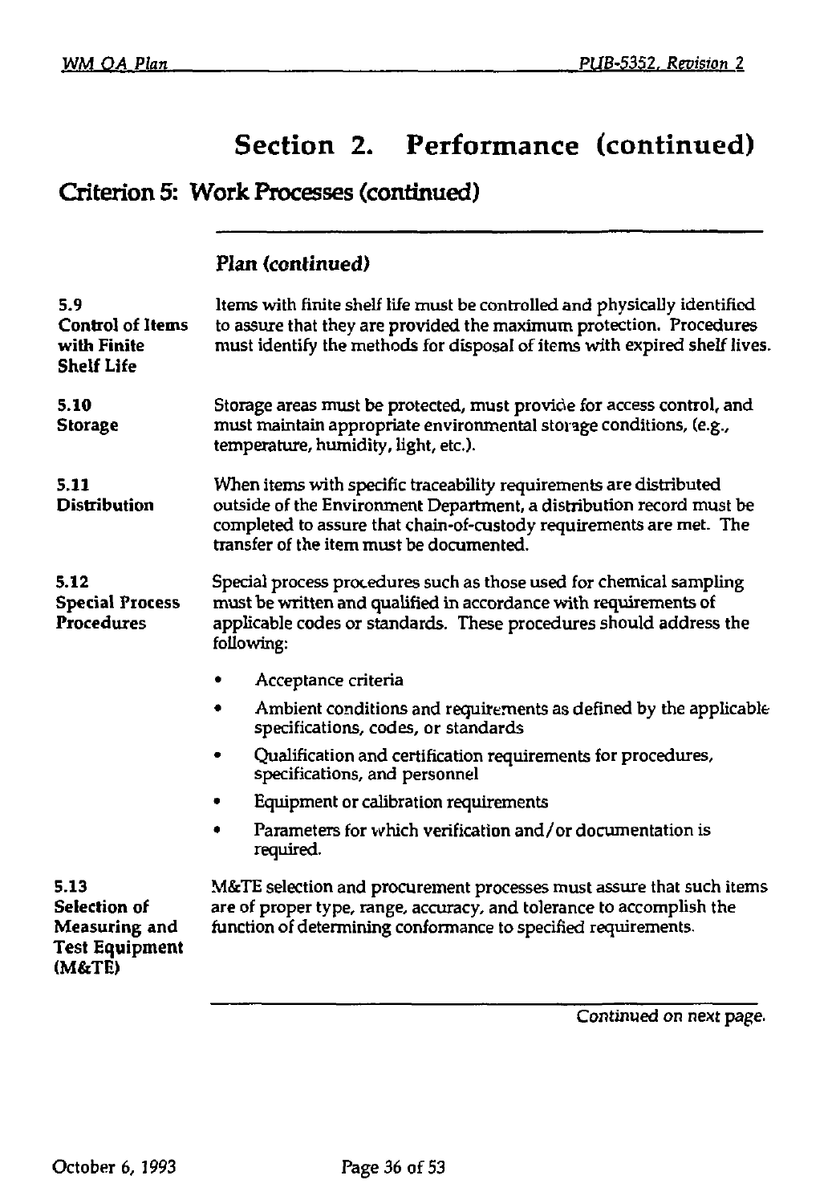# Section 2. Performance (continued)

## Criterion 5: Work Processes (continued)

### Plan (continued)

**5.9 Control of Items with Finite Shelf Life**

Items with finite shelf life must be controlled and physically identified to assure that they are provided the maximum protection. Procedures must identify the methods for disposal of items with expired shelf lives.

**5.10 Storage**

Storage areas must be protected, must provide for access control, and must maintain appropriate environmental storage conditions, (e.g., temperature, humidity, light, etc.).

**5.11 Distribution**

When items with specific traceability requirements are distributed outside of the Environment Department, a distribution record must be completed to assure that chain-of-custody requirements are met. The transfer of the item must be documented.

**5.12 Special Process Procedures**

Special process procedures such as those used for chemical sampling must be written and qualified in accordance with requirements of applicable codes or standards. These procedures should address the following:

- Acceptance criteria
- Ambient conditions and requirements as defined by the applicable specifications, codes, or standards
- Qualification and certification requirements for procedures, specifications, and personnel
- Equipment or calibration requirements
- Parameters for which verification and/or documentation is required.

**5.13 Selection of Measuring and Test Equipment (M&TE)**

M&TE selection and procurement processes must assure that such items are of proper type, range, accuracy, and tolerance to accomplish the function of determining conformance to specified requirements.

*Continued on next page.*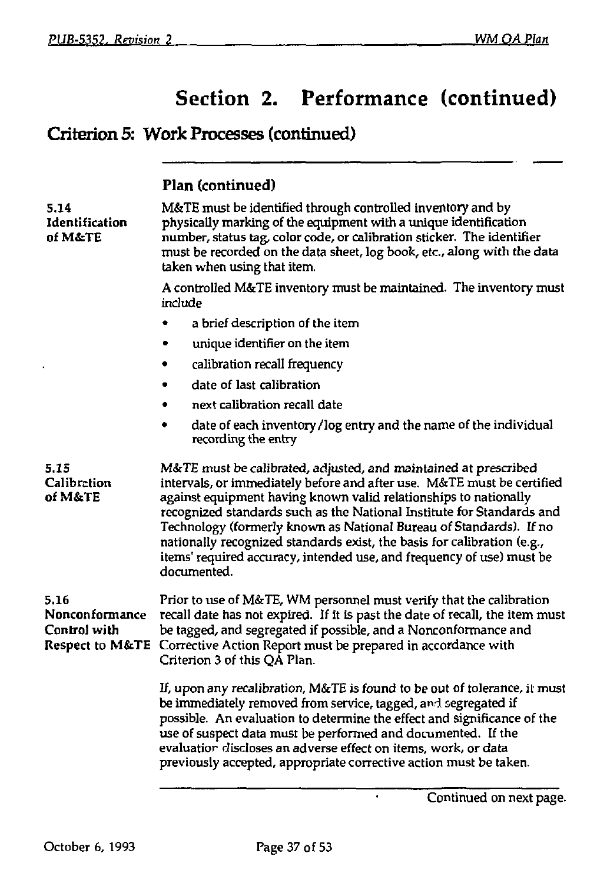# Section 2. Performance (continued)

## Criterion 5: Work Processes (continued)

### Plan (continued)

**5.14 Identification of M&TE**

M&TE must be identified through controlled inventory and by physically marking of the equipment with a unique identification number, status tag, color code, or calibration sticker. The identifier must be recorded on the data sheet, log book, etc., along with the data taken when using that item.

A controlled M&TE inventory must be maintained. The inventory must include

- a brief description of the item
- unique identifier on the item
- calibration recall frequency
- date of last calibration
- next calibration recall date
- date of each inventory/log entry and the name of the individual recording the entry

**5.15 Calibration of M&TE**

*M&TE must be calibrated, adjusted, and maintained at prescribed intervals, or immediately before and after use.* M&TE must be certified against equipment having known valid relationships to nationally recognized standards such as the National Institute for Standards and Technology (formerly known as National Bureau of Standards). If no nationally recognized standards exist, the basis for calibration (e.g., items' required accuracy, intended use, and frequency of use) must be documented.

**5.16 Nonconformance Control with Respect to M&TE**

Prior to use of M&TE, WM personnel must verify that the calibration recall date has not expired. If it is past the date of recall, the item must be tagged, and segregated if possible, and a Nonconformance and Corrective Action Report must be prepared in accordance with Criterion 3 of this QA Plan.

If, upon any recalibration, M&TE is found to be out of tolerance, it must be immediately removed from service, tagged, and segregated if possible. An evaluation to determine the effect and significance of the use of suspect data must be performed and documented. If the evaluation discloses an adverse effect on items, work, or data previously accepted, appropriate corrective action must be taken.

Continued on next page.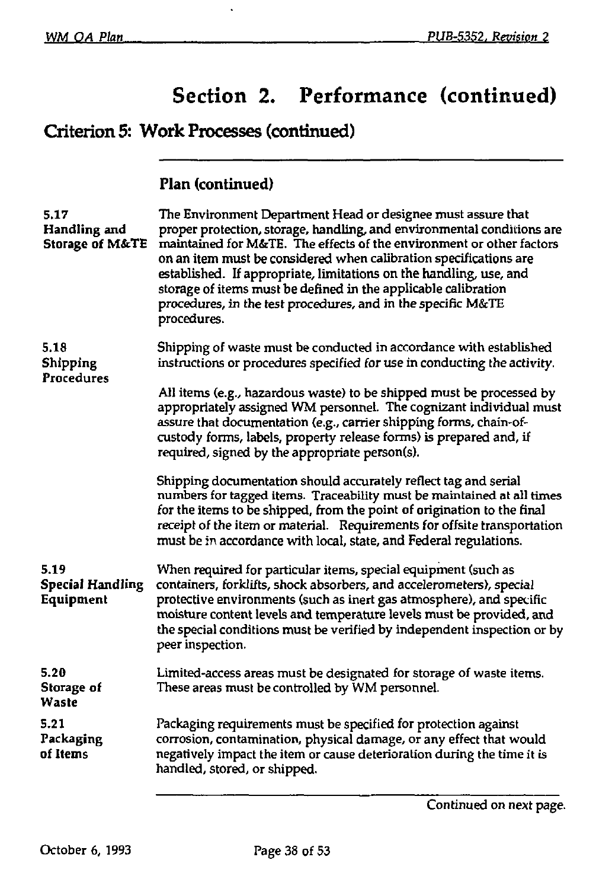# Section 2. Performance (continued)

## Criterion 5: Work Processes (continued)

### Plan (continued)

**5.17 Handling and Storage of M&TE**

The Environment Department Head or designee must assure that proper protection, storage, handling, and environmental conditions are maintained for M&TE. The effects of the environment or other factors on an item must be considered when calibration specifications are established. If appropriate, limitations on the handling, use, and storage of items must be defined in the applicable calibration procedures, in the test procedures, and in the specific M&TE procedures.

**5.18 Shipping Procedures**

Shipping of waste must be conducted in accordance with established instructions or procedures specified for use in conducting the activity.

All items (e.g., hazardous waste) to be shipped must be processed by appropriately assigned WM personnel. The cognizant individual must assure that documentation (e.g., carrier shipping forms, chain-of-custody forms, labels, property release forms) is prepared and, if required, signed by the appropriate person(s).

Shipping documentation should accurately reflect tag and serial numbers for tagged items. Traceability must be maintained at all times for the items to be shipped, from the point of origination to the final receipt of the item or material. Requirements for offsite transportation must be in accordance with local, state, and Federal regulations.

**5.19 Special Handling Equipment**

When required for particular items, special equipment (such as containers, forklifts, shock absorbers, and accelerometers), special protective environments (such as inert gas atmosphere), and specific moisture content levels and temperature levels must be provided, and the special conditions must be verified by independent inspection or by peer inspection.

**5.20 Storage of Waste**

Limited-access areas must be designated for storage of waste items. These areas must be controlled by WM personnel.

**5.21 Packaging of Items**

Packaging requirements must be specified for protection against corrosion, contamination, physical damage, or any effect that would negatively impact the item or cause deterioration during the time it is handled, stored, or shipped.

Continued on next page.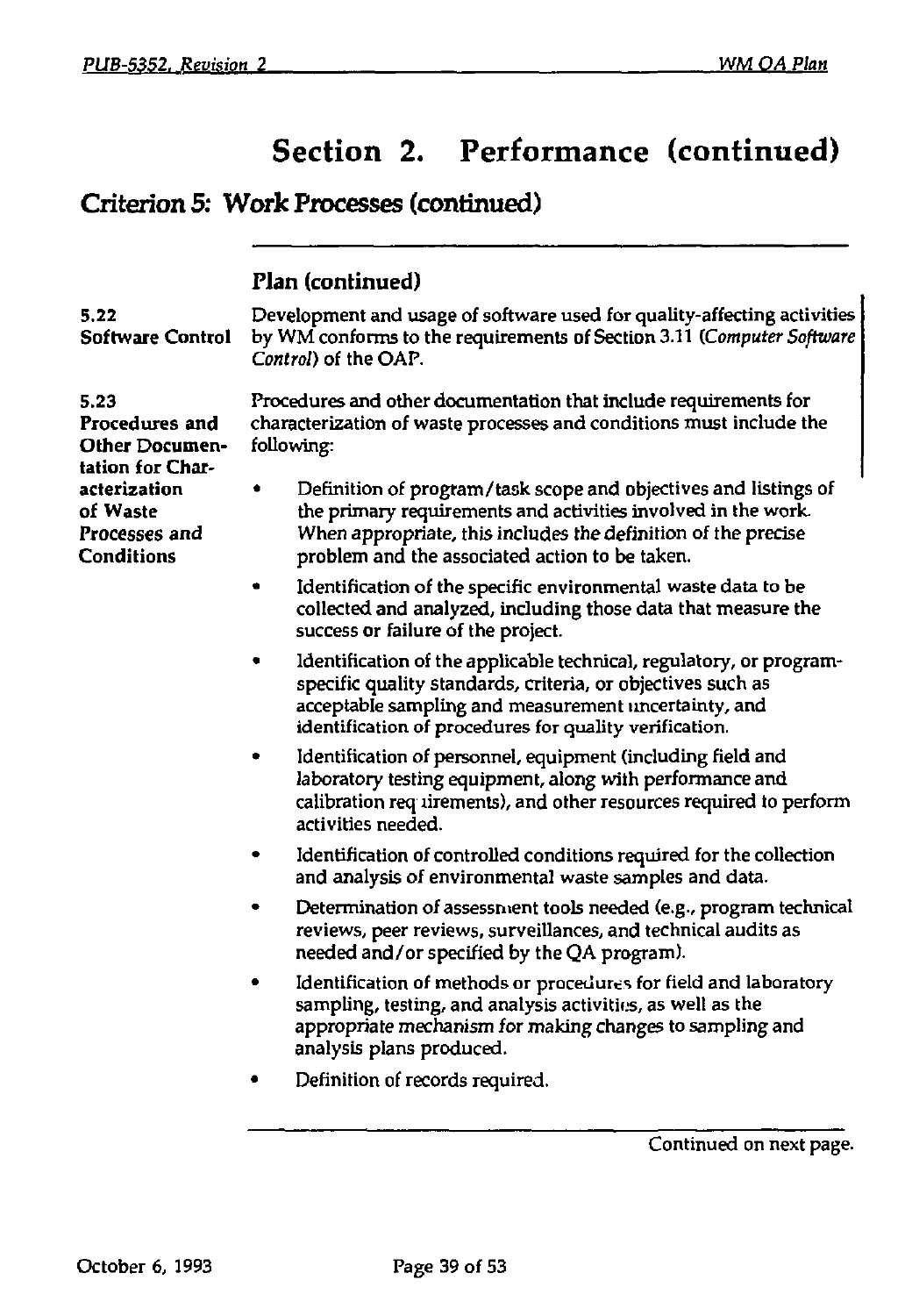# Section 2. Performance (continued)

## Criterion 5: Work Processes (continued)

### Plan (continued)

**5.22 Software Control**

Development and usage of software used for quality-affecting activities by WM conforms to the requirements of Section 3.11 (*Computer Software Control*) of the OAP.

**5.23 Procedures and Other Documentation for Characterization of Waste Processes and Conditions**

Procedures and other documentation that include requirements for characterization of waste processes and conditions must include the following:

- Definition of program/task scope and objectives and listings of the primary requirements and activities involved in the work. When appropriate, this includes the definition of the precise problem and the associated action to be taken.
- Identification of the specific environmental waste data to be collected and analyzed, including those data that measure the success or failure of the project.
- Identification of the applicable technical, regulatory, or program-specific quality standards, criteria, or objectives such as acceptable sampling and measurement uncertainty, and identification of procedures for quality verification.
- Identification of personnel, equipment (including field and laboratory testing equipment, along with performance and calibration requirements), and other resources required to perform activities needed.
- Identification of controlled conditions required for the collection and analysis of environmental waste samples and data.
- Determination of assessment tools needed (e.g., program technical reviews, peer reviews, surveillances, and technical audits as needed and/or specified by the QA program).
- Identification of methods or procedures for field and laboratory sampling, testing, and analysis activities, as well as the appropriate mechanism for making changes to sampling and analysis plans produced.
- Definition of records required.

Continued on next page.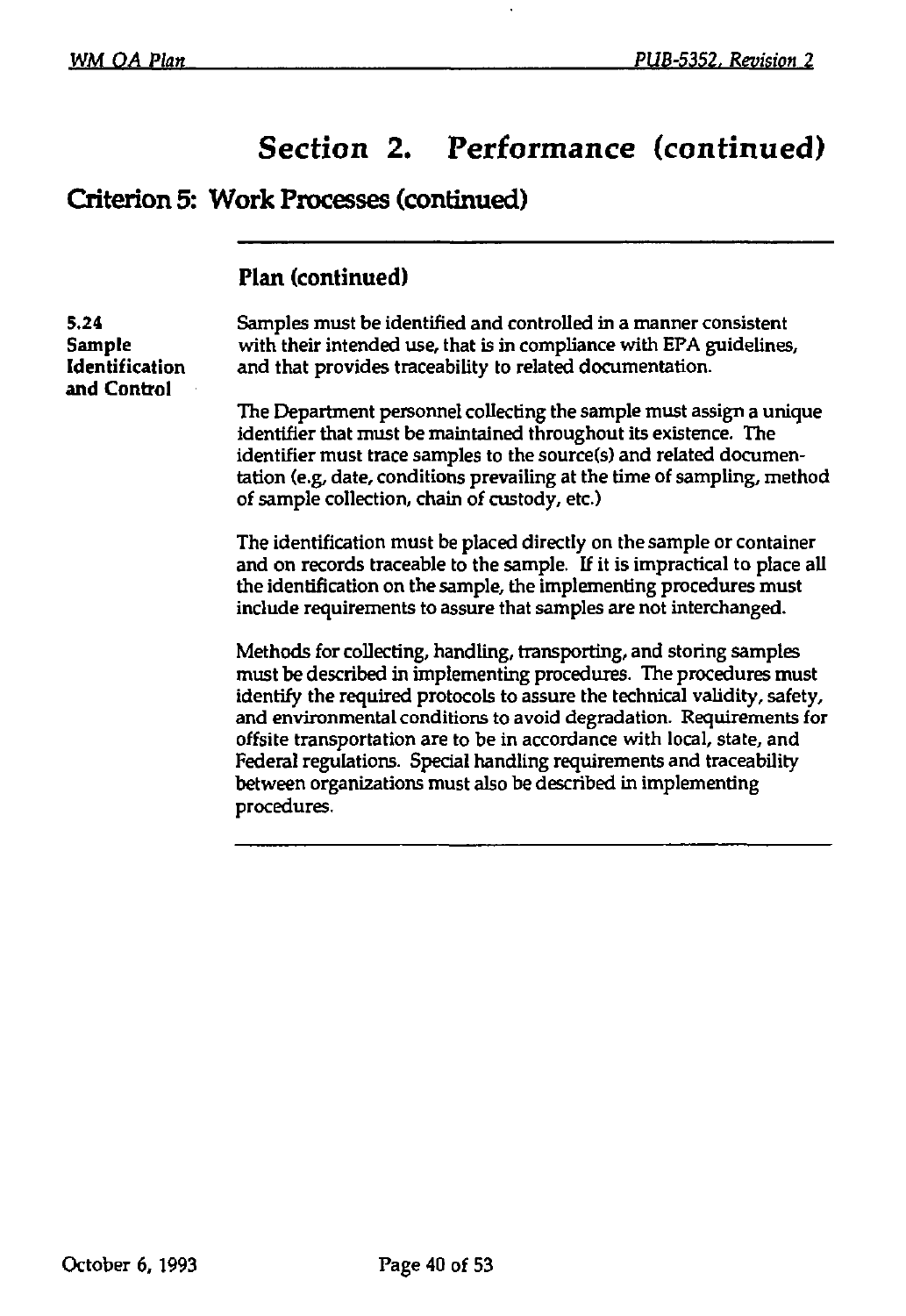# Section 2. Performance (continued)

## Criterion 5: Work Processes (continued)

### Plan (continued)

**5.24 Sample Identification and Control**

Samples must be identified and controlled in a manner consistent with their intended use, that is in compliance with EPA guidelines, and that provides traceability to related documentation.

The Department personnel collecting the sample must assign a unique identifier that must be maintained throughout its existence. The identifier must trace samples to the source(s) and related documentation (e.g, date, conditions prevailing at the time of sampling, method of sample collection, chain of custody, etc.)

The identification must be placed directly on the sample or container and on records traceable to the sample. If it is impractical to place all the identification on the sample, the implementing procedures must include requirements to assure that samples are not interchanged.

Methods for collecting, handling, transporting, and storing samples must be described in implementing procedures. The procedures must identify the required protocols to assure the technical validity, safety, and environmental conditions to avoid degradation. Requirements for offsite transportation are to be in accordance with local, state, and Federal regulations. Special handling requirements and traceability between organizations must also be described in implementing procedures.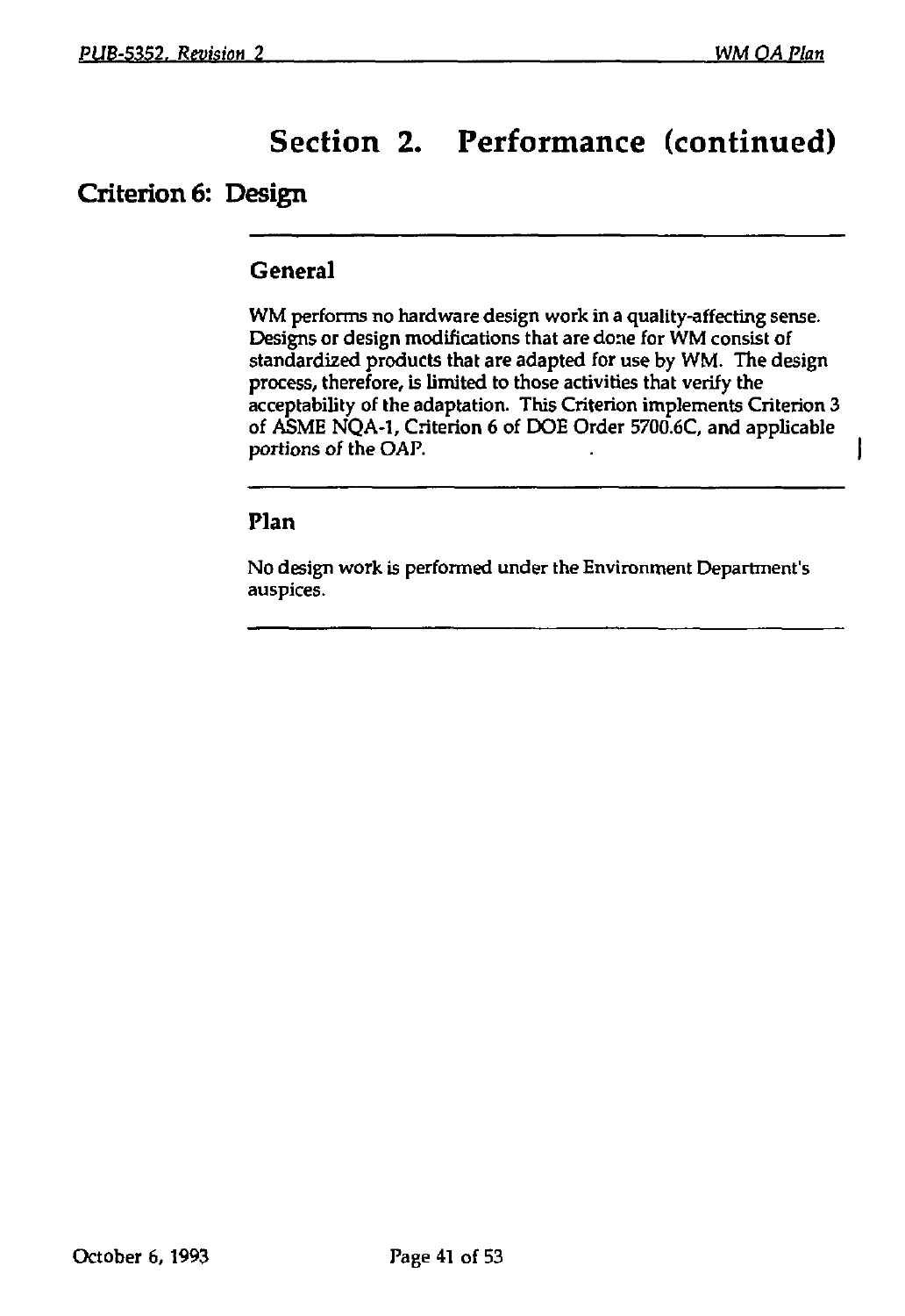# Section 2. Performance (continued)

## Criterion 6: Design

### General

WM performs no hardware design work in a quality-affecting sense. Designs or design modifications that are done for WM consist of standardized products that are adapted for use by WM. The design process, therefore, is limited to those activities that verify the acceptability of the adaptation. This Criterion implements Criterion 3 of ASME NQA-1, Criterion 6 of DOE Order 5700.6C, and applicable portions of the OAP.

### Plan

No design work is performed under the Environment Department's auspices.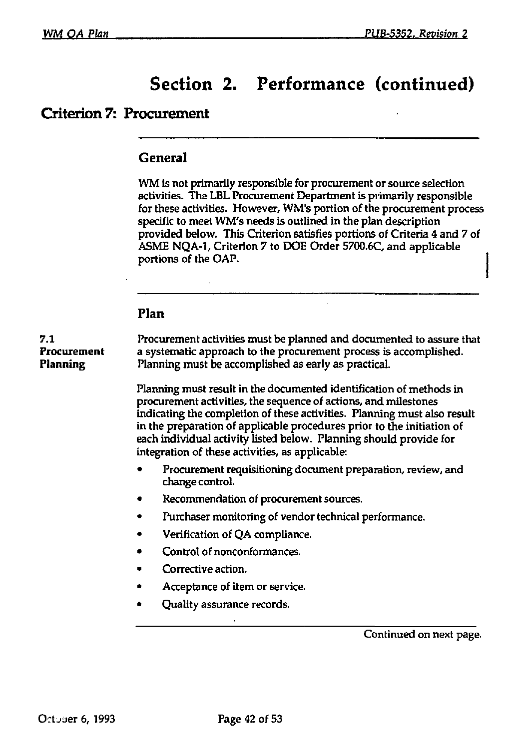# Section 2. Performance (continued)

## Criterion 7: Procurement

### General

WM is not primarily responsible for procurement or source selection activities. The LBL Procurement Department is primarily responsible for these activities. However, WM's portion of the procurement process specific to meet WM's needs is outlined in the plan description provided below. This Criterion satisfies portions of Criteria 4 and 7 of ASME NQA-1, Criterion 7 to DOE Order 5700.6C, and applicable portions of the OAP.

### Plan

**7.1 Procurement Planning**

Procurement activities must be planned and documented to assure that a systematic approach to the procurement process is accomplished. Planning must be accomplished as early as practical.

Planning must result in the documented identification of methods in procurement activities, the sequence of actions, and milestones indicating the completion of these activities. Planning must also result in the preparation of applicable procedures prior to the initiation of each individual activity listed below. Planning should provide for integration of these activities, as applicable:

- Procurement requisitioning document preparation, review, and change control.
- Recommendation of procurement sources.
- Purchaser monitoring of vendor technical performance.
- Verification of QA compliance.
- Control of nonconformances.
- Corrective action.
- Acceptance of item or service.
- Quality assurance records.

Continued on next page.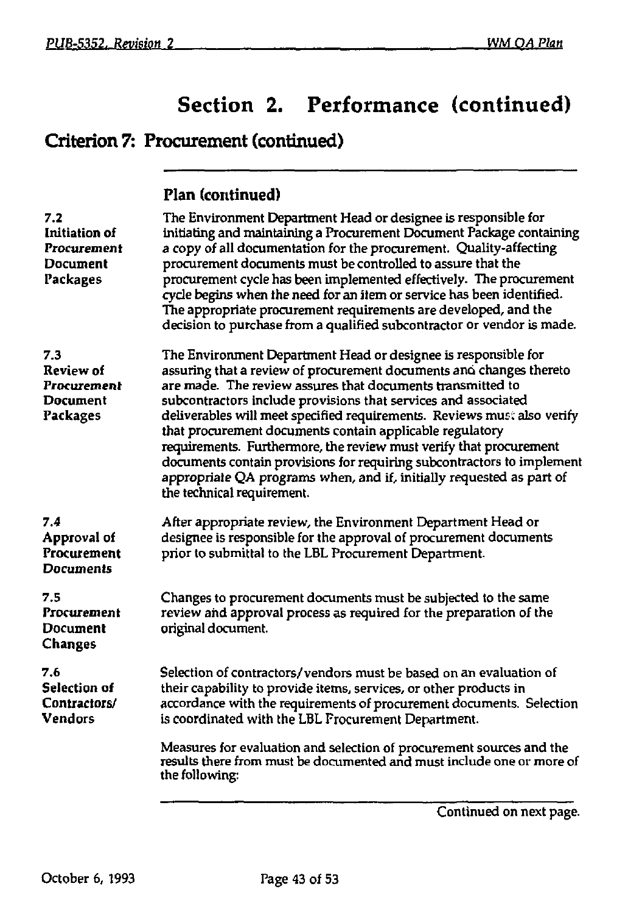# Section 2. Performance (continued)

## Criterion 7: Procurement (continued)

### Plan (continued)

**7.2 Initiation of Procurement Document Packages**

The Environment Department Head or designee is responsible for initiating and maintaining a Procurement Document Package containing a copy of all documentation for the procurement. Quality-affecting procurement documents must be controlled to assure that the procurement cycle has been implemented effectively. The procurement cycle begins when the need for an item or service has been identified. The appropriate procurement requirements are developed, and the decision to purchase from a qualified subcontractor or vendor is made.

**7.3 Review of Procurement Document Packages**

The Environment Department Head or designee is responsible for assuring that a review of procurement documents and changes thereto are made. The review assures that documents transmitted to subcontractors include provisions that services and associated deliverables will meet specified requirements. Reviews must also verify that procurement documents contain applicable regulatory requirements. Furthermore, the review must verify that procurement documents contain provisions for requiring subcontractors to implement appropriate QA programs when, and if, initially requested as part of the technical requirement.

**7.4 Approval of Procurement Documents**

After appropriate review, the Environment Department Head or designee is responsible for the approval of procurement documents prior to submittal to the LBL Procurement Department.

**7.5 Procurement Document Changes**

Changes to procurement documents must be subjected to the same review and approval process as required for the preparation of the original document.

**7.6 Selection of Contractors/ Vendors**

Selection of contractors/vendors must be based on an evaluation of their capability to provide items, services, or other products in accordance with the requirements of procurement documents. Selection is coordinated with the LBL Procurement Department.

Measures for evaluation and selection of procurement sources and the results there from must be documented and must include one or more of the following:

Continued on next page.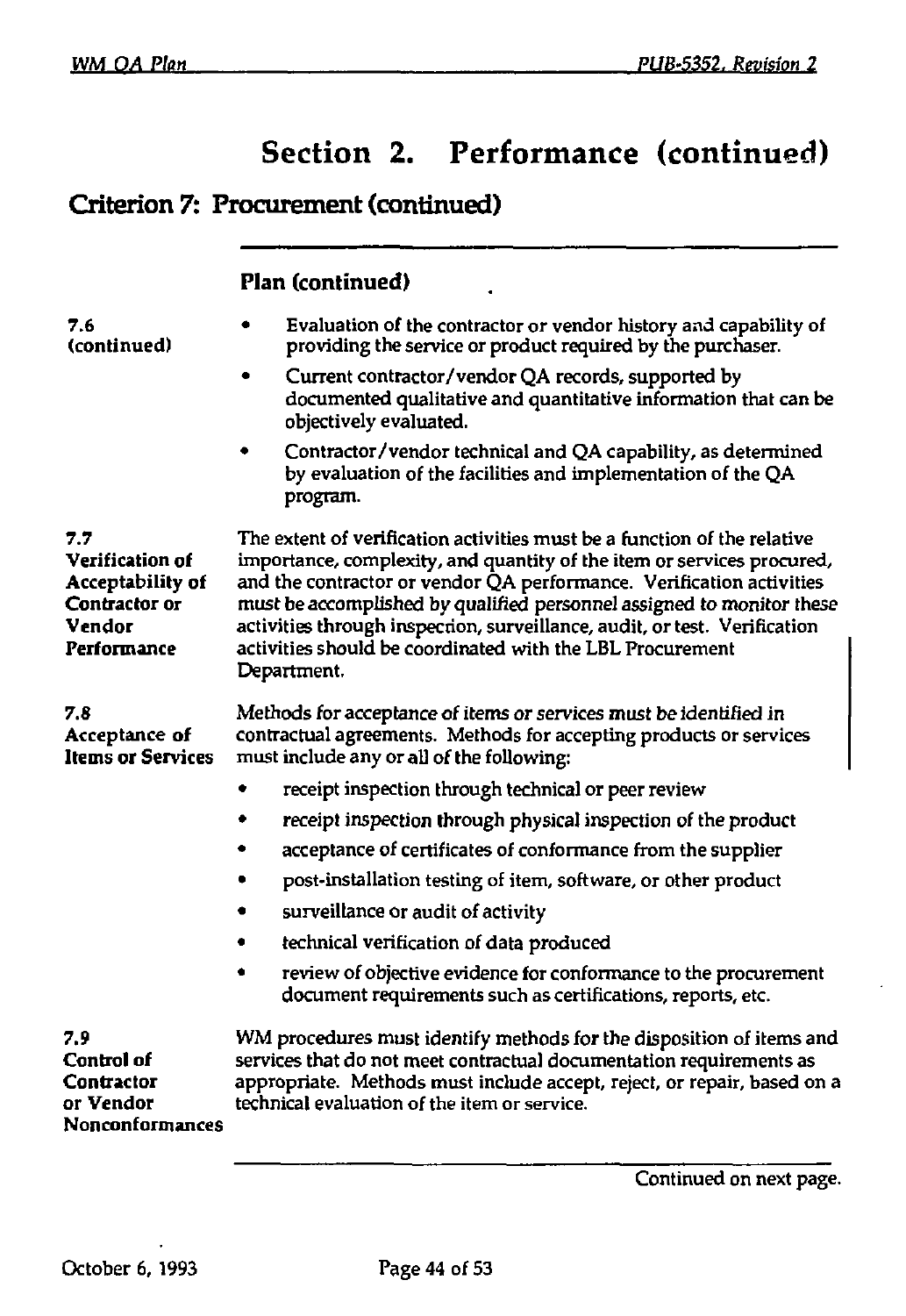# Section 2. Performance (continued)

## Criterion 7: Procurement (continued)

### Plan (continued)

**7.6 (continued)**

- Evaluation of the contractor or vendor history and capability of providing the service or product required by the purchaser.
- Current contractor/vendor QA records, supported by documented qualitative and quantitative information that can be objectively evaluated.
- Contractor/vendor technical and QA capability, as determined by evaluation of the facilities and implementation of the QA program.

**7.7 Verification of Acceptability of Contractor or Vendor Performance**

The extent of verification activities must be a function of the relative importance, complexity, and quantity of the item or services procured, and the contractor or vendor QA performance. Verification activities must be accomplished by qualified personnel assigned to monitor these activities through inspection, surveillance, audit, or test. Verification activities should be coordinated with the LBL Procurement Department.

**7.8 Acceptance of Items or Services**

Methods for acceptance of items or services must be identified in contractual agreements. Methods for accepting products or services must include any or all of the following:

- receipt inspection through technical or peer review
- receipt inspection through physical inspection of the product
- acceptance of certificates of conformance from the supplier
- post-installation testing of item, software, or other product
- surveillance or audit of activity
- technical verification of data produced
- review of objective evidence for conformance to the procurement document requirements such as certifications, reports, etc.

**7.9 Control of Contractor or Vendor Nonconformances**

WM procedures must identify methods for the disposition of items and services that do not meet contractual documentation requirements as appropriate. Methods must include accept, reject, or repair, based on a technical evaluation of the item or service.

Continued on next page.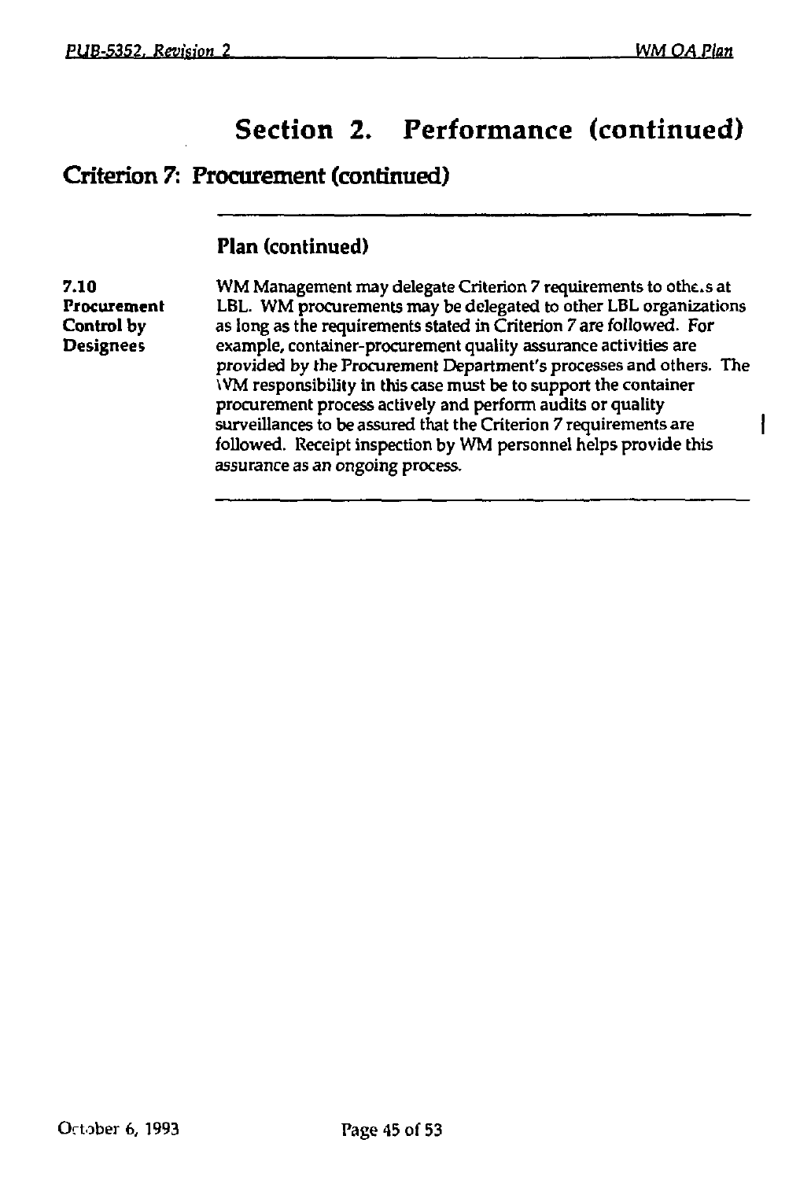# Section 2. Performance (continued)

## Criterion 7: Procurement (continued)

### Plan (continued)

**7.10 Procurement Control by Designees**

WM Management may delegate Criterion 7 requirements to others at LBL. WM procurements may be delegated to other LBL organizations as long as the requirements stated in Criterion 7 are followed. For example, container-procurement quality assurance activities are provided by the Procurement Department's processes and others. The WM responsibility in this case must be to support the container procurement process actively and perform audits or quality surveillances to be assured that the Criterion 7 requirements are followed. Receipt inspection by WM personnel helps provide this assurance as an ongoing process.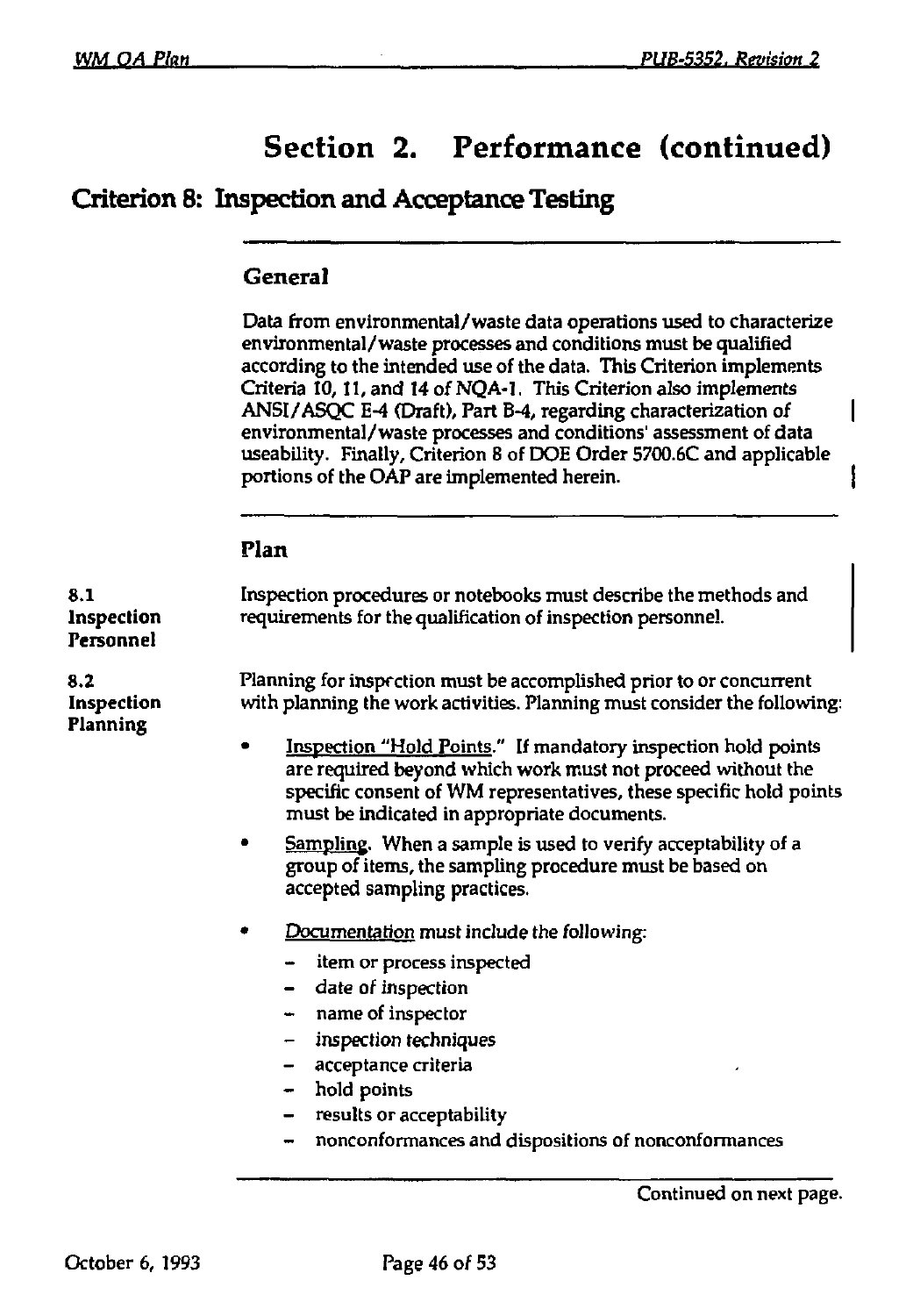# Section 2. Performance (continued)

## Criterion 8: Inspection and Acceptance Testing

### General

Data from environmental/waste data operations used to characterize environmental/waste processes and conditions must be qualified according to the intended use of the data. This Criterion implements Criteria 10, 11, and 14 of NQA-1. This Criterion also implements ANSI/ASQC E-4 (Draft), Part B-4, regarding characterization of environmental/waste processes and conditions' assessment of data useability. Finally, Criterion 8 of DOE Order 5700.6C and applicable portions of the OAP are implemented herein.

### Plan

**8.1 Inspection Personnel**

Inspection procedures or notebooks must describe the methods and requirements for the qualification of inspection personnel.

**8.2 Inspection Planning**

Planning for inspection must be accomplished prior to or concurrent with planning the work activities. Planning must consider the following:

- Inspection "Hold Points." If mandatory inspection hold points are required beyond which work must not proceed without the specific consent of WM representatives, these specific hold points must be indicated in appropriate documents.
- Sampling. When a sample is used to verify acceptability of a group of items, the sampling procedure must be based on accepted sampling practices.
- Documentation must include the following:
  - item or process inspected
  - date of inspection
  - name of inspector
  - inspection techniques
  - acceptance criteria
  - hold points
  - results or acceptability
  - nonconformances and dispositions of nonconformances

Continued on next page.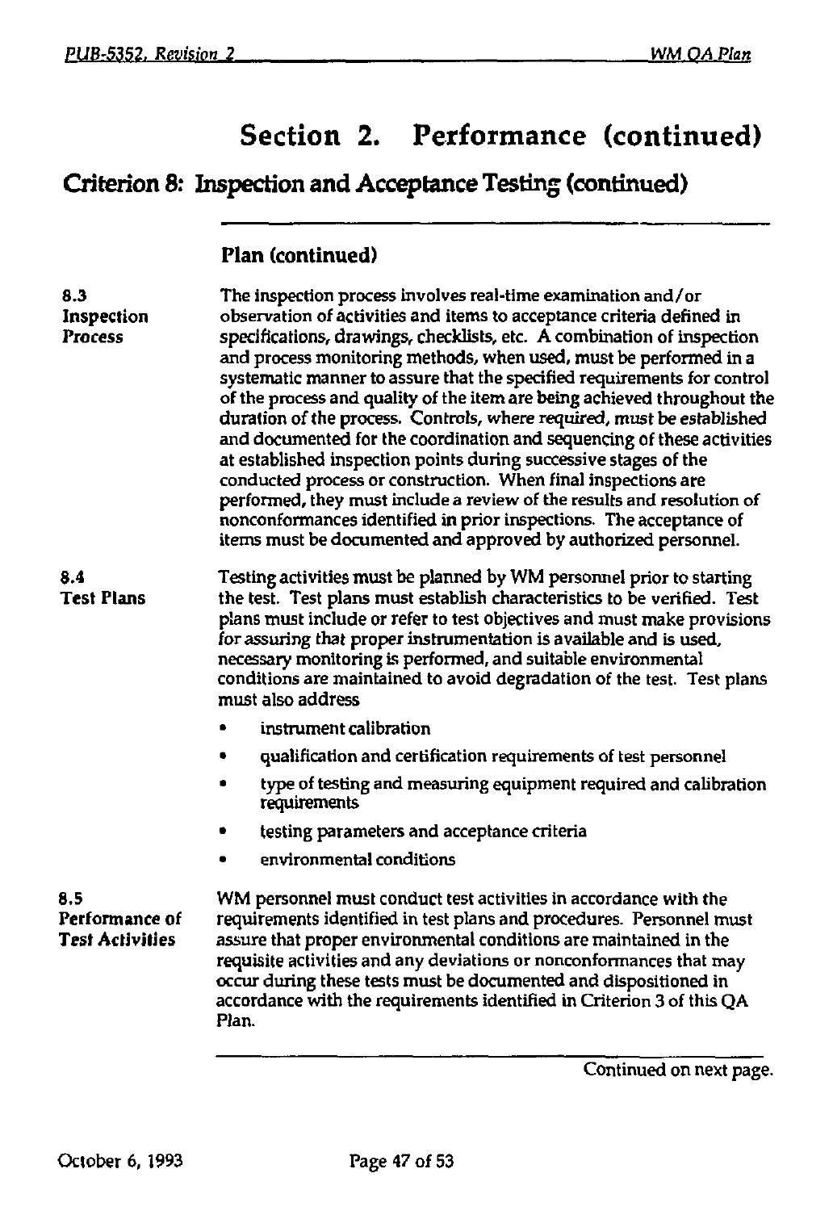# Section 2. Performance (continued)

## Criterion 8: Inspection and Acceptance Testing (continued)

### Plan (continued)

**8.3 Inspection Process**

The inspection process involves real-time examination and/or observation of activities and items to acceptance criteria defined in specifications, drawings, checklists, etc. A combination of inspection and process monitoring methods, when used, must be performed in a systematic manner to assure that the specified requirements for control of the process and quality of the item are being achieved throughout the duration of the process. Controls, where required, must be established and documented for the coordination and sequencing of these activities at established inspection points during successive stages of the conducted process or construction. When final inspections are performed, they must include a review of the results and resolution of nonconformances identified in prior inspections. The acceptance of items must be documented and approved by authorized personnel.

**8.4 Test Plans**

Testing activities must be planned by WM personnel prior to starting the test. Test plans must establish characteristics to be verified. Test plans must include or refer to test objectives and must make provisions for assuring that proper instrumentation is available and is used, necessary monitoring is performed, and suitable environmental conditions are maintained to avoid degradation of the test. Test plans must also address

- instrument calibration
- qualification and certification requirements of test personnel
- type of testing and measuring equipment required and calibration requirements
- testing parameters and acceptance criteria
- environmental conditions

**8.5 Performance of Test Activities**

WM personnel must conduct test activities in accordance with the requirements identified in test plans and procedures. Personnel must assure that proper environmental conditions are maintained in the requisite activities and any deviations or nonconformances that may occur during these tests must be documented and dispositioned in accordance with the requirements identified in Criterion 3 of this QA Plan.

Continued on next page.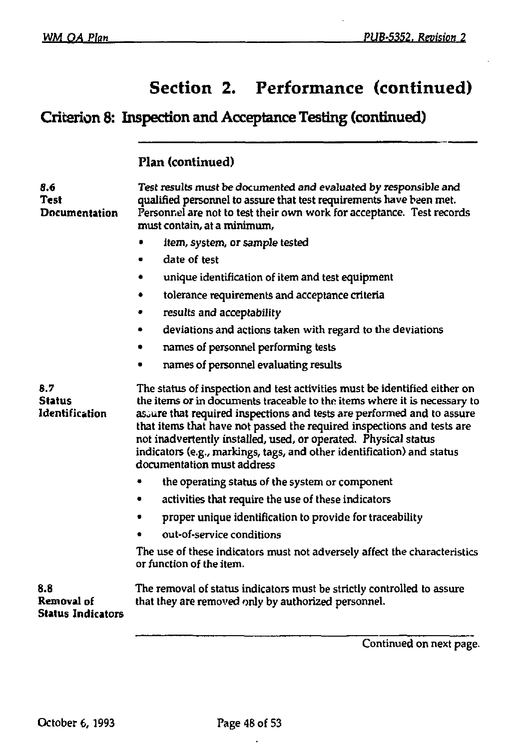# Section 2. Performance (continued)

## Criterion 8: Inspection and Acceptance Testing (continued)

### Plan (continued)

**8.6 Test Documentation**

*Test results must be documented and evaluated by responsible and qualified personnel to assure that test requirements have been met.* Personnel are not to test their own work for acceptance. Test records must contain, at a minimum,

- item, system, or sample tested
- date of test
- unique identification of item and test equipment
- tolerance requirements and acceptance criteria
- results and acceptability
- deviations and actions taken with regard to the deviations
- names of personnel performing tests
- names of personnel evaluating results

**8.7 Status Identification**

The status of inspection and test activities must be identified either on the items or in documents traceable to the items where it is necessary to assure that required inspections and tests are performed and to assure that items that have not passed the required inspections and tests are not inadvertently installed, used, or operated. Physical status indicators (e.g., markings, tags, and other identification) and status documentation must address

- the operating status of the system or component
- activities that require the use of these indicators
- proper unique identification to provide for traceability
- out-of-service conditions

The use of these indicators must not adversely affect the characteristics or function of the item.

**8.8 Removal of Status Indicators**

The removal of status indicators must be strictly controlled to assure that they are removed only by authorized personnel.

Continued on next page.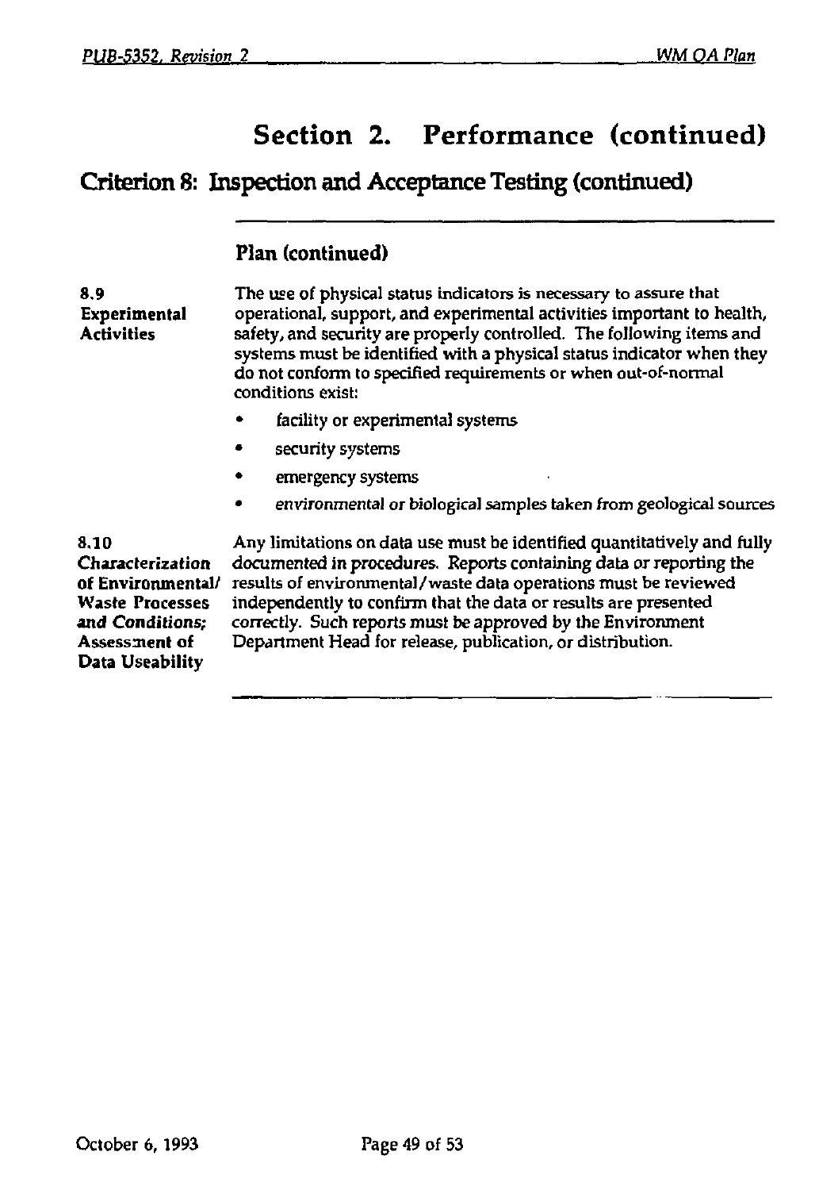# Section 2. Performance (continued)

## Criterion 8: Inspection and Acceptance Testing (continued)

### Plan (continued)

**8.9 Experimental Activities**

The use of physical status indicators is necessary to assure that operational, support, and experimental activities important to health, safety, and security are properly controlled. The following items and systems must be identified with a physical status indicator when they do not conform to specified requirements or when out-of-normal conditions exist:

- facility or experimental systems
- security systems
- emergency systems
- *environmental or biological samples taken from geological sources*

**8.10 *Characterization of Environmental/ Waste Processes and Conditions;* Assessment of Data Useability**

Any limitations on data use must be identified quantitatively and fully *documented in procedures.* Reports containing data or reporting the results of environmental/waste data operations must be reviewed independently to confirm that the data or results are presented correctly. Such reports must be approved by the Environment Department Head for release, publication, or distribution.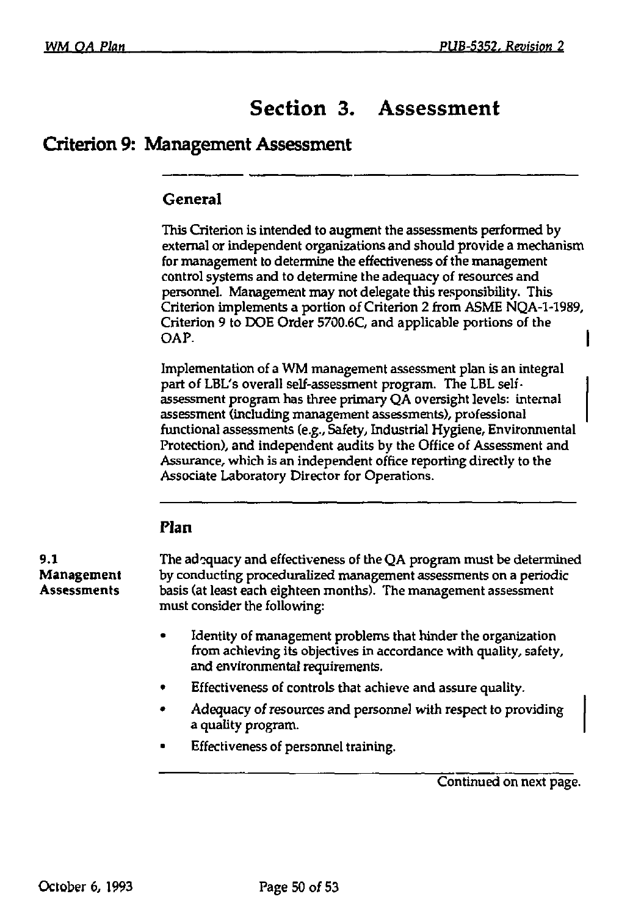# Section 3. Assessment

## Criterion 9: Management Assessment

### General

This Criterion is intended to augment the assessments performed by external or independent organizations and should provide a mechanism for management to determine the effectiveness of the management control systems and to determine the adequacy of resources and personnel. Management may not delegate this responsibility. This Criterion implements a portion of Criterion 2 from ASME NQA-1-1989, Criterion 9 to DOE Order 5700.6C, and applicable portions of the OAP.

Implementation of a WM management assessment plan is an integral part of LBL's overall self-assessment program. The LBL self-assessment program has three primary QA oversight levels: internal assessment (including management assessments), professional functional assessments (e.g., Safety, Industrial Hygiene, Environmental Protection), and independent audits by the Office of Assessment and Assurance, which is an independent office reporting directly to the Associate Laboratory Director for Operations.

### Plan

**9.1 Management Assessments**

The adequacy and effectiveness of the QA program must be determined by conducting proceduralized management assessments on a periodic basis (at least each eighteen months). The management assessment must consider the following:

- Identity of management problems that hinder the organization from achieving its objectives in accordance with quality, safety, and environmental requirements.
- Effectiveness of controls that achieve and assure quality.
- Adequacy of resources and personnel with respect to providing a quality program.
- Effectiveness of personnel training.

Continued on next page.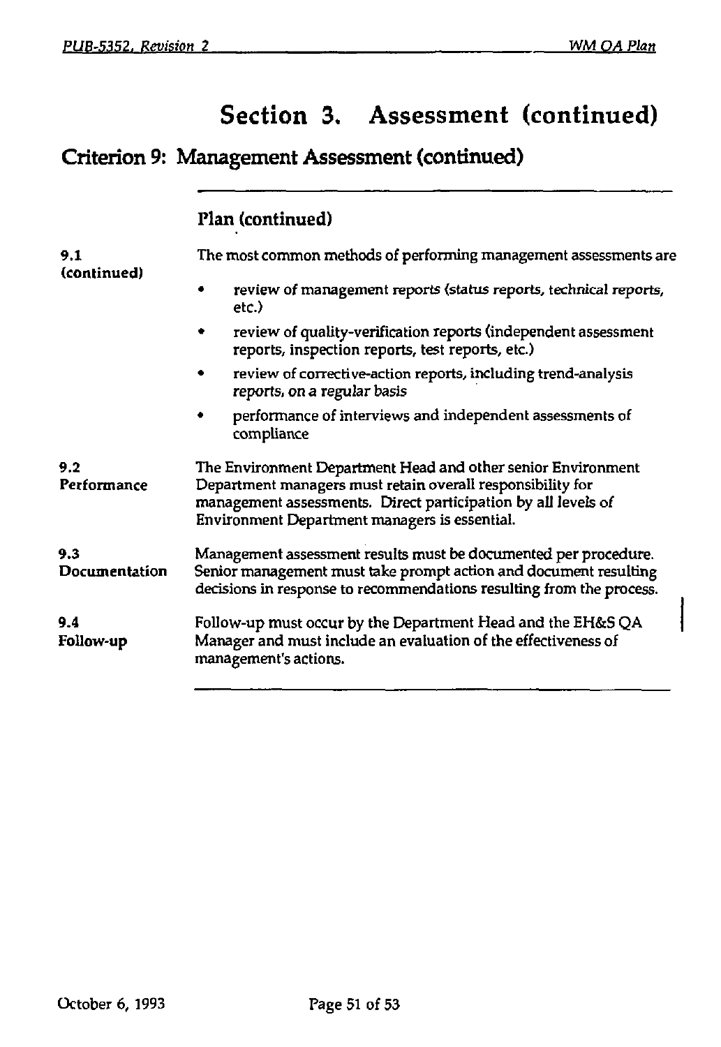# Section 3. Assessment (continued)

## Criterion 9: Management Assessment (continued)

### Plan (continued)

**9.1 (continued)**

The most common methods of performing management assessments are

- review of management reports (status reports, technical reports, etc.)
- review of quality-verification reports (independent assessment reports, inspection reports, test reports, etc.)
- review of corrective-action reports, including trend-analysis reports, on a regular basis
- performance of interviews and independent assessments of compliance

**9.2 Performance**

The Environment Department Head and other senior Environment Department managers must retain overall responsibility for management assessments. Direct participation by all levels of Environment Department managers is essential.

**9.3 Documentation**

Management assessment results must be documented per procedure. Senior management must take prompt action and document resulting decisions in response to recommendations resulting from the process.

**9.4 Follow-up**

Follow-up must occur by the Department Head and the EH&S QA Manager and must include an evaluation of the effectiveness of management's actions.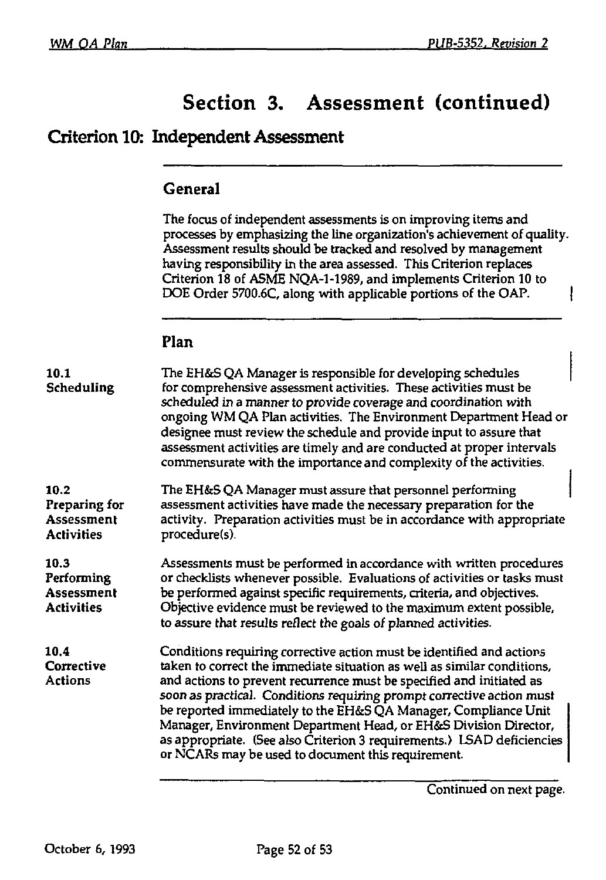# Section 3. Assessment (continued)

## Criterion 10: Independent Assessment

### General

The focus of independent assessments is on improving items and processes by emphasizing the line organization's achievement of quality. Assessment results should be tracked and resolved by management having responsibility in the area assessed. This Criterion replaces Criterion 18 of ASME NQA-1-1989, and implements Criterion 10 to DOE Order 5700.6C, along with applicable portions of the OAP.

### Plan

**10.1 Scheduling**

The EH&S QA Manager is responsible for developing schedules for comprehensive assessment activities. These activities must be scheduled in a manner to provide coverage and coordination with ongoing WM QA Plan activities. The Environment Department Head or designee must review the schedule and provide input to assure that assessment activities are timely and are conducted at proper intervals commensurate with the importance and complexity of the activities.

**10.2 Preparing for Assessment Activities**

The EH&S QA Manager must assure that personnel performing assessment activities have made the necessary preparation for the activity. Preparation activities must be in accordance with appropriate procedure(s).

**10.3 Performing Assessment Activities**

Assessments must be performed in accordance with written procedures or checklists whenever possible. Evaluations of activities or tasks must be performed against specific requirements, criteria, and objectives. Objective evidence must be reviewed to the maximum extent possible, to assure that results reflect the goals of planned activities.

**10.4 Corrective Actions**

Conditions requiring corrective action must be identified and actions taken to correct the immediate situation as well as similar conditions, and actions to prevent recurrence must be specified and initiated as soon as practical. Conditions requiring prompt corrective action must be reported immediately to the EH&S QA Manager, Compliance Unit Manager, Environment Department Head, or EH&S Division Director, as appropriate. (See also Criterion 3 requirements.) LSAD deficiencies or NCARs may be used to document this requirement.

Continued on next page.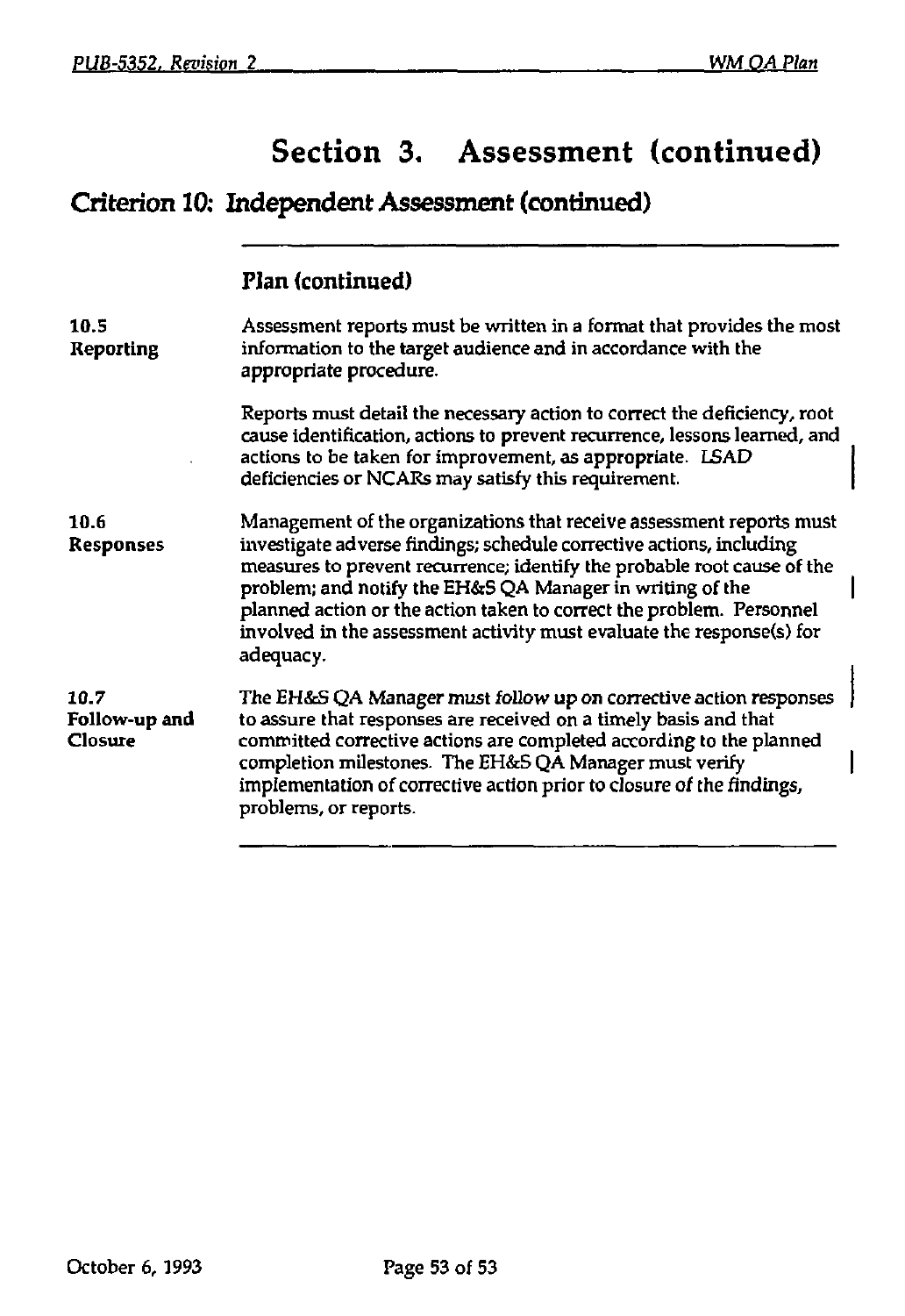# Section 3. Assessment (continued)

## Criterion 10: Independent Assessment (continued)

### Plan (continued)

**10.5 Reporting**

Assessment reports must be written in a format that provides the most information to the target audience and in accordance with the appropriate procedure.

Reports must detail the necessary action to correct the deficiency, root cause identification, actions to prevent recurrence, lessons learned, and actions to be taken for improvement, as appropriate. LSAD deficiencies or NCARs may satisfy this requirement.

**10.6 Responses**

Management of the organizations that receive assessment reports must investigate adverse findings; schedule corrective actions, including measures to prevent recurrence; identify the probable root cause of the problem; and notify the EH&S QA Manager in writing of the planned action or the action taken to correct the problem. Personnel involved in the assessment activity must evaluate the response(s) for adequacy.

**10.7 Follow-up and Closure**

The EH&S QA Manager must follow up on corrective action responses to assure that responses are received on a timely basis and that committed corrective actions are completed according to the planned completion milestones. The EH&S QA Manager must verify implementation of corrective action prior to closure of the findings, problems, or reports.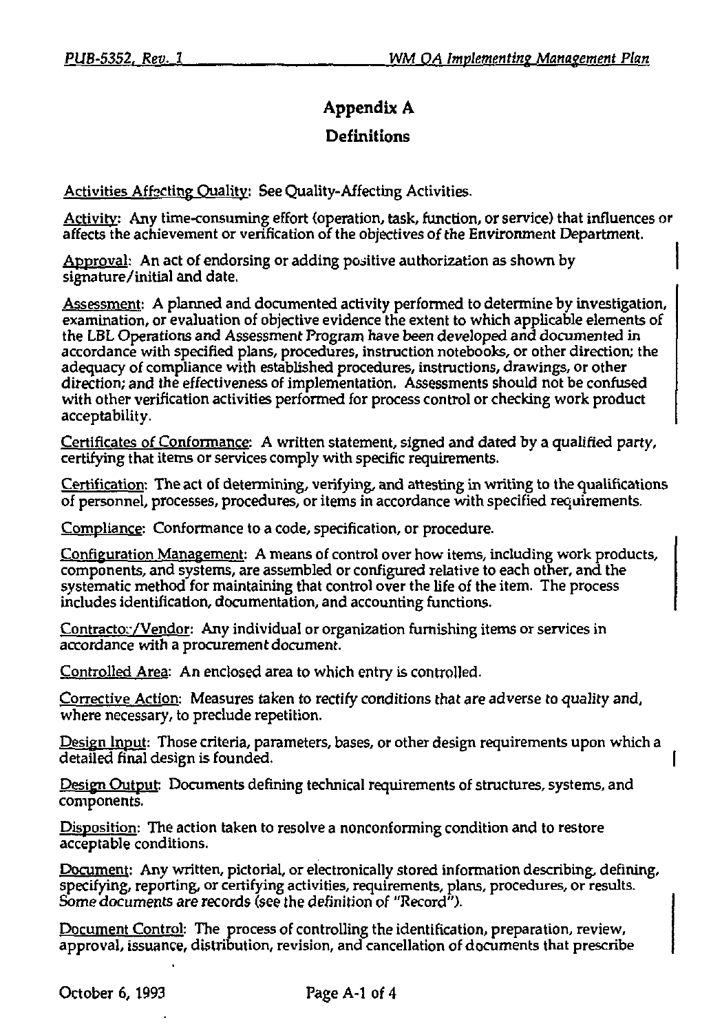# Appendix A

## Definitions

Activities Affecting Quality: See Quality-Affecting Activities.

Activity: Any time-consuming effort (operation, task, function, or service) that influences or affects the achievement or verification of the objectives of the Environment Department.

Approval: An act of endorsing or adding positive authorization as shown by signature/initial and date.

Assessment: A planned and documented activity performed to determine by investigation, examination, or evaluation of objective evidence the extent to which applicable elements of the LBL Operations and Assessment Program have been developed and documented in accordance with specified plans, procedures, instruction notebooks, or other direction; the adequacy of compliance with established procedures, instructions, drawings, or other direction; and the effectiveness of implementation. Assessments should not be confused with other verification activities performed for process control or checking work product acceptability.

Certificates of Conformance: A written statement, signed and dated by a qualified party, certifying that items or services comply with specific requirements.

Certification: The act of determining, verifying, and attesting in writing to the qualifications of personnel, processes, procedures, or items in accordance with specified requirements.

Compliance: Conformance to a code, specification, or procedure.

Configuration Management: A means of control over how items, including work products, components, and systems, are assembled or configured relative to each other, and the systematic method for maintaining that control over the life of the item. The process includes identification, documentation, and accounting functions.

Contractor/Vendor: Any individual or organization furnishing items or services in accordance with a procurement document.

Controlled Area: An enclosed area to which entry is controlled.

Corrective Action: Measures taken to rectify conditions that are adverse to quality and, where necessary, to preclude repetition.

Design Input: Those criteria, parameters, bases, or other design requirements upon which a detailed final design is founded.

Design Output: Documents defining technical requirements of structures, systems, and components.

Disposition: The action taken to resolve a nonconforming condition and to restore acceptable conditions.

Document: Any written, pictorial, or electronically stored information describing, defining, specifying, reporting, or certifying activities, requirements, plans, procedures, or results. Some documents are records (see the definition of "Record").

Document Control: The process of controlling the identification, preparation, review, approval, issuance, distribution, revision, and cancellation of documents that prescribe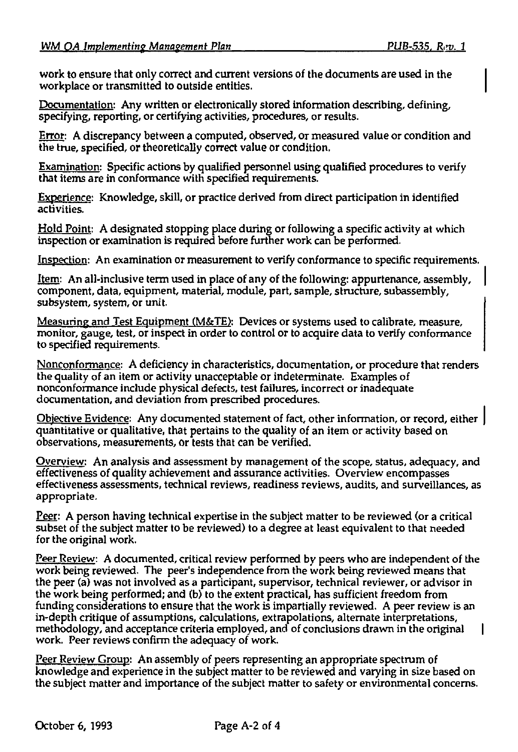work to ensure that only correct and current versions of the documents are used in the workplace or transmitted to outside entities.

Documentation: Any written or electronically stored information describing, defining, specifying, reporting, or certifying activities, procedures, or results.

Error: A discrepancy between a computed, observed, or measured value or condition and the true, specified, or theoretically correct value or condition.

Examination: Specific actions by qualified personnel using qualified procedures to verify that items are in conformance with specified requirements.

Experience: Knowledge, skill, or practice derived from direct participation in identified activities.

Hold Point: A designated stopping place during or following a specific activity at which inspection or examination is required before further work can be performed.

Inspection: An examination or measurement to verify conformance to specific requirements.

Item: An all-inclusive term used in place of any of the following: appurtenance, assembly, component, data, equipment, material, module, part, sample, structure, subassembly, subsystem, system, or unit.

Measuring and Test Equipment (M&TE): Devices or systems used to calibrate, measure, monitor, gauge, test, or inspect in order to control or to acquire data to verify conformance to specified requirements.

Nonconformance: A deficiency in characteristics, documentation, or procedure that renders the quality of an item or activity unacceptable or indeterminate. Examples of nonconformance include physical defects, test failures, incorrect or inadequate documentation, and deviation from prescribed procedures.

Objective Evidence: Any documented statement of fact, other information, or record, either quantitative or qualitative, that pertains to the quality of an item or activity based on observations, measurements, or tests that can be verified.

Overview: An analysis and assessment by management of the scope, status, adequacy, and effectiveness of quality achievement and assurance activities. Overview encompasses effectiveness assessments, technical reviews, readiness reviews, audits, and surveillances, as appropriate.

Peer: A person having technical expertise in the subject matter to be reviewed (or a critical subset of the subject matter to be reviewed) to a degree at least equivalent to that needed for the original work.

Peer Review: A documented, critical review performed by peers who are independent of the work being reviewed. The peer's independence from the work being reviewed means that the peer (a) was not involved as a participant, supervisor, technical reviewer, or advisor in the work being performed; and (b) to the extent practical, has sufficient freedom from funding considerations to ensure that the work is impartially reviewed. A peer review is an in-depth critique of assumptions, calculations, extrapolations, alternate interpretations, methodology, and acceptance criteria employed, and of conclusions drawn in the original work. Peer reviews confirm the adequacy of work.

Peer Review Group: An assembly of peers representing an appropriate spectrum of knowledge and experience in the subject matter to be reviewed and varying in size based on the subject matter and importance of the subject matter to safety or environmental concerns.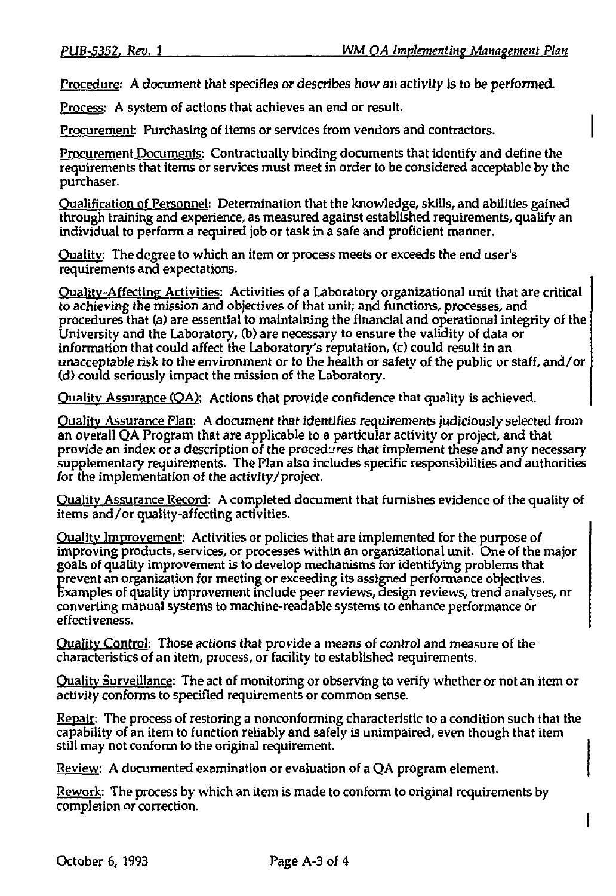Procedure: A document that specifies or describes how an activity is to be performed.

Process: A system of actions that achieves an end or result.

Procurement: Purchasing of items or services from vendors and contractors.

Procurement Documents: Contractually binding documents that identify and define the requirements that items or services must meet in order to be considered acceptable by the purchaser.

Qualification of Personnel: Determination that the knowledge, skills, and abilities gained through training and experience, as measured against established requirements, qualify an individual to perform a required job or task in a safe and proficient manner.

Quality: The degree to which an item or process meets or exceeds the end user's requirements and expectations.

Quality-Affecting Activities: Activities of a Laboratory organizational unit that are critical to achieving the mission and objectives of that unit; and functions, processes, and procedures that (a) are essential to maintaining the financial and operational integrity of the University and the Laboratory, (b) are necessary to ensure the validity of data or information that could affect the Laboratory's reputation, (c) could result in an unacceptable risk to the environment or to the health or safety of the public or staff, and/or (d) could seriously impact the mission of the Laboratory.

Quality Assurance (QA): Actions that provide confidence that quality is achieved.

Quality Assurance Plan: A document that identifies requirements judiciously selected from an overall QA Program that are applicable to a particular activity or project, and that provide an index or a description of the procedures that implement these and any necessary supplementary requirements. The Plan also includes specific responsibilities and authorities for the implementation of the activity/project.

Quality Assurance Record: A completed document that furnishes evidence of the quality of items and/or quality-affecting activities.

Quality Improvement: Activities or policies that are implemented for the purpose of improving products, services, or processes within an organizational unit. One of the major goals of quality improvement is to develop mechanisms for identifying problems that prevent an organization for meeting or exceeding its assigned performance objectives. Examples of quality improvement include peer reviews, design reviews, trend analyses, or converting manual systems to machine-readable systems to enhance performance or effectiveness.

Quality Control: Those actions that provide a means of control and measure of the characteristics of an item, process, or facility to established requirements.

Quality Surveillance: The act of monitoring or observing to verify whether or not an item or activity conforms to specified requirements or common sense.

Repair: The process of restoring a nonconforming characteristic to a condition such that the capability of an item to function reliably and safely is unimpaired, even though that item still may not conform to the original requirement.

Review: A documented examination or evaluation of a QA program element.

Rework: The process by which an item is made to conform to original requirements by completion or correction.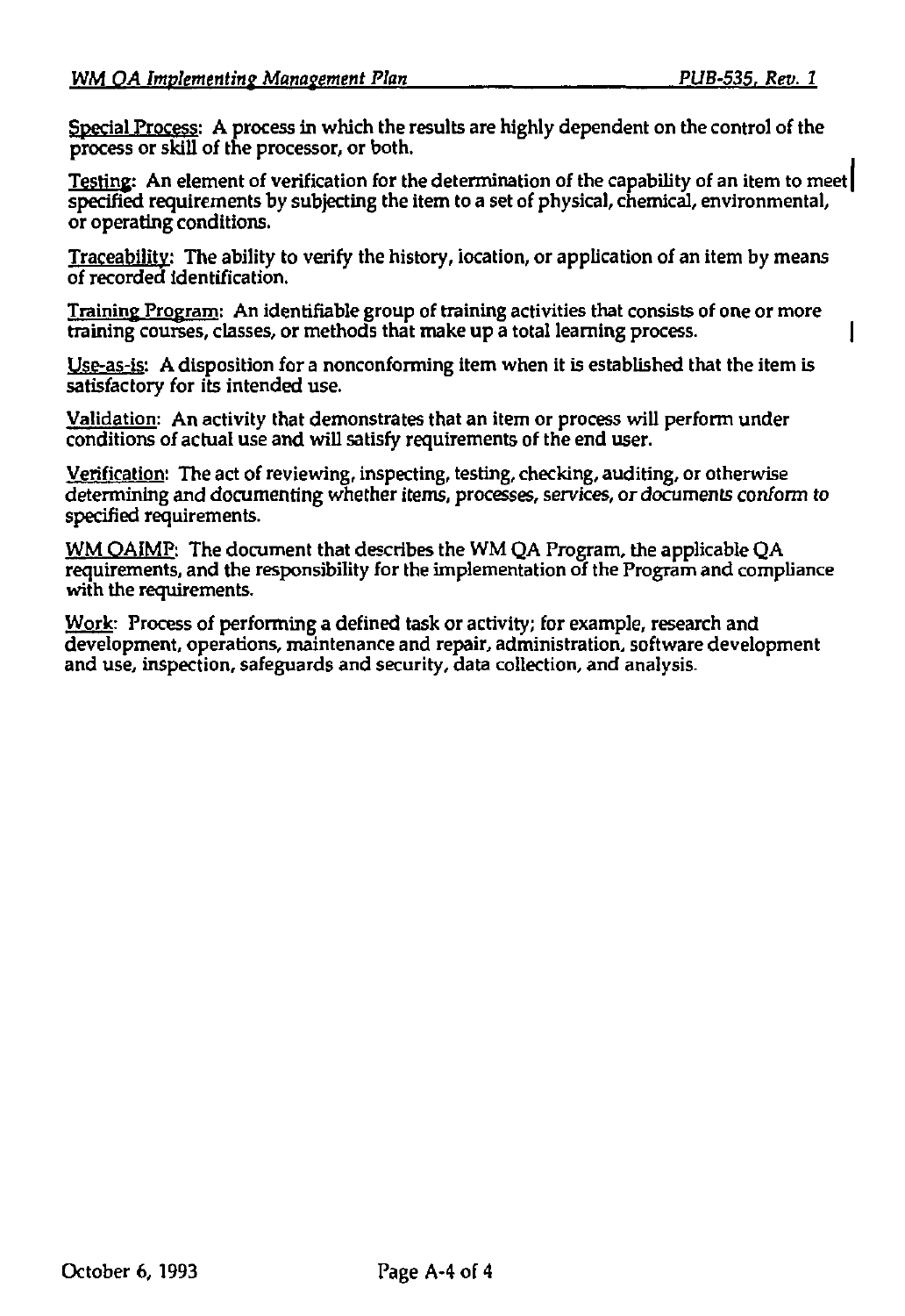Special Process: A process in which the results are highly dependent on the control of the process or skill of the processor, or both.

Testing: An element of verification for the determination of the capability of an item to meet specified requirements by subjecting the item to a set of physical, chemical, environmental, or operating conditions.

Traceability: The ability to verify the history, location, or application of an item by means of recorded identification.

Training Program: An identifiable group of training activities that consists of one or more training courses, classes, or methods that make up a total learning process.

Use-as-is: A disposition for a nonconforming item when it is established that the item is satisfactory for its intended use.

Validation: An activity that demonstrates that an item or process will perform under conditions of actual use and will satisfy requirements of the end user.

Verification: The act of reviewing, inspecting, testing, checking, auditing, or otherwise determining and documenting whether items, processes, services, or documents conform to specified requirements.

WM QAIMP: The document that describes the WM QA Program, the applicable QA requirements, and the responsibility for the implementation of the Program and compliance with the requirements.

Work: Process of performing a defined task or activity; for example, research and development, operations, maintenance and repair, administration, software development and use, inspection, safeguards and security, data collection, and analysis.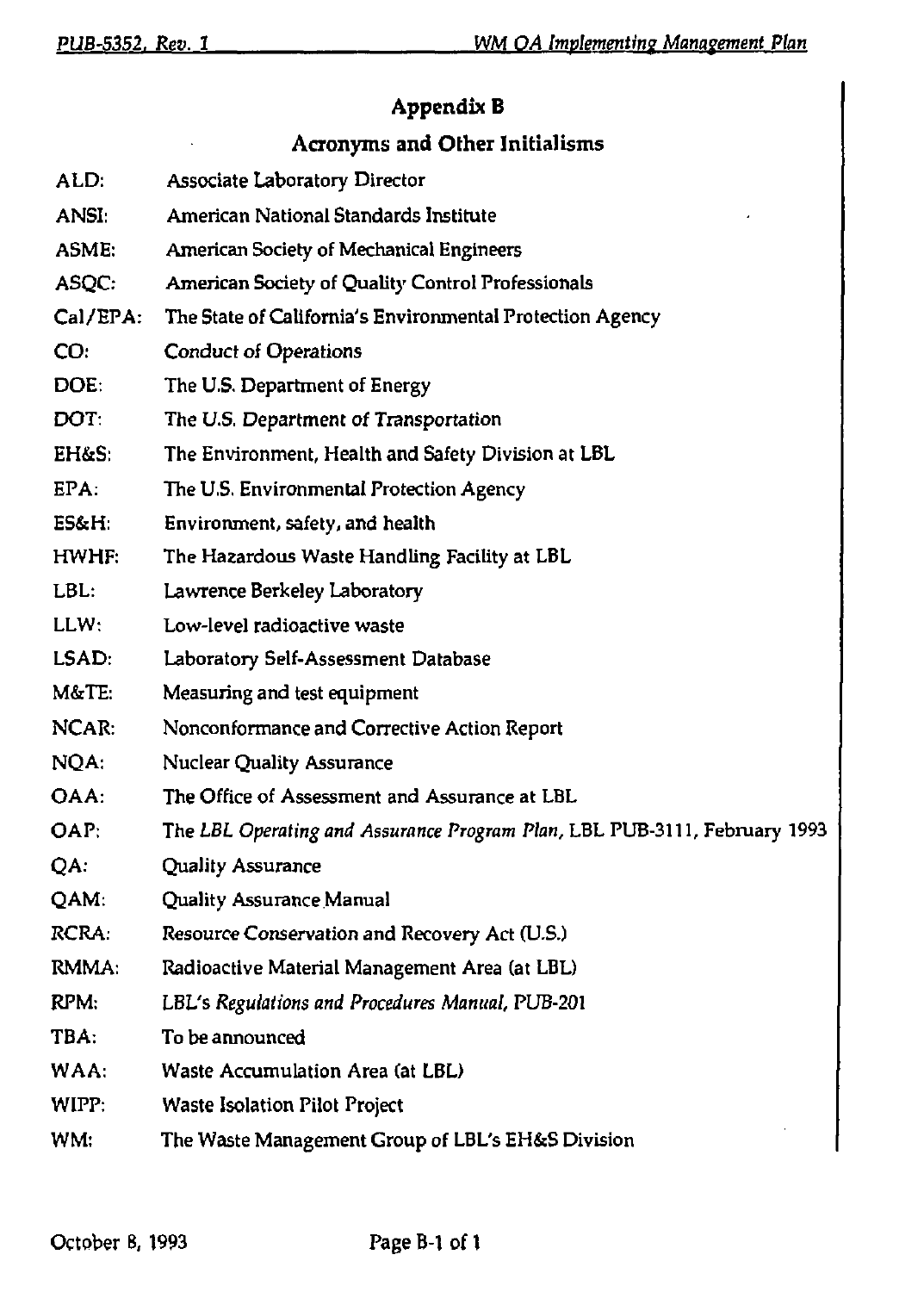# Appendix B

## Acronyms and Other Initialisms

ALD: Associate Laboratory Director

ANSI: American National Standards Institute

ASME: American Society of Mechanical Engineers

ASQC: American Society of Quality Control Professionals

Cal/EPA: The State of California's Environmental Protection Agency

CO: Conduct of Operations

DOE: The U.S. Department of Energy

DOT: The U.S. Department of Transportation

EH&S: The Environment, Health and Safety Division at LBL

EPA: The U.S. Environmental Protection Agency

ES&H: Environment, safety, and health

HWHF: The Hazardous Waste Handling Facility at LBL

LBL: Lawrence Berkeley Laboratory

LLW: Low-level radioactive waste

LSAD: Laboratory Self-Assessment Database

M&TE: Measuring and test equipment

NCAR: Nonconformance and Corrective Action Report

NQA: Nuclear Quality Assurance

OAA: The Office of Assessment and Assurance at LBL

OAP: The *LBL Operating and Assurance Program Plan*, LBL PUB-3111, February 1993

QA: Quality Assurance

QAM: Quality Assurance Manual

RCRA: Resource Conservation and Recovery Act (U.S.)

RMMA: Radioactive Material Management Area (at LBL)

RPM: LBL's *Regulations and Procedures Manual*, PUB-201

TBA: To be announced

WAA: Waste Accumulation Area (at LBL)

WIPP: Waste Isolation Pilot Project

WM: The Waste Management Group of LBL's EH&S Division